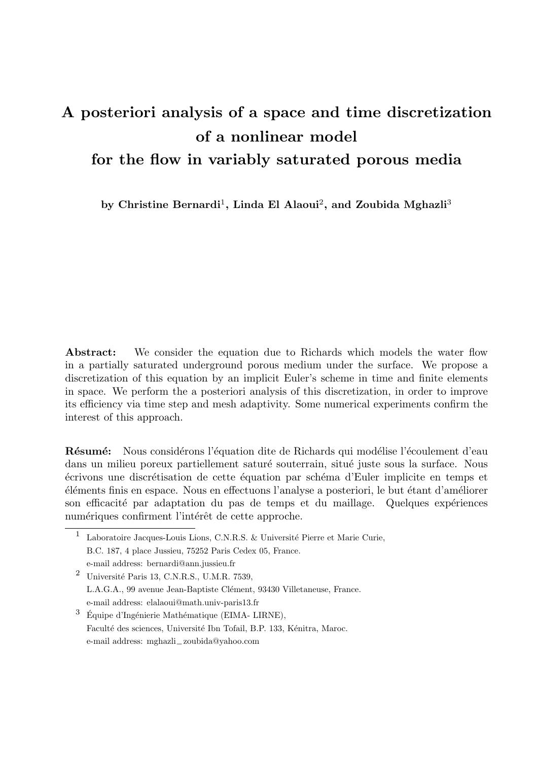# A posteriori analysis of a space and time discretization of a nonlinear model for the flow in variably saturated porous media

**by Christine Bernardi[1], Linda El Alaoui[2], and Zoubida Mghazli[3]**

**Abstract:** We consider the equation due to Richards which models the water flow in a partially saturated underground porous medium under the surface. We propose a discretization of this equation by an implicit Euler's scheme in time and finite elements in space. We perform the a posteriori analysis of this discretization, in order to improve its efficiency via time step and mesh adaptivity. Some numerical experiments confirm the interest of this approach.

**Résumé:** Nous considérons l'équation dite de Richards qui modélise l'écoulement d'eau dans un milieu poreux partiellement saturé souterrain, situé juste sous la surface. Nous écrivons une discrétisation de cette équation par schéma d'Euler implicite en temps et éléments finis en espace. Nous en effectuons l'analyse a posteriori, le but étant d'améliorer son efficacité par adaptation du pas de temps et du maillage. Quelques expériences numériques confirment l'intérêt de cette approche.

---

[1] Laboratoire Jacques-Louis Lions, C.N.R.S. & Université Pierre et Marie Curie, B.C. 187, 4 place Jussieu, 75252 Paris Cedex 05, France.
e-mail address: bernardi@ann.jussieu.fr

[2] Université Paris 13, C.N.R.S., U.M.R. 7539, L.A.G.A., 99 avenue Jean-Baptiste Clément, 93430 Villetaneuse, France.
e-mail address: elalaoui@math.univ-paris13.fr

[3] Équipe d'Ingénierie Mathématique (EIMA- LIRNE), Faculté des sciences, Université Ibn Tofail, B.P. 133, Kénitra, Maroc.
e-mail address: mghazli_zoubida@yahoo.com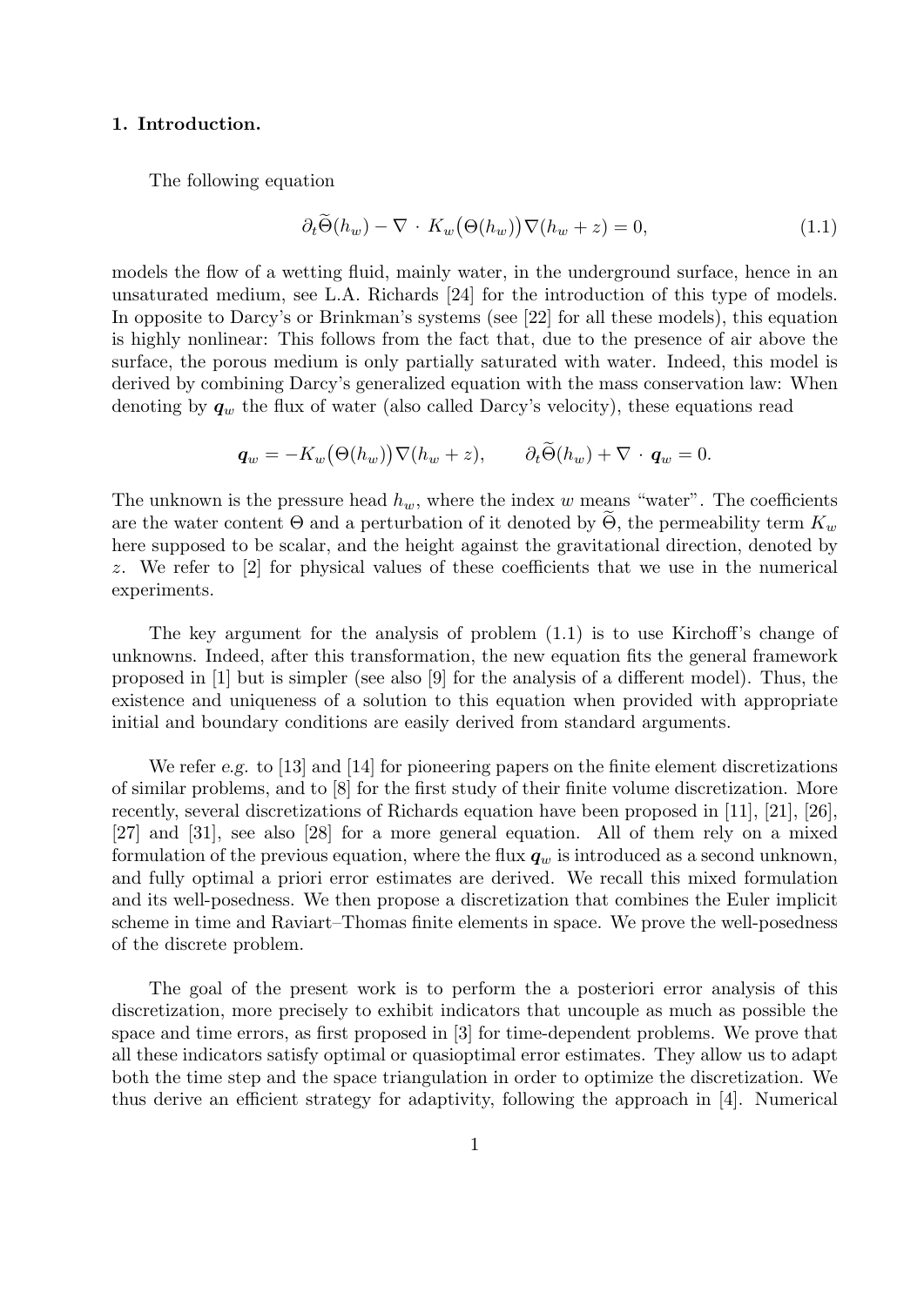## 1. Introduction.

The following equation

$$\partial_t \widetilde{\Theta}(h_w) - \nabla \cdot K_w\big(\Theta(h_w)\big)\nabla(h_w + z) = 0, \tag{1.1}$$

models the flow of a wetting fluid, mainly water, in the underground surface, hence in an unsaturated medium, see L.A. Richards [24] for the introduction of this type of models. In opposite to Darcy's or Brinkman's systems (see [22] for all these models), this equation is highly nonlinear: This follows from the fact that, due to the presence of air above the surface, the porous medium is only partially saturated with water. Indeed, this model is derived by combining Darcy's generalized equation with the mass conservation law: When denoting by $\boldsymbol{q}_w$ the flux of water (also called Darcy's velocity), these equations read

$$\boldsymbol{q}_w = -K_w\big(\Theta(h_w)\big)\nabla(h_w + z), \qquad \partial_t \widetilde{\Theta}(h_w) + \nabla \cdot \boldsymbol{q}_w = 0.$$

The unknown is the pressure head $h_w$, where the index $w$ means "water". The coefficients are the water content $\Theta$ and a perturbation of it denoted by $\widetilde{\Theta}$, the permeability term $K_w$ here supposed to be scalar, and the height against the gravitational direction, denoted by $z$. We refer to [2] for physical values of these coefficients that we use in the numerical experiments.

The key argument for the analysis of problem (1.1) is to use Kirchoff's change of unknowns. Indeed, after this transformation, the new equation fits the general framework proposed in [1] but is simpler (see also [9] for the analysis of a different model). Thus, the existence and uniqueness of a solution to this equation when provided with appropriate initial and boundary conditions are easily derived from standard arguments.

We refer *e.g.* to [13] and [14] for pioneering papers on the finite element discretizations of similar problems, and to [8] for the first study of their finite volume discretization. More recently, several discretizations of Richards equation have been proposed in [11], [21], [26], [27] and [31], see also [28] for a more general equation. All of them rely on a mixed formulation of the previous equation, where the flux $\boldsymbol{q}_w$ is introduced as a second unknown, and fully optimal a priori error estimates are derived. We recall this mixed formulation and its well-posedness. We then propose a discretization that combines the Euler implicit scheme in time and Raviart–Thomas finite elements in space. We prove the well-posedness of the discrete problem.

The goal of the present work is to perform the a posteriori error analysis of this discretization, more precisely to exhibit indicators that uncouple as much as possible the space and time errors, as first proposed in [3] for time-dependent problems. We prove that all these indicators satisfy optimal or quasioptimal error estimates. They allow us to adapt both the time step and the space triangulation in order to optimize the discretization. We thus derive an efficient strategy for adaptivity, following the approach in [4]. Numerical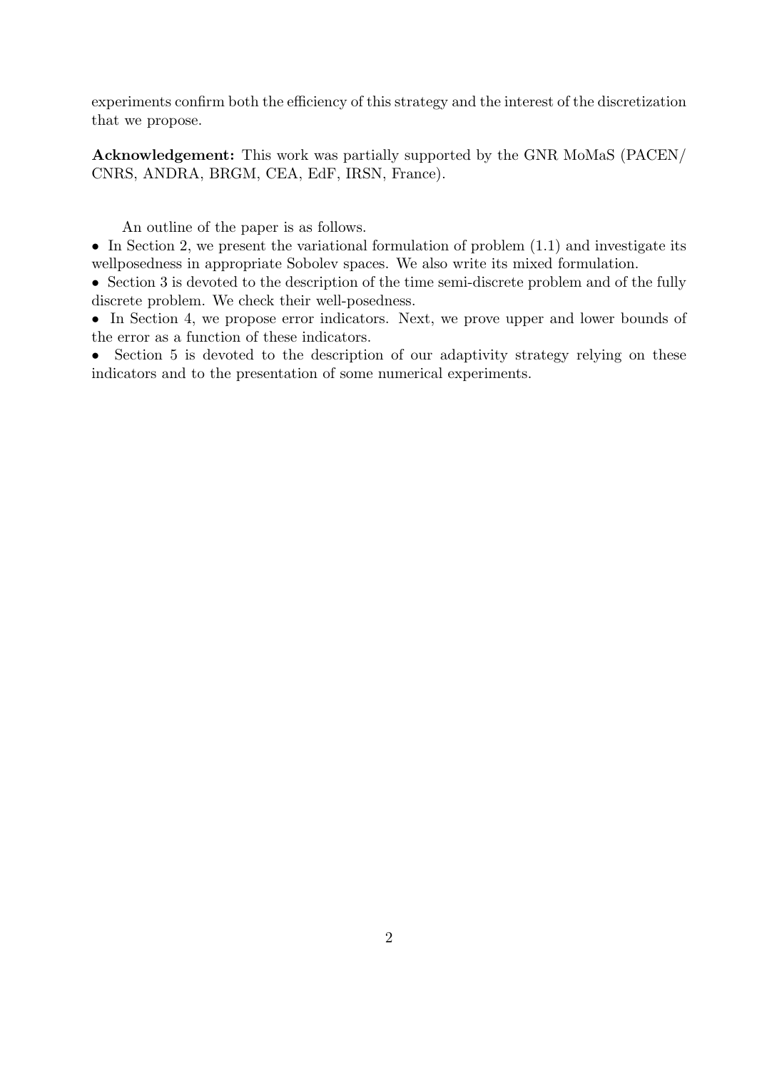experiments confirm both the efficiency of this strategy and the interest of the discretization that we propose.

**Acknowledgement:** This work was partially supported by the GNR MoMaS (PACEN/ CNRS, ANDRA, BRGM, CEA, EdF, IRSN, France).

An outline of the paper is as follows.

- In Section 2, we present the variational formulation of problem (1.1) and investigate its wellposedness in appropriate Sobolev spaces. We also write its mixed formulation.
- Section 3 is devoted to the description of the time semi-discrete problem and of the fully discrete problem. We check their well-posedness.
- In Section 4, we propose error indicators. Next, we prove upper and lower bounds of the error as a function of these indicators.
- Section 5 is devoted to the description of our adaptivity strategy relying on these indicators and to the presentation of some numerical experiments.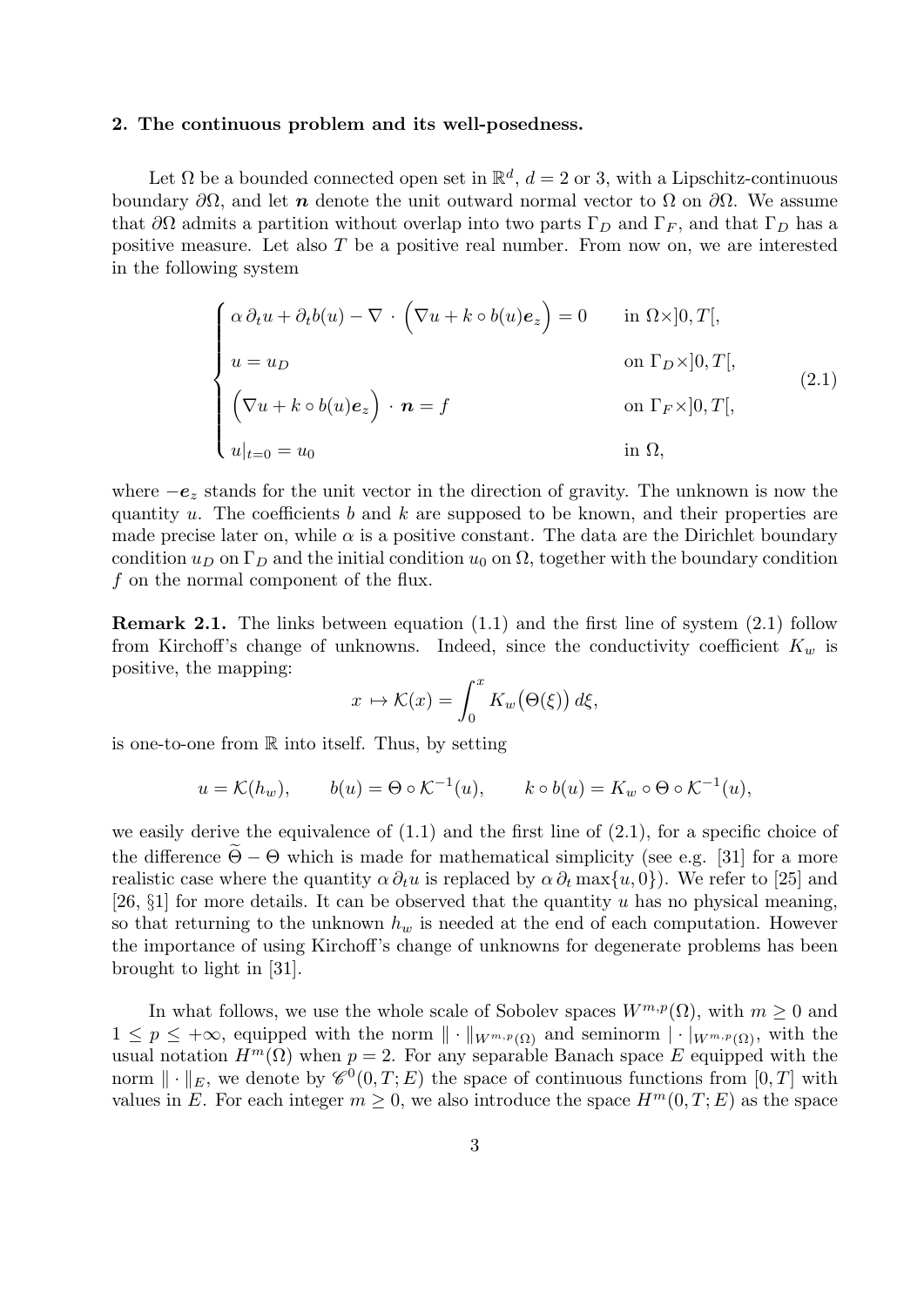**2. The continuous problem and its well-posedness.**

Let $\Omega$ be a bounded connected open set in $\mathbb{R}^d$, $d = 2$ or $3$, with a Lipschitz-continuous boundary $\partial\Omega$, and let $\boldsymbol{n}$ denote the unit outward normal vector to $\Omega$ on $\partial\Omega$. We assume that $\partial\Omega$ admits a partition without overlap into two parts $\Gamma_D$ and $\Gamma_F$, and that $\Gamma_D$ has a positive measure. Let also $T$ be a positive real number. From now on, we are interested in the following system

$$
\begin{cases}
\alpha\,\partial_t u + \partial_t b(u) - \nabla \cdot \Big(\nabla u + k \circ b(u)\boldsymbol{e}_z\Big) = 0 & \text{in } \Omega \times ]0, T[, \\
u = u_D & \text{on } \Gamma_D \times ]0, T[, \\
\Big(\nabla u + k \circ b(u)\boldsymbol{e}_z\Big) \cdot \boldsymbol{n} = f & \text{on } \Gamma_F \times ]0, T[, \\
u|_{t=0} = u_0 & \text{in } \Omega,
\end{cases}
\tag{2.1}
$$

where $-\boldsymbol{e}_z$ stands for the unit vector in the direction of gravity. The unknown is now the quantity $u$. The coefficients $b$ and $k$ are supposed to be known, and their properties are made precise later on, while $\alpha$ is a positive constant. The data are the Dirichlet boundary condition $u_D$ on $\Gamma_D$ and the initial condition $u_0$ on $\Omega$, together with the boundary condition $f$ on the normal component of the flux.

**Remark 2.1.** The links between equation (1.1) and the first line of system (2.1) follow from Kirchoff's change of unknowns. Indeed, since the conductivity coefficient $K_w$ is positive, the mapping:

$$
x \mapsto \mathcal{K}(x) = \int_0^x K_w\big(\Theta(\xi)\big)\, d\xi,
$$

is one-to-one from $\mathbb{R}$ into itself. Thus, by setting

$$
u = \mathcal{K}(h_w), \qquad b(u) = \Theta \circ \mathcal{K}^{-1}(u), \qquad k \circ b(u) = K_w \circ \Theta \circ \mathcal{K}^{-1}(u),
$$

we easily derive the equivalence of (1.1) and the first line of (2.1), for a specific choice of the difference $\widetilde{\Theta} - \Theta$ which is made for mathematical simplicity (see e.g. [31] for a more realistic case where the quantity $\alpha\,\partial_t u$ is replaced by $\alpha\,\partial_t \max\{u, 0\}$). We refer to [25] and [26, §1] for more details. It can be observed that the quantity $u$ has no physical meaning, so that returning to the unknown $h_w$ is needed at the end of each computation. However the importance of using Kirchoff's change of unknowns for degenerate problems has been brought to light in [31].

In what follows, we use the whole scale of Sobolev spaces $W^{m,p}(\Omega)$, with $m \geq 0$ and $1 \leq p \leq +\infty$, equipped with the norm $\|\cdot\|_{W^{m,p}(\Omega)}$ and seminorm $|\cdot|_{W^{m,p}(\Omega)}$, with the usual notation $H^m(\Omega)$ when $p = 2$. For any separable Banach space $E$ equipped with the norm $\|\cdot\|_E$, we denote by $\mathscr{C}^0(0, T; E)$ the space of continuous functions from $[0, T]$ with values in $E$. For each integer $m \geq 0$, we also introduce the space $H^m(0, T; E)$ as the space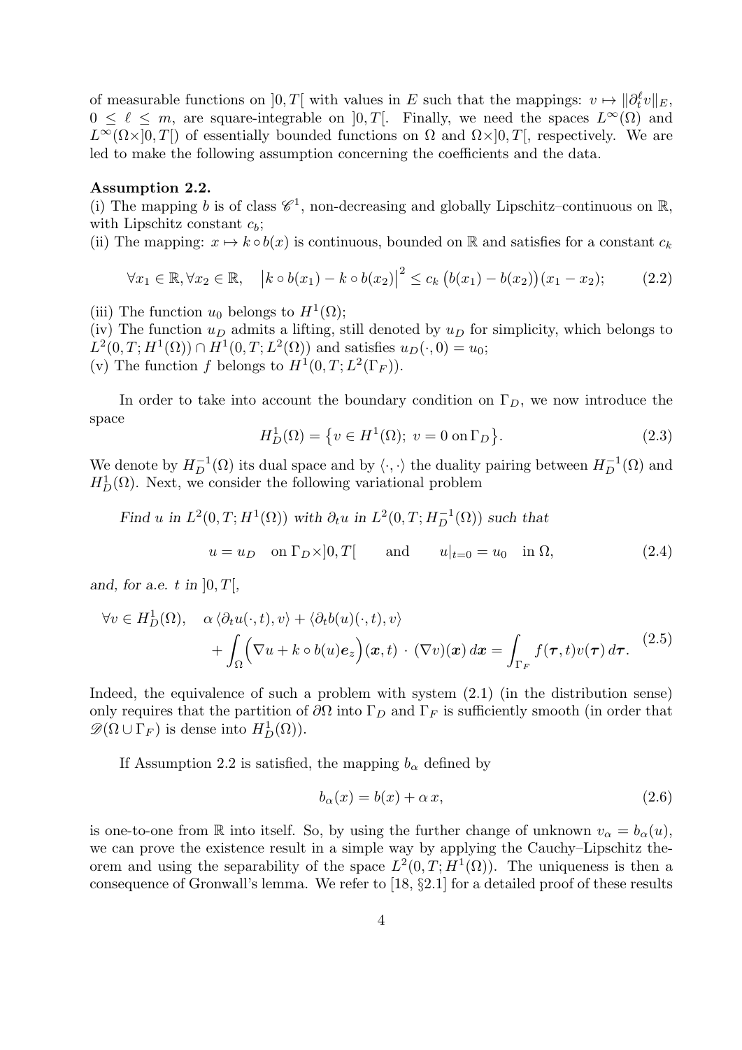of measurable functions on $]0,T[$ with values in $E$ such that the mappings: $v \mapsto \|\partial_t^\ell v\|_E$, $0 \leq \ell \leq m$, are square-integrable on $]0,T[$. Finally, we need the spaces $L^\infty(\Omega)$ and $L^\infty(\Omega\times]0,T[)$ of essentially bounded functions on $\Omega$ and $\Omega\times]0,T[$, respectively. We are led to make the following assumption concerning the coefficients and the data.

**Assumption 2.2.**
(i) The mapping $b$ is of class $\mathscr{C}^1$, non-decreasing and globally Lipschitz–continuous on $\mathbb{R}$, with Lipschitz constant $c_b$;
(ii) The mapping: $x \mapsto k \circ b(x)$ is continuous, bounded on $\mathbb{R}$ and satisfies for a constant $c_k$

$$\forall x_1 \in \mathbb{R}, \forall x_2 \in \mathbb{R}, \quad \big|k \circ b(x_1) - k \circ b(x_2)\big|^2 \leq c_k \,\big(b(x_1) - b(x_2)\big)(x_1 - x_2); \tag{2.2}$$

(iii) The function $u_0$ belongs to $H^1(\Omega)$;
(iv) The function $u_D$ admits a lifting, still denoted by $u_D$ for simplicity, which belongs to $L^2(0,T;H^1(\Omega)) \cap H^1(0,T;L^2(\Omega))$ and satisfies $u_D(\cdot,0) = u_0$;
(v) The function $f$ belongs to $H^1(0,T;L^2(\Gamma_F))$.

In order to take into account the boundary condition on $\Gamma_D$, we now introduce the space

$$H^1_D(\Omega) = \big\{v \in H^1(\Omega);\ v = 0 \text{ on } \Gamma_D\big\}. \tag{2.3}$$

We denote by $H^{-1}_D(\Omega)$ its dual space and by $\langle\cdot,\cdot\rangle$ the duality pairing between $H^{-1}_D(\Omega)$ and $H^1_D(\Omega)$. Next, we consider the following variational problem

*Find $u$ in $L^2(0,T;H^1(\Omega))$ with $\partial_t u$ in $L^2(0,T;H^{-1}_D(\Omega))$ such that*

$$u = u_D \quad \text{on } \Gamma_D\times]0,T[ \qquad \text{and} \qquad u|_{t=0} = u_0 \quad \text{in } \Omega, \tag{2.4}$$

*and, for a.e. $t$ in $]0,T[$,*

$$\begin{aligned}\forall v \in H^1_D(\Omega), \quad &\alpha\,\langle \partial_t u(\cdot,t), v\rangle + \langle \partial_t b(u)(\cdot,t), v\rangle \\ &+ \int_\Omega \Big(\nabla u + k \circ b(u)\boldsymbol{e}_z\Big)(\boldsymbol{x},t)\,\cdot\,(\nabla v)(\boldsymbol{x})\,d\boldsymbol{x} = \int_{\Gamma_F} f(\boldsymbol{\tau},t)v(\boldsymbol{\tau})\,d\boldsymbol{\tau}.\end{aligned} \tag{2.5}$$

Indeed, the equivalence of such a problem with system (2.1) (in the distribution sense) only requires that the partition of $\partial\Omega$ into $\Gamma_D$ and $\Gamma_F$ is sufficiently smooth (in order that $\mathscr{D}(\Omega \cup \Gamma_F)$ is dense into $H^1_D(\Omega)$).

If Assumption 2.2 is satisfied, the mapping $b_\alpha$ defined by

$$b_\alpha(x) = b(x) + \alpha\, x, \tag{2.6}$$

is one-to-one from $\mathbb{R}$ into itself. So, by using the further change of unknown $v_\alpha = b_\alpha(u)$, we can prove the existence result in a simple way by applying the Cauchy–Lipschitz theorem and using the separability of the space $L^2(0,T;H^1(\Omega))$. The uniqueness is then a consequence of Gronwall's lemma. We refer to [18, §2.1] for a detailed proof of these results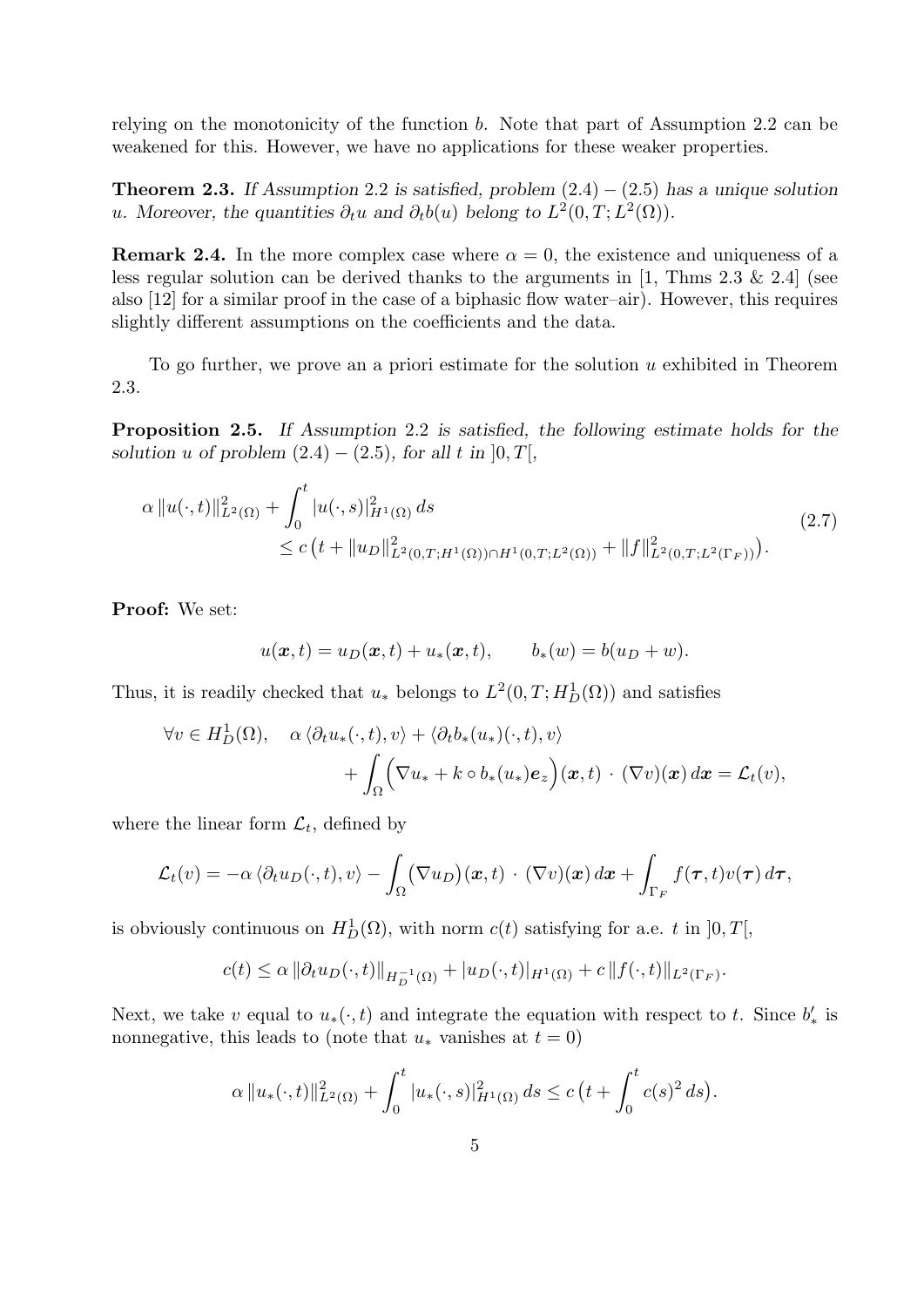relying on the monotonicity of the function $b$. Note that part of Assumption 2.2 can be weakened for this. However, we have no applications for these weaker properties.

**Theorem 2.3.** *If Assumption 2.2 is satisfied, problem (2.4) − (2.5) has a unique solution $u$. Moreover, the quantities $\partial_t u$ and $\partial_t b(u)$ belong to $L^2(0,T;L^2(\Omega))$.*

**Remark 2.4.** In the more complex case where $\alpha = 0$, the existence and uniqueness of a less regular solution can be derived thanks to the arguments in [1, Thms 2.3 & 2.4] (see also [12] for a similar proof in the case of a biphasic flow water–air). However, this requires slightly different assumptions on the coefficients and the data.

To go further, we prove an a priori estimate for the solution $u$ exhibited in Theorem 2.3.

**Proposition 2.5.** *If Assumption 2.2 is satisfied, the following estimate holds for the solution $u$ of problem (2.4) − (2.5), for all $t$ in $]0,T[$,*

$$
\begin{aligned}
\alpha \,\|u(\cdot,t)\|^2_{L^2(\Omega)} + \int_0^t |u(\cdot,s)|^2_{H^1(\Omega)}\,ds \\
\le c\,\big(t + \|u_D\|^2_{L^2(0,T;H^1(\Omega))\cap H^1(0,T;L^2(\Omega))} + \|f\|^2_{L^2(0,T;L^2(\Gamma_F))}\big).
\end{aligned}
\tag{2.7}
$$

**Proof:** We set:

$$
u(\boldsymbol{x},t) = u_D(\boldsymbol{x},t) + u_*(\boldsymbol{x},t), \qquad b_*(w) = b(u_D + w).
$$

Thus, it is readily checked that $u_*$ belongs to $L^2(0,T;H^1_D(\Omega))$ and satisfies

$$
\begin{aligned}
\forall v \in H^1_D(\Omega), \quad \alpha\,\langle \partial_t u_*(\cdot,t), v\rangle + \langle \partial_t b_*(u_*)(\cdot,t), v\rangle \\
+ \int_\Omega \Big(\nabla u_* + k\circ b_*(u_*)\boldsymbol{e}_z\Big)(\boldsymbol{x},t)\,\cdot\,(\nabla v)(\boldsymbol{x})\,d\boldsymbol{x} = \mathcal{L}_t(v),
\end{aligned}
$$

where the linear form $\mathcal{L}_t$, defined by

$$
\mathcal{L}_t(v) = -\alpha\,\langle \partial_t u_D(\cdot,t), v\rangle - \int_\Omega \big(\nabla u_D\big)(\boldsymbol{x},t)\,\cdot\,(\nabla v)(\boldsymbol{x})\,d\boldsymbol{x} + \int_{\Gamma_F} f(\boldsymbol{\tau},t)v(\boldsymbol{\tau})\,d\boldsymbol{\tau},
$$

is obviously continuous on $H^1_D(\Omega)$, with norm $c(t)$ satisfying for a.e. $t$ in $]0,T[$,

$$
c(t) \le \alpha\,\|\partial_t u_D(\cdot,t)\|_{H^{-1}_D(\Omega)} + |u_D(\cdot,t)|_{H^1(\Omega)} + c\,\|f(\cdot,t)\|_{L^2(\Gamma_F)}.
$$

Next, we take $v$ equal to $u_*(\cdot,t)$ and integrate the equation with respect to $t$. Since $b'_*$ is nonnegative, this leads to (note that $u_*$ vanishes at $t=0$)

$$
\alpha\,\|u_*(\cdot,t)\|^2_{L^2(\Omega)} + \int_0^t |u_*(\cdot,s)|^2_{H^1(\Omega)}\,ds \le c\,\big(t + \int_0^t c(s)^2\,ds\big).
$$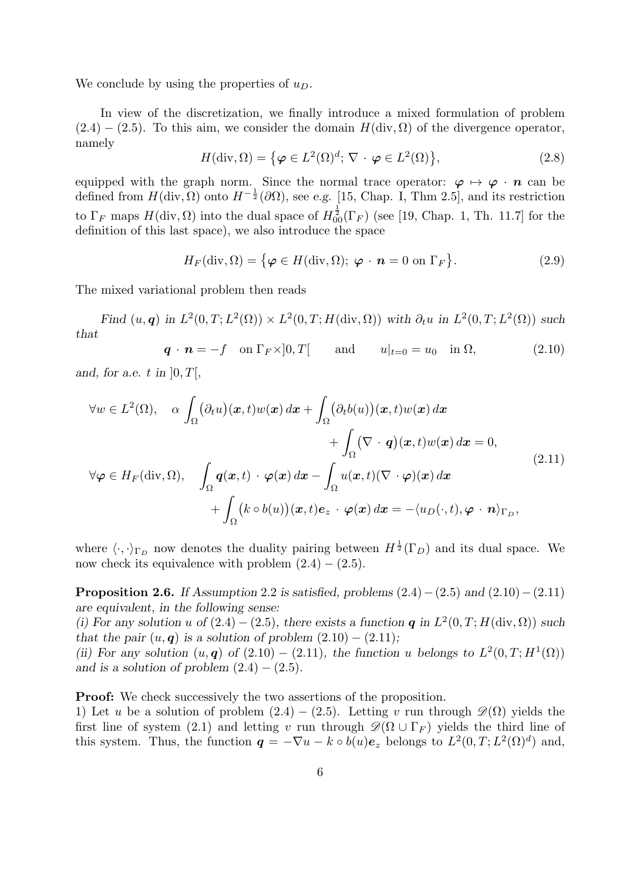We conclude by using the properties of $u_D$.

In view of the discretization, we finally introduce a mixed formulation of problem $(2.4)-(2.5)$. To this aim, we consider the domain $H(\text{div}, \Omega)$ of the divergence operator, namely

$$H(\text{div}, \Omega) = \{\boldsymbol{\varphi} \in L^2(\Omega)^d;\ \nabla \cdot \boldsymbol{\varphi} \in L^2(\Omega)\}, \tag{2.8}$$

equipped with the graph norm. Since the normal trace operator: $\boldsymbol{\varphi} \mapsto \boldsymbol{\varphi} \cdot \boldsymbol{n}$ can be defined from $H(\text{div}, \Omega)$ onto $H^{-\frac{1}{2}}(\partial\Omega)$, see *e.g.* [15, Chap. I, Thm 2.5], and its restriction to $\Gamma_F$ maps $H(\text{div}, \Omega)$ into the dual space of $H^{\frac{1}{2}}_{00}(\Gamma_F)$ (see [19, Chap. 1, Th. 11.7] for the definition of this last space), we also introduce the space

$$H_F(\text{div}, \Omega) = \{\boldsymbol{\varphi} \in H(\text{div}, \Omega);\ \boldsymbol{\varphi} \cdot \boldsymbol{n} = 0 \text{ on } \Gamma_F\}. \tag{2.9}$$

The mixed variational problem then reads

*Find* $(u, \boldsymbol{q})$ *in* $L^2(0, T; L^2(\Omega)) \times L^2(0, T; H(\text{div}, \Omega))$ *with* $\partial_t u$ *in* $L^2(0, T; L^2(\Omega))$ *such that*

$$\boldsymbol{q} \cdot \boldsymbol{n} = -f \quad \text{on } \Gamma_F \times ]0, T[ \qquad \text{and} \qquad u|_{t=0} = u_0 \quad \text{in } \Omega, \tag{2.10}$$

*and, for a.e.* $t$ *in* $]0, T[$,

$$\begin{aligned}
&\forall w \in L^2(\Omega), \quad \alpha \int_\Omega (\partial_t u)(\boldsymbol{x}, t) w(\boldsymbol{x})\, d\boldsymbol{x} + \int_\Omega (\partial_t b(u))(\boldsymbol{x}, t) w(\boldsymbol{x})\, d\boldsymbol{x} \\
&\qquad\qquad\qquad\qquad + \int_\Omega (\nabla \cdot \boldsymbol{q})(\boldsymbol{x}, t) w(\boldsymbol{x})\, d\boldsymbol{x} = 0, \\
&\forall \boldsymbol{\varphi} \in H_F(\text{div}, \Omega), \quad \int_\Omega \boldsymbol{q}(\boldsymbol{x}, t) \cdot \boldsymbol{\varphi}(\boldsymbol{x})\, d\boldsymbol{x} - \int_\Omega u(\boldsymbol{x}, t)(\nabla \cdot \boldsymbol{\varphi})(\boldsymbol{x})\, d\boldsymbol{x} \\
&\qquad\qquad + \int_\Omega (k \circ b(u))(\boldsymbol{x}, t)\boldsymbol{e}_z \cdot \boldsymbol{\varphi}(\boldsymbol{x})\, d\boldsymbol{x} = -\langle u_D(\cdot, t), \boldsymbol{\varphi} \cdot \boldsymbol{n}\rangle_{\Gamma_D},
\end{aligned} \tag{2.11}$$

where $\langle \cdot, \cdot \rangle_{\Gamma_D}$ now denotes the duality pairing between $H^{\frac{1}{2}}(\Gamma_D)$ and its dual space. We now check its equivalence with problem $(2.4)-(2.5)$.

**Proposition 2.6.** *If Assumption* 2.2 *is satisfied, problems* $(2.4)-(2.5)$ *and* $(2.10)-(2.11)$ *are equivalent, in the following sense:*
*(i) For any solution* $u$ *of* $(2.4)-(2.5)$, *there exists a function* $\boldsymbol{q}$ *in* $L^2(0, T; H(\text{div}, \Omega))$ *such that the pair* $(u, \boldsymbol{q})$ *is a solution of problem* $(2.10)-(2.11)$;
*(ii) For any solution* $(u, \boldsymbol{q})$ *of* $(2.10)-(2.11)$, *the function* $u$ *belongs to* $L^2(0, T; H^1(\Omega))$ *and is a solution of problem* $(2.4)-(2.5)$.

**Proof:** We check successively the two assertions of the proposition.
1) Let $u$ be a solution of problem $(2.4)-(2.5)$. Letting $v$ run through $\mathscr{D}(\Omega)$ yields the first line of system (2.1) and letting $v$ run through $\mathscr{D}(\Omega \cup \Gamma_F)$ yields the third line of this system. Thus, the function $\boldsymbol{q} = -\nabla u - k \circ b(u)\boldsymbol{e}_z$ belongs to $L^2(0, T; L^2(\Omega)^d)$ and,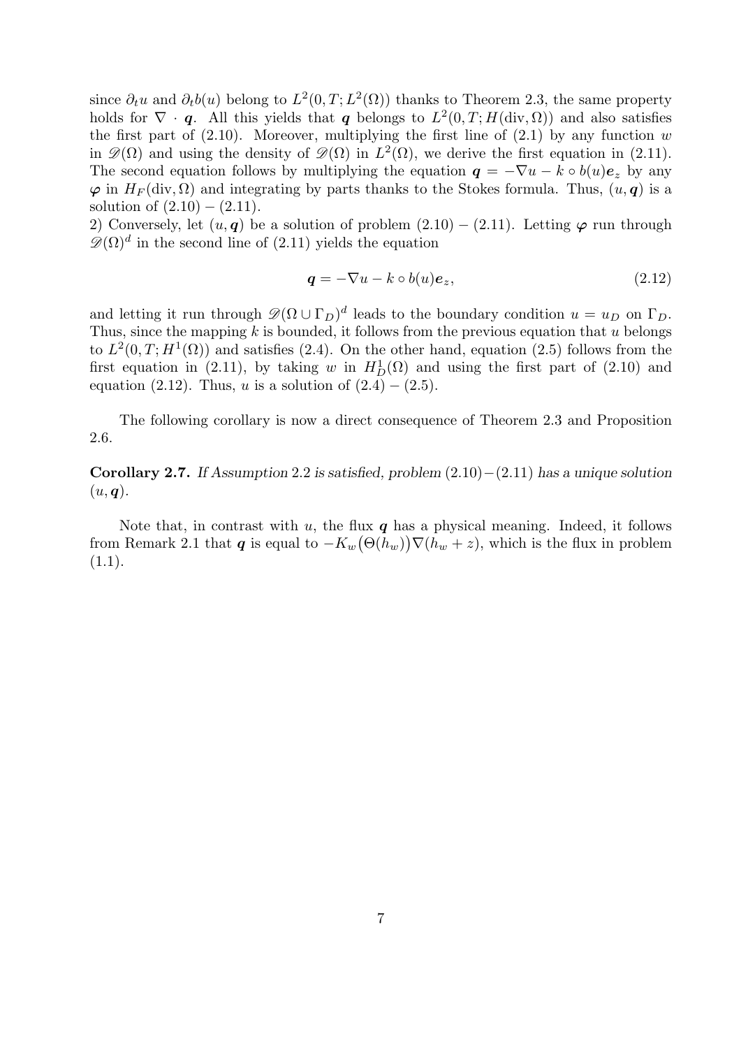since $\partial_t u$ and $\partial_t b(u)$ belong to $L^2(0,T;L^2(\Omega))$ thanks to Theorem 2.3, the same property holds for $\nabla \cdot \boldsymbol{q}$. All this yields that $\boldsymbol{q}$ belongs to $L^2(0,T;H(\mathrm{div},\Omega))$ and also satisfies the first part of (2.10). Moreover, multiplying the first line of (2.1) by any function $w$ in $\mathscr{D}(\Omega)$ and using the density of $\mathscr{D}(\Omega)$ in $L^2(\Omega)$, we derive the first equation in (2.11). The second equation follows by multiplying the equation $\boldsymbol{q} = -\nabla u - k \circ b(u)\boldsymbol{e}_z$ by any $\boldsymbol{\varphi}$ in $H_F(\mathrm{div},\Omega)$ and integrating by parts thanks to the Stokes formula. Thus, $(u,\boldsymbol{q})$ is a solution of $(2.10)-(2.11)$.

2) Conversely, let $(u,\boldsymbol{q})$ be a solution of problem $(2.10)-(2.11)$. Letting $\boldsymbol{\varphi}$ run through $\mathscr{D}(\Omega)^d$ in the second line of (2.11) yields the equation

$$\boldsymbol{q} = -\nabla u - k \circ b(u)\boldsymbol{e}_z, \tag{2.12}$$

and letting it run through $\mathscr{D}(\Omega \cup \Gamma_D)^d$ leads to the boundary condition $u = u_D$ on $\Gamma_D$. Thus, since the mapping $k$ is bounded, it follows from the previous equation that $u$ belongs to $L^2(0,T;H^1(\Omega))$ and satisfies (2.4). On the other hand, equation (2.5) follows from the first equation in (2.11), by taking $w$ in $H^1_D(\Omega)$ and using the first part of (2.10) and equation (2.12). Thus, $u$ is a solution of $(2.4)-(2.5)$.

The following corollary is now a direct consequence of Theorem 2.3 and Proposition 2.6.

**Corollary 2.7.** *If Assumption 2.2 is satisfied, problem $(2.10)-(2.11)$ has a unique solution $(u,\boldsymbol{q})$.*

Note that, in contrast with $u$, the flux $\boldsymbol{q}$ has a physical meaning. Indeed, it follows from Remark 2.1 that $\boldsymbol{q}$ is equal to $-K_w\big(\Theta(h_w)\big)\nabla(h_w + z)$, which is the flux in problem (1.1).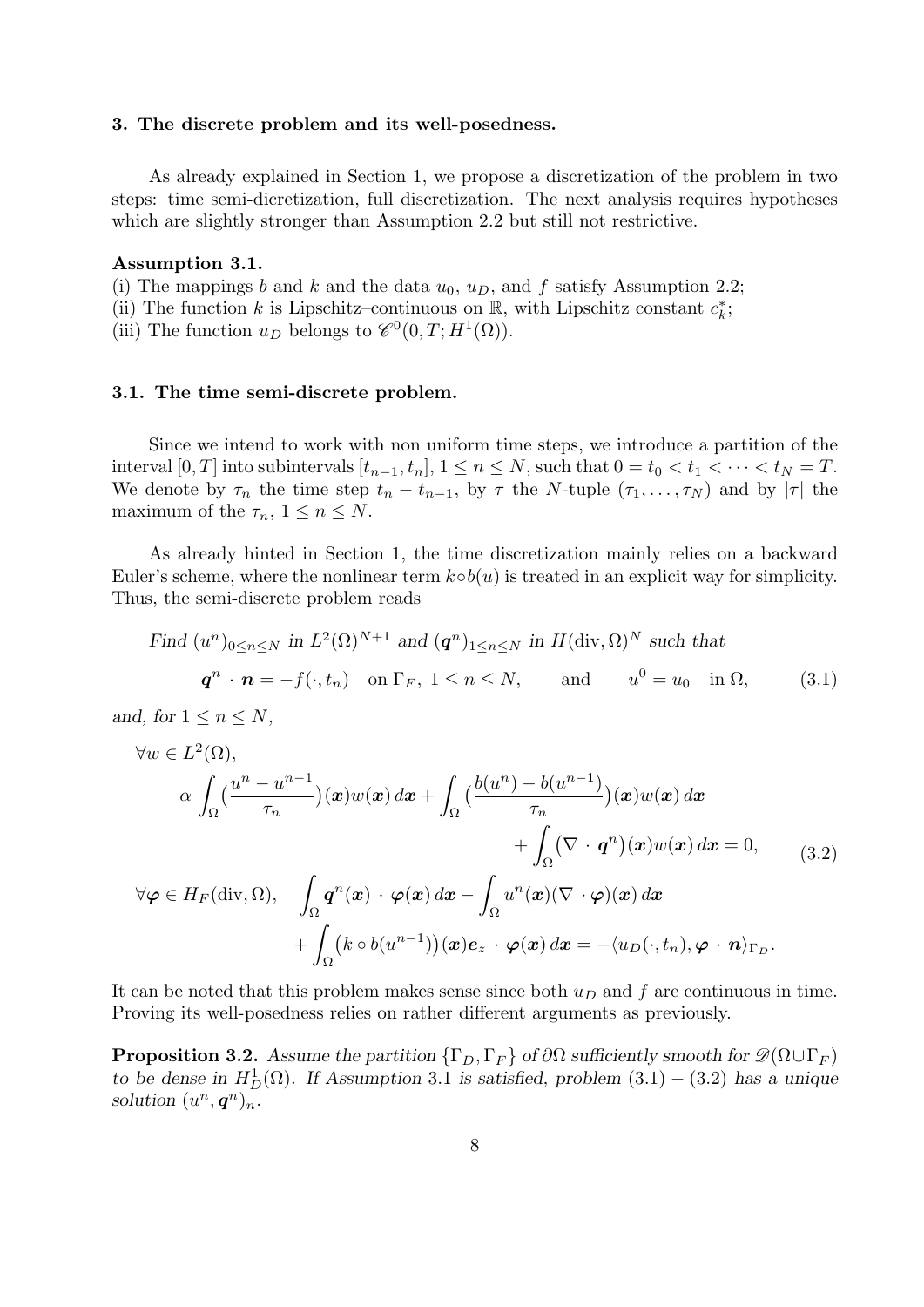## 3. The discrete problem and its well-posedness.

As already explained in Section 1, we propose a discretization of the problem in two steps: time semi-dicretization, full discretization. The next analysis requires hypotheses which are slightly stronger than Assumption 2.2 but still not restrictive.

**Assumption 3.1.**

(i) The mappings $b$ and $k$ and the data $u_0$, $u_D$, and $f$ satisfy Assumption 2.2;
(ii) The function $k$ is Lipschitz–continuous on $\mathbb{R}$, with Lipschitz constant $c_k^*$;
(iii) The function $u_D$ belongs to $\mathscr{C}^0(0,T;H^1(\Omega))$.

### 3.1. The time semi-discrete problem.

Since we intend to work with non uniform time steps, we introduce a partition of the interval $[0,T]$ into subintervals $[t_{n-1},t_n]$, $1 \le n \le N$, such that $0 = t_0 < t_1 < \cdots < t_N = T$. We denote by $\tau_n$ the time step $t_n - t_{n-1}$, by $\tau$ the $N$-tuple $(\tau_1,\ldots,\tau_N)$ and by $|\tau|$ the maximum of the $\tau_n$, $1 \le n \le N$.

As already hinted in Section 1, the time discretization mainly relies on a backward Euler's scheme, where the nonlinear term $k \circ b(u)$ is treated in an explicit way for simplicity. Thus, the semi-discrete problem reads

*Find* $(u^n)_{0 \le n \le N}$ *in* $L^2(\Omega)^{N+1}$ *and* $(\boldsymbol{q}^n)_{1 \le n \le N}$ *in* $H(\mathrm{div},\Omega)^N$ *such that*

$$\boldsymbol{q}^n \cdot \boldsymbol{n} = -f(\cdot,t_n) \quad \text{on } \Gamma_F,\ 1 \le n \le N, \qquad \text{and} \qquad u^0 = u_0 \quad \text{in } \Omega, \tag{3.1}$$

*and, for* $1 \le n \le N$,

$$\begin{aligned}
&\forall w \in L^2(\Omega),\\
&\quad \alpha \int_\Omega \big(\frac{u^n - u^{n-1}}{\tau_n}\big)(\boldsymbol{x}) w(\boldsymbol{x})\, d\boldsymbol{x} + \int_\Omega \big(\frac{b(u^n) - b(u^{n-1})}{\tau_n}\big)(\boldsymbol{x}) w(\boldsymbol{x})\, d\boldsymbol{x}\\
&\qquad\qquad\qquad\qquad + \int_\Omega \big(\nabla \cdot \boldsymbol{q}^n\big)(\boldsymbol{x}) w(\boldsymbol{x})\, d\boldsymbol{x} = 0,\\
&\forall \boldsymbol{\varphi} \in H_F(\mathrm{div},\Omega), \quad \int_\Omega \boldsymbol{q}^n(\boldsymbol{x}) \cdot \boldsymbol{\varphi}(\boldsymbol{x})\, d\boldsymbol{x} - \int_\Omega u^n(\boldsymbol{x}) (\nabla \cdot \boldsymbol{\varphi})(\boldsymbol{x})\, d\boldsymbol{x}\\
&\qquad\qquad + \int_\Omega \big(k \circ b(u^{n-1})\big)(\boldsymbol{x}) \boldsymbol{e}_z \cdot \boldsymbol{\varphi}(\boldsymbol{x})\, d\boldsymbol{x} = -\langle u_D(\cdot,t_n), \boldsymbol{\varphi} \cdot \boldsymbol{n} \rangle_{\Gamma_D}.
\end{aligned} \tag{3.2}$$

It can be noted that this problem makes sense since both $u_D$ and $f$ are continuous in time. Proving its well-posedness relies on rather different arguments as previously.

**Proposition 3.2.** *Assume the partition* $\{\Gamma_D, \Gamma_F\}$ *of* $\partial\Omega$ *sufficiently smooth for* $\mathscr{D}(\Omega \cup \Gamma_F)$ *to be dense in* $H_D^1(\Omega)$*. If Assumption 3.1 is satisfied, problem (3.1) – (3.2) has a unique solution* $(u^n, \boldsymbol{q}^n)_n$.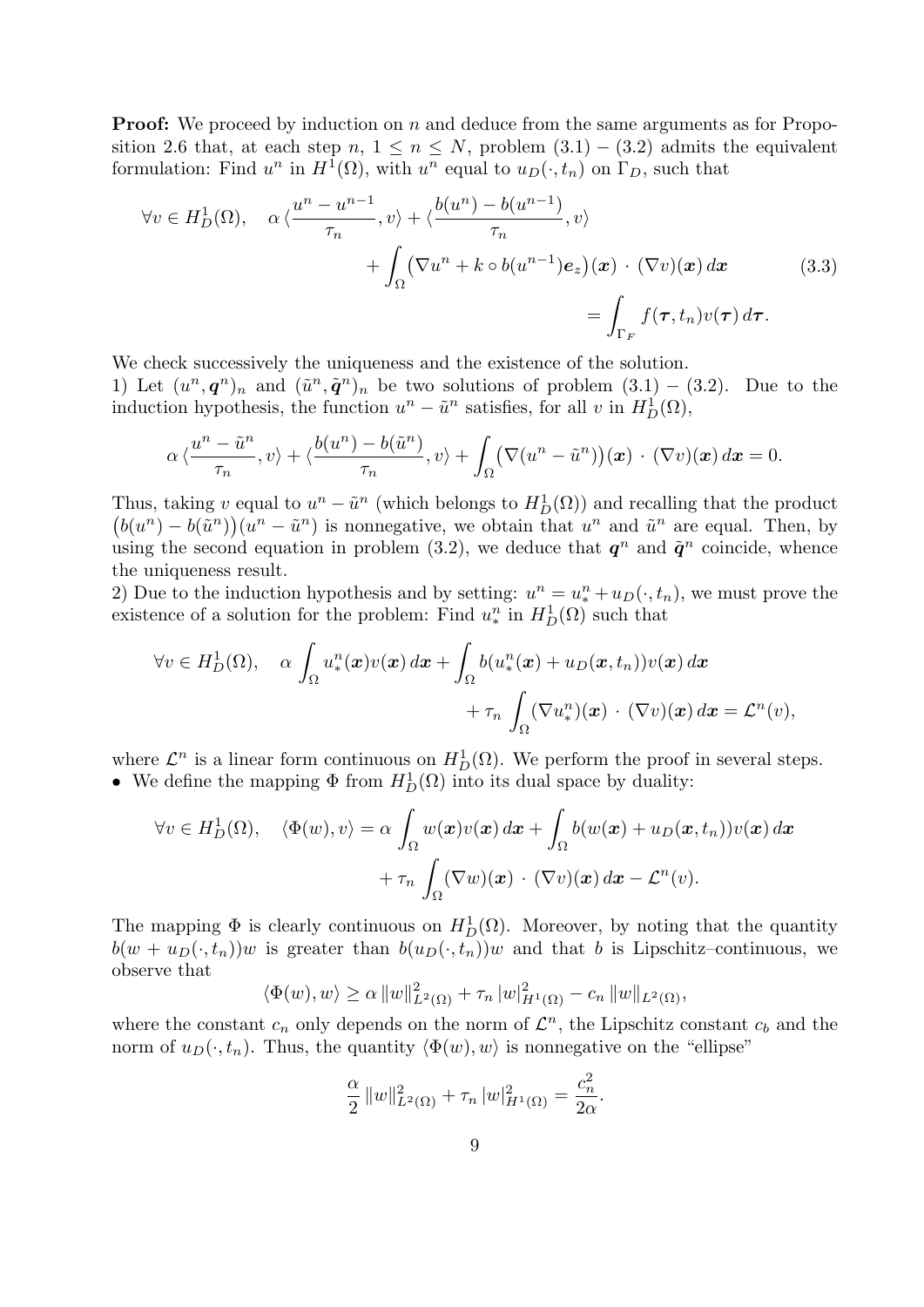**Proof:** We proceed by induction on $n$ and deduce from the same arguments as for Proposition 2.6 that, at each step $n$, $1 \le n \le N$, problem (3.1) − (3.2) admits the equivalent formulation: Find $u^n$ in $H^1(\Omega)$, with $u^n$ equal to $u_D(\cdot, t_n)$ on $\Gamma_D$, such that

$$
\begin{aligned}
\forall v \in H^1_D(\Omega), \quad \alpha \, \langle \frac{u^n - u^{n-1}}{\tau_n}, v \rangle + \langle \frac{b(u^n) - b(u^{n-1})}{\tau_n}, v \rangle \\
+ \int_\Omega \big(\nabla u^n + k \circ b(u^{n-1}) \boldsymbol{e}_z\big)(\boldsymbol{x}) \cdot (\nabla v)(\boldsymbol{x}) \, d\boldsymbol{x} \\
= \int_{\Gamma_F} f(\boldsymbol{\tau}, t_n) v(\boldsymbol{\tau}) \, d\boldsymbol{\tau}.
\end{aligned}
\tag{3.3}
$$

We check successively the uniqueness and the existence of the solution.
1) Let $(u^n, \boldsymbol{q}^n)_n$ and $(\tilde{u}^n, \tilde{\boldsymbol{q}}^n)_n$ be two solutions of problem (3.1) − (3.2). Due to the induction hypothesis, the function $u^n - \tilde{u}^n$ satisfies, for all $v$ in $H^1_D(\Omega)$,

$$
\alpha \, \langle \frac{u^n - \tilde{u}^n}{\tau_n}, v \rangle + \langle \frac{b(u^n) - b(\tilde{u}^n)}{\tau_n}, v \rangle + \int_\Omega \big(\nabla(u^n - \tilde{u}^n)\big)(\boldsymbol{x}) \cdot (\nabla v)(\boldsymbol{x}) \, d\boldsymbol{x} = 0.
$$

Thus, taking $v$ equal to $u^n - \tilde{u}^n$ (which belongs to $H^1_D(\Omega)$) and recalling that the product $\big(b(u^n) - b(\tilde{u}^n)\big)(u^n - \tilde{u}^n)$ is nonnegative, we obtain that $u^n$ and $\tilde{u}^n$ are equal. Then, by using the second equation in problem (3.2), we deduce that $\boldsymbol{q}^n$ and $\tilde{\boldsymbol{q}}^n$ coincide, whence the uniqueness result.
2) Due to the induction hypothesis and by setting: $u^n = u^n_* + u_D(\cdot, t_n)$, we must prove the existence of a solution for the problem: Find $u^n_*$ in $H^1_D(\Omega)$ such that

$$
\begin{aligned}
\forall v \in H^1_D(\Omega), \quad \alpha \int_\Omega u^n_*(\boldsymbol{x}) v(\boldsymbol{x}) \, d\boldsymbol{x} + \int_\Omega b(u^n_*(\boldsymbol{x}) + u_D(\boldsymbol{x}, t_n)) v(\boldsymbol{x}) \, d\boldsymbol{x} \\
+ \tau_n \int_\Omega (\nabla u^n_*)(\boldsymbol{x}) \cdot (\nabla v)(\boldsymbol{x}) \, d\boldsymbol{x} = \mathcal{L}^n(v),
\end{aligned}
$$

where $\mathcal{L}^n$ is a linear form continuous on $H^1_D(\Omega)$. We perform the proof in several steps.
• We define the mapping $\Phi$ from $H^1_D(\Omega)$ into its dual space by duality:

$$
\begin{aligned}
\forall v \in H^1_D(\Omega), \quad \langle \Phi(w), v \rangle = \alpha \int_\Omega w(\boldsymbol{x}) v(\boldsymbol{x}) \, d\boldsymbol{x} + \int_\Omega b(w(\boldsymbol{x}) + u_D(\boldsymbol{x}, t_n)) v(\boldsymbol{x}) \, d\boldsymbol{x} \\
+ \tau_n \int_\Omega (\nabla w)(\boldsymbol{x}) \cdot (\nabla v)(\boldsymbol{x}) \, d\boldsymbol{x} - \mathcal{L}^n(v).
\end{aligned}
$$

The mapping $\Phi$ is clearly continuous on $H^1_D(\Omega)$. Moreover, by noting that the quantity $b(w + u_D(\cdot, t_n))w$ is greater than $b(u_D(\cdot, t_n))w$ and that $b$ is Lipschitz–continuous, we observe that

$$
\langle \Phi(w), w \rangle \ge \alpha \, \|w\|^2_{L^2(\Omega)} + \tau_n \, |w|^2_{H^1(\Omega)} - c_n \, \|w\|_{L^2(\Omega)},
$$

where the constant $c_n$ only depends on the norm of $\mathcal{L}^n$, the Lipschitz constant $c_b$ and the norm of $u_D(\cdot, t_n)$. Thus, the quantity $\langle \Phi(w), w \rangle$ is nonnegative on the "ellipse"

$$
\frac{\alpha}{2} \, \|w\|^2_{L^2(\Omega)} + \tau_n \, |w|^2_{H^1(\Omega)} = \frac{c_n^2}{2\alpha}.
$$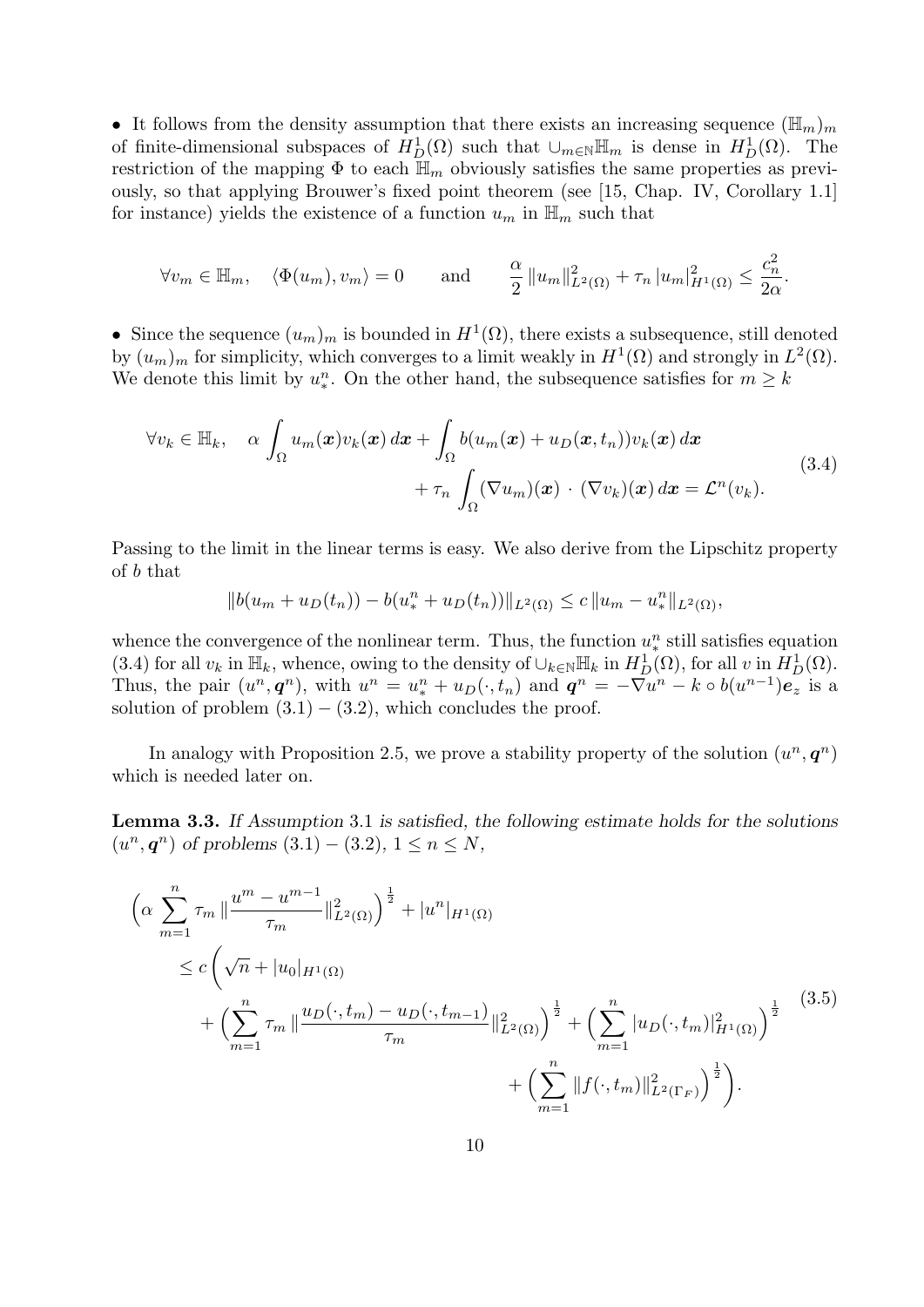• It follows from the density assumption that there exists an increasing sequence $(\mathbb{H}_m)_m$ of finite-dimensional subspaces of $H^1_D(\Omega)$ such that $\cup_{m\in\mathbb{N}}\mathbb{H}_m$ is dense in $H^1_D(\Omega)$. The restriction of the mapping $\Phi$ to each $\mathbb{H}_m$ obviously satisfies the same properties as previously, so that applying Brouwer's fixed point theorem (see [15, Chap. IV, Corollary 1.1] for instance) yields the existence of a function $u_m$ in $\mathbb{H}_m$ such that

$$\forall v_m \in \mathbb{H}_m, \quad \langle \Phi(u_m), v_m\rangle = 0 \qquad \text{and} \qquad \frac{\alpha}{2}\,\|u_m\|^2_{L^2(\Omega)} + \tau_n\,|u_m|^2_{H^1(\Omega)} \le \frac{c_n^2}{2\alpha}.$$

• Since the sequence $(u_m)_m$ is bounded in $H^1(\Omega)$, there exists a subsequence, still denoted by $(u_m)_m$ for simplicity, which converges to a limit weakly in $H^1(\Omega)$ and strongly in $L^2(\Omega)$. We denote this limit by $u^n_*$. On the other hand, the subsequence satisfies for $m \ge k$

$$\begin{aligned}\forall v_k \in \mathbb{H}_k, \quad \alpha \int_\Omega u_m(\boldsymbol{x}) v_k(\boldsymbol{x})\,d\boldsymbol{x} + \int_\Omega b(u_m(\boldsymbol{x}) + u_D(\boldsymbol{x}, t_n)) v_k(\boldsymbol{x})\,d\boldsymbol{x} \\ + \tau_n \int_\Omega (\nabla u_m)(\boldsymbol{x}) \,\cdot\, (\nabla v_k)(\boldsymbol{x})\,d\boldsymbol{x} = \mathcal{L}^n(v_k).\end{aligned} \tag{3.4}$$

Passing to the limit in the linear terms is easy. We also derive from the Lipschitz property of $b$ that

$$\|b(u_m + u_D(t_n)) - b(u^n_* + u_D(t_n))\|_{L^2(\Omega)} \le c\,\|u_m - u^n_*\|_{L^2(\Omega)},$$

whence the convergence of the nonlinear term. Thus, the function $u^n_*$ still satisfies equation (3.4) for all $v_k$ in $\mathbb{H}_k$, whence, owing to the density of $\cup_{k\in\mathbb{N}}\mathbb{H}_k$ in $H^1_D(\Omega)$, for all $v$ in $H^1_D(\Omega)$. Thus, the pair $(u^n, \boldsymbol{q}^n)$, with $u^n = u^n_* + u_D(\cdot, t_n)$ and $\boldsymbol{q}^n = -\nabla u^n - k \circ b(u^{n-1})\boldsymbol{e}_z$ is a solution of problem (3.1) – (3.2), which concludes the proof.

In analogy with Proposition 2.5, we prove a stability property of the solution $(u^n, \boldsymbol{q}^n)$ which is needed later on.

**Lemma 3.3.** *If Assumption* 3.1 *is satisfied, the following estimate holds for the solutions* $(u^n, \boldsymbol{q}^n)$ *of problems* (3.1) – (3.2), $1 \le n \le N$,

$$\begin{aligned}&\Big(\alpha \sum_{m=1}^n \tau_m\,\|\frac{u^m - u^{m-1}}{\tau_m}\|^2_{L^2(\Omega)}\Big)^{\frac12} + |u^n|_{H^1(\Omega)} \\ &\quad \le c\,\bigg(\sqrt{n} + |u_0|_{H^1(\Omega)} \\ &\qquad + \Big(\sum_{m=1}^n \tau_m\,\|\frac{u_D(\cdot, t_m) - u_D(\cdot, t_{m-1})}{\tau_m}\|^2_{L^2(\Omega)}\Big)^{\frac12} + \Big(\sum_{m=1}^n |u_D(\cdot, t_m)|^2_{H^1(\Omega)}\Big)^{\frac12} \\ &\qquad + \Big(\sum_{m=1}^n \|f(\cdot, t_m)\|^2_{L^2(\Gamma_F)}\Big)^{\frac12}\bigg).\end{aligned} \tag{3.5}$$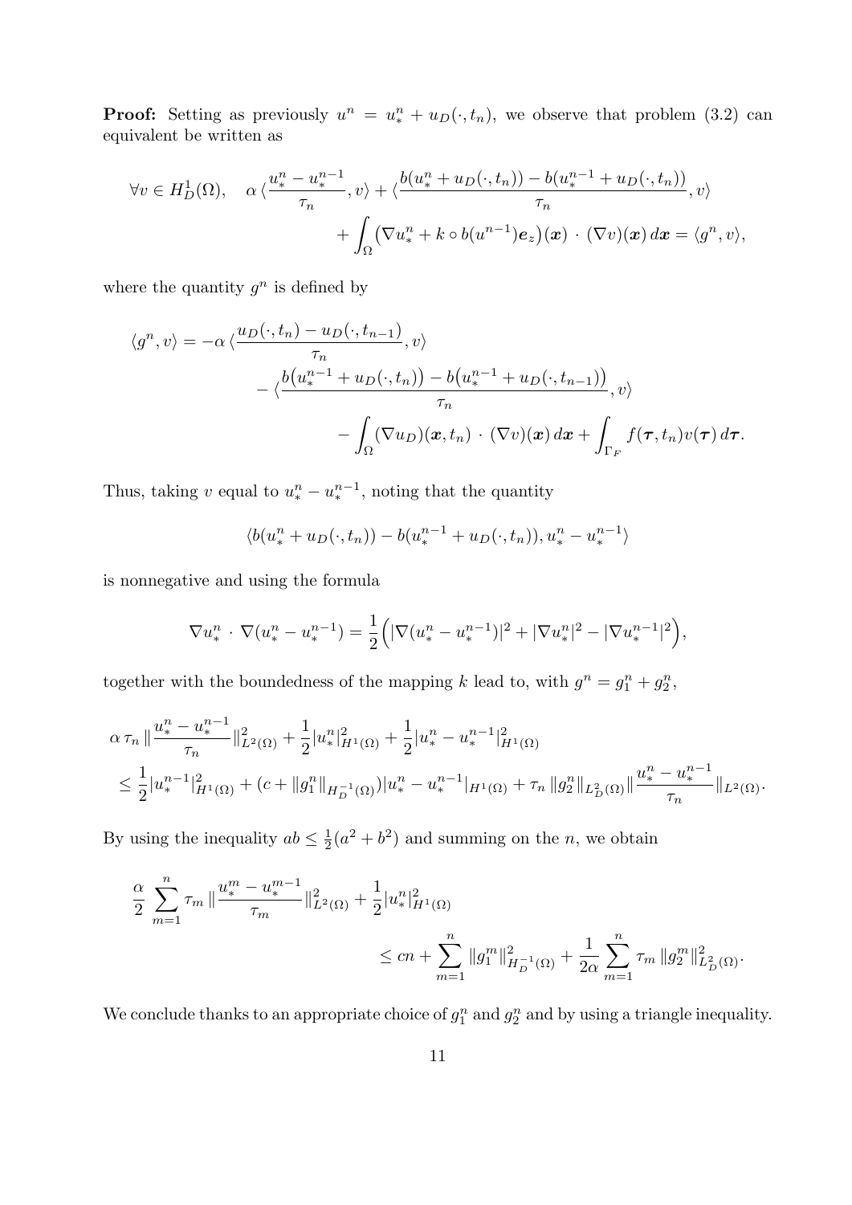**Proof:** Setting as previously $u^n = u_*^n + u_D(\cdot,t_n)$, we observe that problem (3.2) can equivalent be written as

$$\forall v \in H_D^1(\Omega), \quad \alpha \langle \frac{u_*^n - u_*^{n-1}}{\tau_n}, v\rangle + \langle \frac{b(u_*^n + u_D(\cdot,t_n)) - b(u_*^{n-1} + u_D(\cdot,t_n))}{\tau_n}, v\rangle$$
$$+ \int_\Omega \big(\nabla u_*^n + k \circ b(u^{n-1})\boldsymbol{e}_z\big)(\boldsymbol{x}) \cdot (\nabla v)(\boldsymbol{x})\, d\boldsymbol{x} = \langle g^n, v\rangle,$$

where the quantity $g^n$ is defined by

$$\langle g^n, v\rangle = -\alpha \langle \frac{u_D(\cdot,t_n) - u_D(\cdot,t_{n-1})}{\tau_n}, v\rangle$$
$$- \langle \frac{b\big(u_*^{n-1} + u_D(\cdot,t_n)\big) - b\big(u_*^{n-1} + u_D(\cdot,t_{n-1})\big)}{\tau_n}, v\rangle$$
$$- \int_\Omega (\nabla u_D)(\boldsymbol{x},t_n) \cdot (\nabla v)(\boldsymbol{x})\, d\boldsymbol{x} + \int_{\Gamma_F} f(\boldsymbol{\tau},t_n) v(\boldsymbol{\tau})\, d\boldsymbol{\tau}.$$

Thus, taking $v$ equal to $u_*^n - u_*^{n-1}$, noting that the quantity

$$\langle b(u_*^n + u_D(\cdot,t_n)) - b(u_*^{n-1} + u_D(\cdot,t_n)), u_*^n - u_*^{n-1}\rangle$$

is nonnegative and using the formula

$$\nabla u_*^n \cdot \nabla(u_*^n - u_*^{n-1}) = \frac{1}{2}\Big(|\nabla(u_*^n - u_*^{n-1})|^2 + |\nabla u_*^n|^2 - |\nabla u_*^{n-1}|^2\Big),$$

together with the boundedness of the mapping $k$ lead to, with $g^n = g_1^n + g_2^n$,

$$\alpha\, \tau_n \,\|\frac{u_*^n - u_*^{n-1}}{\tau_n}\|_{L^2(\Omega)}^2 + \frac{1}{2}|u_*^n|_{H^1(\Omega)}^2 + \frac{1}{2}|u_*^n - u_*^{n-1}|_{H^1(\Omega)}^2$$
$$\le \frac{1}{2}|u_*^{n-1}|_{H^1(\Omega)}^2 + (c + \|g_1^n\|_{H_D^{-1}(\Omega)})|u_*^n - u_*^{n-1}|_{H^1(\Omega)} + \tau_n \,\|g_2^n\|_{L_D^2(\Omega)} \|\frac{u_*^n - u_*^{n-1}}{\tau_n}\|_{L^2(\Omega)}.$$

By using the inequality $ab \le \frac{1}{2}(a^2+b^2)$ and summing on the $n$, we obtain

$$\frac{\alpha}{2} \sum_{m=1}^n \tau_m \,\|\frac{u_*^m - u_*^{m-1}}{\tau_m}\|_{L^2(\Omega)}^2 + \frac{1}{2}|u_*^n|_{H^1(\Omega)}^2$$
$$\le cn + \sum_{m=1}^n \|g_1^m\|_{H_D^{-1}(\Omega)}^2 + \frac{1}{2\alpha}\sum_{m=1}^n \tau_m \,\|g_2^m\|_{L_D^2(\Omega)}^2.$$

We conclude thanks to an appropriate choice of $g_1^n$ and $g_2^n$ and by using a triangle inequality.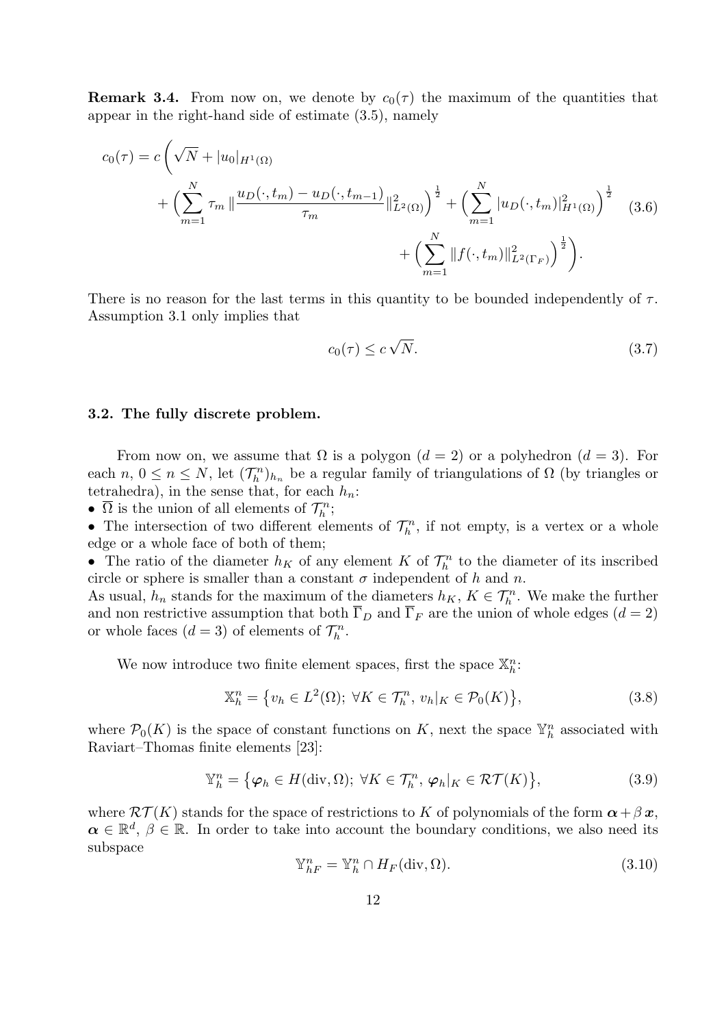**Remark 3.4.** From now on, we denote by $c_0(\tau)$ the maximum of the quantities that appear in the right-hand side of estimate (3.5), namely

$$
\begin{aligned}
c_0(\tau) = c \Bigg( \sqrt{N} + |u_0|_{H^1(\Omega)} \\
+ \Big( \sum_{m=1}^{N} \tau_m \, \| \frac{u_D(\cdot, t_m) - u_D(\cdot, t_{m-1})}{\tau_m} \|^2_{L^2(\Omega)} \Big)^{\frac{1}{2}} + \Big( \sum_{m=1}^{N} |u_D(\cdot, t_m)|^2_{H^1(\Omega)} \Big)^{\frac{1}{2}} \\
+ \Big( \sum_{m=1}^{N} \|f(\cdot, t_m)\|^2_{L^2(\Gamma_F)} \Big)^{\frac{1}{2}} \Bigg).
\end{aligned}
\tag{3.6}
$$

There is no reason for the last terms in this quantity to be bounded independently of $\tau$. Assumption 3.1 only implies that

$$
c_0(\tau) \leq c \sqrt{N}. \tag{3.7}
$$

### 3.2. The fully discrete problem.

From now on, we assume that $\Omega$ is a polygon ($d = 2$) or a polyhedron ($d = 3$). For each $n$, $0 \leq n \leq N$, let $(\mathcal{T}_h^n)_{h_n}$ be a regular family of triangulations of $\Omega$ (by triangles or tetrahedra), in the sense that, for each $h_n$:

- $\overline{\Omega}$ is the union of all elements of $\mathcal{T}_h^n$;
- The intersection of two different elements of $\mathcal{T}_h^n$, if not empty, is a vertex or a whole edge or a whole face of both of them;
- The ratio of the diameter $h_K$ of any element $K$ of $\mathcal{T}_h^n$ to the diameter of its inscribed circle or sphere is smaller than a constant $\sigma$ independent of $h$ and $n$.

As usual, $h_n$ stands for the maximum of the diameters $h_K$, $K \in \mathcal{T}_h^n$. We make the further and non restrictive assumption that both $\overline{\Gamma}_D$ and $\overline{\Gamma}_F$ are the union of whole edges ($d = 2$) or whole faces ($d = 3$) of elements of $\mathcal{T}_h^n$.

We now introduce two finite element spaces, first the space $\mathbb{X}_h^n$:

$$
\mathbb{X}_h^n = \big\{ v_h \in L^2(\Omega);\ \forall K \in \mathcal{T}_h^n,\ v_h|_K \in \mathcal{P}_0(K) \big\}, \tag{3.8}
$$

where $\mathcal{P}_0(K)$ is the space of constant functions on $K$, next the space $\mathbb{Y}_h^n$ associated with Raviart–Thomas finite elements [23]:

$$
\mathbb{Y}_h^n = \big\{ \boldsymbol{\varphi}_h \in H(\mathrm{div}, \Omega);\ \forall K \in \mathcal{T}_h^n,\ \boldsymbol{\varphi}_h|_K \in \mathcal{RT}(K) \big\}, \tag{3.9}
$$

where $\mathcal{RT}(K)$ stands for the space of restrictions to $K$ of polynomials of the form $\boldsymbol{\alpha} + \beta\, \boldsymbol{x}$, $\boldsymbol{\alpha} \in \mathbb{R}^d$, $\beta \in \mathbb{R}$. In order to take into account the boundary conditions, we also need its subspace

$$
\mathbb{Y}_{hF}^n = \mathbb{Y}_h^n \cap H_F(\mathrm{div}, \Omega). \tag{3.10}
$$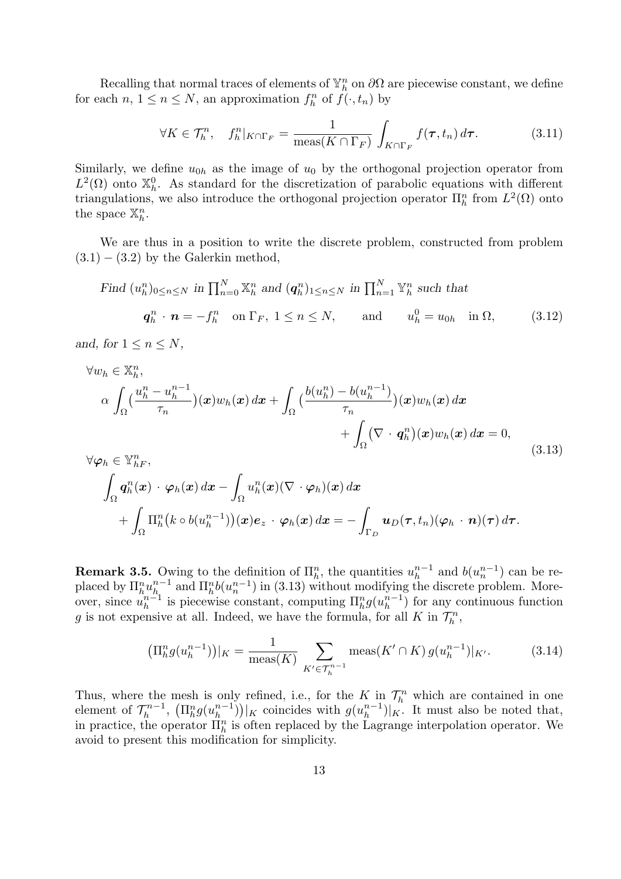Recalling that normal traces of elements of $\mathbb{Y}_h^n$ on $\partial\Omega$ are piecewise constant, we define for each $n$, $1 \le n \le N$, an approximation $f_h^n$ of $f(\cdot, t_n)$ by

$$\forall K \in \mathcal{T}_h^n, \quad f_h^n|_{K\cap\Gamma_F} = \frac{1}{\text{meas}(K \cap \Gamma_F)} \int_{K\cap\Gamma_F} f(\boldsymbol{\tau}, t_n)\, d\boldsymbol{\tau}. \tag{3.11}$$

Similarly, we define $u_{0h}$ as the image of $u_0$ by the orthogonal projection operator from $L^2(\Omega)$ onto $\mathbb{X}_h^0$. As standard for the discretization of parabolic equations with different triangulations, we also introduce the orthogonal projection operator $\Pi_h^n$ from $L^2(\Omega)$ onto the space $\mathbb{X}_h^n$.

We are thus in a position to write the discrete problem, constructed from problem $(3.1) - (3.2)$ by the Galerkin method,

*Find* $(u_h^n)_{0\le n\le N}$ *in* $\prod_{n=0}^N \mathbb{X}_h^n$ *and* $(\boldsymbol{q}_h^n)_{1\le n\le N}$ *in* $\prod_{n=1}^N \mathbb{Y}_h^n$ *such that*

$$\boldsymbol{q}_h^n \cdot \boldsymbol{n} = -f_h^n \quad \text{on } \Gamma_F,\ 1 \le n \le N, \qquad \text{and} \qquad u_h^0 = u_{0h} \quad \text{in } \Omega, \tag{3.12}$$

*and, for* $1 \le n \le N$,

$$\begin{aligned}
&\forall w_h \in \mathbb{X}_h^n,\\
&\quad \alpha \int_\Omega \big(\frac{u_h^n - u_h^{n-1}}{\tau_n}\big)(\boldsymbol{x}) w_h(\boldsymbol{x})\, d\boldsymbol{x} + \int_\Omega \big(\frac{b(u_h^n) - b(u_h^{n-1})}{\tau_n}\big)(\boldsymbol{x}) w_h(\boldsymbol{x})\, d\boldsymbol{x}\\
&\qquad\qquad\qquad\qquad\qquad\qquad + \int_\Omega \big(\nabla \cdot \boldsymbol{q}_h^n\big)(\boldsymbol{x}) w_h(\boldsymbol{x})\, d\boldsymbol{x} = 0,\\
&\forall \boldsymbol{\varphi}_h \in \mathbb{Y}_{hF}^n,\\
&\quad \int_\Omega \boldsymbol{q}_h^n(\boldsymbol{x}) \cdot \boldsymbol{\varphi}_h(\boldsymbol{x})\, d\boldsymbol{x} - \int_\Omega u_h^n(\boldsymbol{x})(\nabla \cdot \boldsymbol{\varphi}_h)(\boldsymbol{x})\, d\boldsymbol{x}\\
&\qquad + \int_\Omega \Pi_h^n\big(k \circ b(u_h^{n-1})\big)(\boldsymbol{x}) \boldsymbol{e}_z \cdot \boldsymbol{\varphi}_h(\boldsymbol{x})\, d\boldsymbol{x} = -\int_{\Gamma_D} \boldsymbol{u}_D(\boldsymbol{\tau}, t_n)(\boldsymbol{\varphi}_h \cdot \boldsymbol{n})(\boldsymbol{\tau})\, d\boldsymbol{\tau}.
\end{aligned} \tag{3.13}$$

**Remark 3.5.** Owing to the definition of $\Pi_h^n$, the quantities $u_h^{n-1}$ and $b(u_n^{n-1})$ can be replaced by $\Pi_h^n u_h^{n-1}$ and $\Pi_h^n b(u_n^{n-1})$ in (3.13) without modifying the discrete problem. Moreover, since $u_h^{n-1}$ is piecewise constant, computing $\Pi_h^n g(u_h^{n-1})$ for any continuous function $g$ is not expensive at all. Indeed, we have the formula, for all $K$ in $\mathcal{T}_h^n$,

$$\big(\Pi_h^n g(u_h^{n-1})\big)|_K = \frac{1}{\text{meas}(K)} \sum_{K' \in \mathcal{T}_h^{n-1}} \text{meas}(K' \cap K)\, g(u_h^{n-1})|_{K'}. \tag{3.14}$$

Thus, where the mesh is only refined, i.e., for the $K$ in $\mathcal{T}_h^n$ which are contained in one element of $\mathcal{T}_h^{n-1}$, $\big(\Pi_h^n g(u_h^{n-1})\big)|_K$ coincides with $g(u_h^{n-1})|_K$. It must also be noted that, in practice, the operator $\Pi_h^n$ is often replaced by the Lagrange interpolation operator. We avoid to present this modification for simplicity.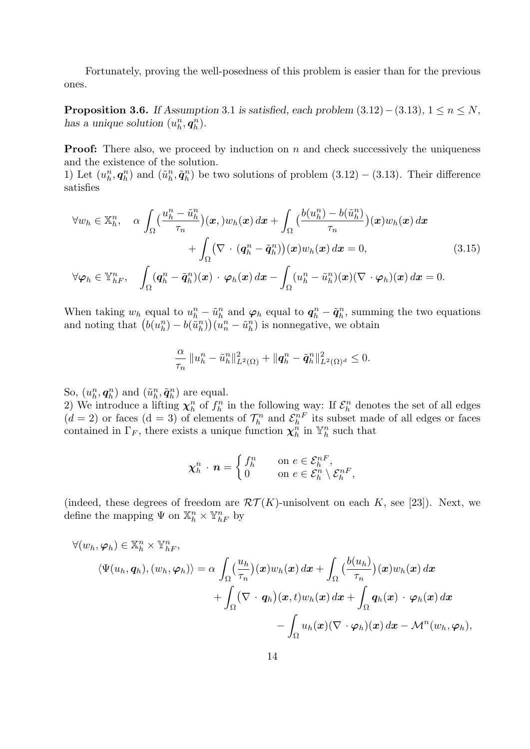Fortunately, proving the well-posedness of this problem is easier than for the previous ones.

**Proposition 3.6.** *If Assumption* 3.1 *is satisfied, each problem* (3.12) − (3.13), $1 \le n \le N$, *has a unique solution* $(u_h^n, \boldsymbol{q}_h^n)$.

**Proof:** There also, we proceed by induction on $n$ and check successively the uniqueness and the existence of the solution.
1) Let $(u_h^n, \boldsymbol{q}_h^n)$ and $(\tilde{u}_h^n, \tilde{\boldsymbol{q}}_h^n)$ be two solutions of problem (3.12) – (3.13). Their difference satisfies

$$
\begin{aligned}
\forall w_h \in \mathbb{X}_h^n, \quad & \alpha \int_\Omega \big(\frac{u_h^n - \tilde{u}_h^n}{\tau_n}\big)(\boldsymbol{x},)w_h(\boldsymbol{x})\,d\boldsymbol{x} + \int_\Omega \big(\frac{b(u_h^n) - b(\tilde{u}_h^n)}{\tau_n}\big)(\boldsymbol{x})w_h(\boldsymbol{x})\,d\boldsymbol{x} \\
& \qquad + \int_\Omega \big(\nabla \cdot (\boldsymbol{q}_h^n - \tilde{\boldsymbol{q}}_h^n)\big)(\boldsymbol{x})w_h(\boldsymbol{x})\,d\boldsymbol{x} = 0, \qquad (3.15)\\
\forall \boldsymbol{\varphi}_h \in \mathbb{Y}_{hF}^n, \quad & \int_\Omega (\boldsymbol{q}_h^n - \tilde{\boldsymbol{q}}_h^n)(\boldsymbol{x}) \cdot \boldsymbol{\varphi}_h(\boldsymbol{x})\,d\boldsymbol{x} - \int_\Omega (u_h^n - \tilde{u}_h^n)(\boldsymbol{x})(\nabla \cdot \boldsymbol{\varphi}_h)(\boldsymbol{x})\,d\boldsymbol{x} = 0.
\end{aligned}
$$

When taking $w_h$ equal to $u_h^n - \tilde{u}_h^n$ and $\boldsymbol{\varphi}_h$ equal to $\boldsymbol{q}_h^n - \tilde{\boldsymbol{q}}_h^n$, summing the two equations and noting that $\big(b(u_h^n) - b(\tilde{u}_h^n)\big)(u_n^n - \tilde{u}_h^n)$ is nonnegative, we obtain

$$
\frac{\alpha}{\tau_n} \|u_h^n - \tilde{u}_h^n\|_{L^2(\Omega)}^2 + \|\boldsymbol{q}_h^n - \tilde{\boldsymbol{q}}_h^n\|_{L^2(\Omega)^d}^2 \le 0.
$$

So, $(u_h^n, \boldsymbol{q}_h^n)$ and $(\tilde{u}_h^n, \tilde{\boldsymbol{q}}_h^n)$ are equal.
2) We introduce a lifting $\boldsymbol{\chi}_h^n$ of $f_h^n$ in the following way: If $\mathcal{E}_h^n$ denotes the set of all edges ($d = 2$) or faces (d = 3) of elements of $\mathcal{T}_h^n$ and $\mathcal{E}_h^{nF}$ its subset made of all edges or faces contained in $\Gamma_F$, there exists a unique function $\boldsymbol{\chi}_h^n$ in $\mathbb{Y}_h^n$ such that

$$
\boldsymbol{\chi}_h^n \cdot \boldsymbol{n} = \begin{cases} f_h^n & \text{on } e \in \mathcal{E}_h^{nF}, \\ 0 & \text{on } e \in \mathcal{E}_h^n \setminus \mathcal{E}_h^{nF}, \end{cases}
$$

(indeed, these degrees of freedom are $\mathcal{RT}(K)$-unisolvent on each $K$, see [23]). Next, we define the mapping $\Psi$ on $\mathbb{X}_h^n \times \mathbb{Y}_{hF}^n$ by

$$
\begin{aligned}
&\forall (w_h, \boldsymbol{\varphi}_h) \in \mathbb{X}_h^n \times \mathbb{Y}_{hF}^n, \\
&\quad \langle \Psi(u_h, \boldsymbol{q}_h), (w_h, \boldsymbol{\varphi}_h) \rangle = \alpha \int_\Omega \big(\frac{u_h}{\tau_n}\big)(\boldsymbol{x})w_h(\boldsymbol{x})\,d\boldsymbol{x} + \int_\Omega \big(\frac{b(u_h)}{\tau_n}\big)(\boldsymbol{x})w_h(\boldsymbol{x})\,d\boldsymbol{x} \\
&\qquad + \int_\Omega \big(\nabla \cdot \boldsymbol{q}_h\big)(\boldsymbol{x}, t)w_h(\boldsymbol{x})\,d\boldsymbol{x} + \int_\Omega \boldsymbol{q}_h(\boldsymbol{x}) \cdot \boldsymbol{\varphi}_h(\boldsymbol{x})\,d\boldsymbol{x} \\
&\qquad - \int_\Omega u_h(\boldsymbol{x})(\nabla \cdot \boldsymbol{\varphi}_h)(\boldsymbol{x})\,d\boldsymbol{x} - \mathcal{M}^n(w_h, \boldsymbol{\varphi}_h),
\end{aligned}
$$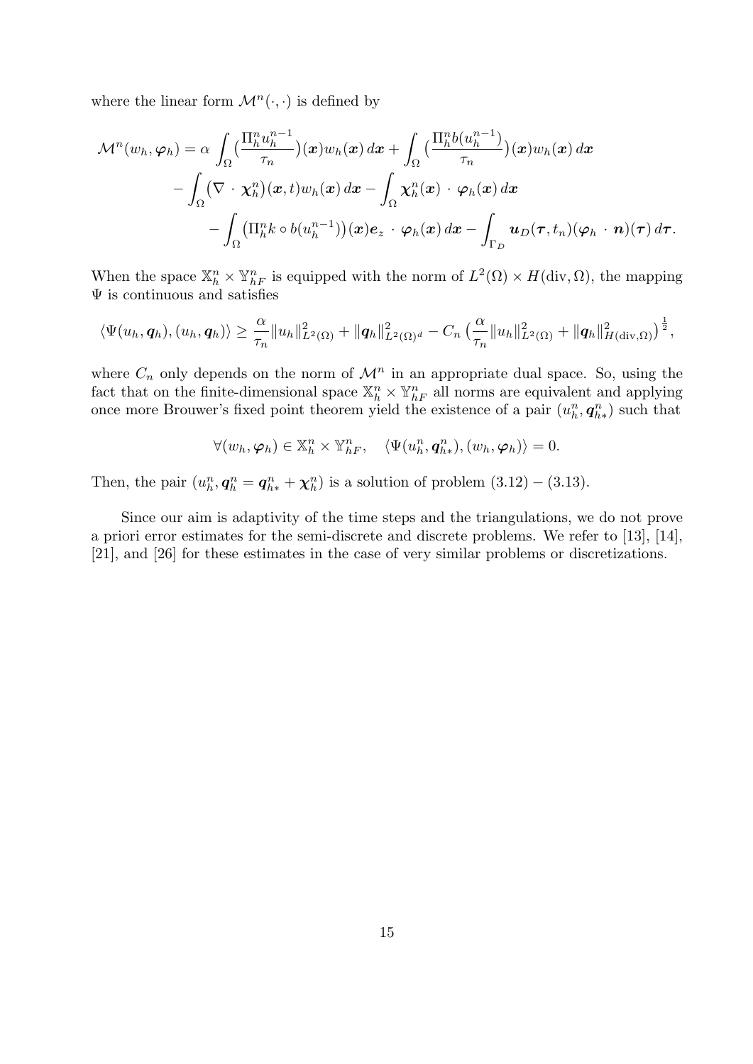where the linear form $\mathcal{M}^n(\cdot,\cdot)$ is defined by

$$
\begin{aligned}
\mathcal{M}^n(w_h, \boldsymbol{\varphi}_h) = \alpha \int_\Omega \big(\frac{\Pi_h^n u_h^{n-1}}{\tau_n}\big)(\boldsymbol{x}) w_h(\boldsymbol{x})\, d\boldsymbol{x} + \int_\Omega \big(\frac{\Pi_h^n b(u_h^{n-1})}{\tau_n}\big)(\boldsymbol{x}) w_h(\boldsymbol{x})\, d\boldsymbol{x} \\
- \int_\Omega \big(\nabla \cdot \boldsymbol{\chi}_h^n\big)(\boldsymbol{x}, t) w_h(\boldsymbol{x})\, d\boldsymbol{x} - \int_\Omega \boldsymbol{\chi}_h^n(\boldsymbol{x}) \cdot \boldsymbol{\varphi}_h(\boldsymbol{x})\, d\boldsymbol{x} \\
- \int_\Omega \big(\Pi_h^n k \circ b(u_h^{n-1})\big)(\boldsymbol{x}) \boldsymbol{e}_z \cdot \boldsymbol{\varphi}_h(\boldsymbol{x})\, d\boldsymbol{x} - \int_{\Gamma_D} \boldsymbol{u}_D(\boldsymbol{\tau}, t_n)(\boldsymbol{\varphi}_h \cdot \boldsymbol{n})(\boldsymbol{\tau})\, d\boldsymbol{\tau}.
\end{aligned}
$$

When the space $\mathbb{X}_h^n \times \mathbb{Y}_{hF}^n$ is equipped with the norm of $L^2(\Omega) \times H(\mathrm{div}, \Omega)$, the mapping $\Psi$ is continuous and satisfies

$$
\langle \Psi(u_h, \boldsymbol{q}_h), (u_h, \boldsymbol{q}_h) \rangle \geq \frac{\alpha}{\tau_n} \|u_h\|_{L^2(\Omega)}^2 + \|\boldsymbol{q}_h\|_{L^2(\Omega)^d}^2 - C_n \big(\frac{\alpha}{\tau_n} \|u_h\|_{L^2(\Omega)}^2 + \|\boldsymbol{q}_h\|_{H(\mathrm{div},\Omega)}^2\big)^{\frac{1}{2}},
$$

where $C_n$ only depends on the norm of $\mathcal{M}^n$ in an appropriate dual space. So, using the fact that on the finite-dimensional space $\mathbb{X}_h^n \times \mathbb{Y}_{hF}^n$ all norms are equivalent and applying once more Brouwer's fixed point theorem yield the existence of a pair $(u_h^n, \boldsymbol{q}_{h*}^n)$ such that

$$
\forall (w_h, \boldsymbol{\varphi}_h) \in \mathbb{X}_h^n \times \mathbb{Y}_{hF}^n, \quad \langle \Psi(u_h^n, \boldsymbol{q}_{h*}^n), (w_h, \boldsymbol{\varphi}_h) \rangle = 0.
$$

Then, the pair $(u_h^n, \boldsymbol{q}_h^n = \boldsymbol{q}_{h*}^n + \boldsymbol{\chi}_h^n)$ is a solution of problem $(3.12) - (3.13)$.

Since our aim is adaptivity of the time steps and the triangulations, we do not prove a priori error estimates for the semi-discrete and discrete problems. We refer to [13], [14], [21], and [26] for these estimates in the case of very similar problems or discretizations.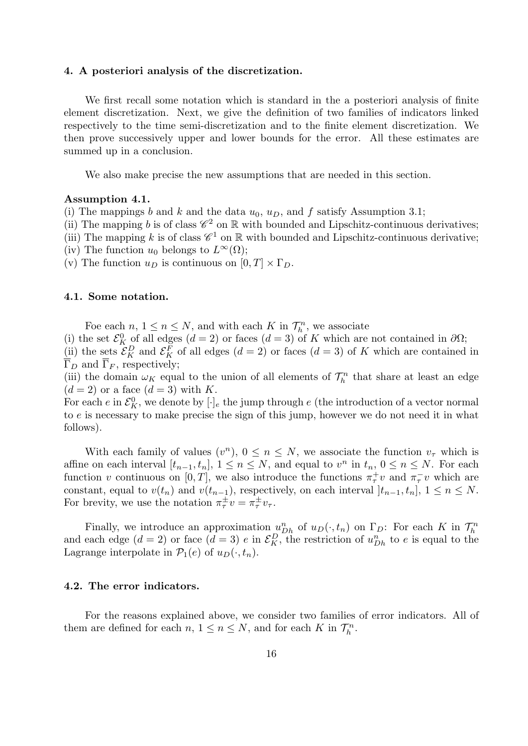## 4. A posteriori analysis of the discretization.

We first recall some notation which is standard in the a posteriori analysis of finite element discretization. Next, we give the definition of two families of indicators linked respectively to the time semi-discretization and to the finite element discretization. We then prove successively upper and lower bounds for the error. All these estimates are summed up in a conclusion.

We also make precise the new assumptions that are needed in this section.

**Assumption 4.1.**
(i) The mappings $b$ and $k$ and the data $u_0$, $u_D$, and $f$ satisfy Assumption 3.1;
(ii) The mapping $b$ is of class $\mathscr{C}^2$ on $\mathbb{R}$ with bounded and Lipschitz-continuous derivatives;
(iii) The mapping $k$ is of class $\mathscr{C}^1$ on $\mathbb{R}$ with bounded and Lipschitz-continuous derivative;
(iv) The function $u_0$ belongs to $L^\infty(\Omega)$;
(v) The function $u_D$ is continuous on $[0, T] \times \Gamma_D$.

### 4.1. Some notation.

Foe each $n$, $1 \leq n \leq N$, and with each $K$ in $\mathcal{T}_h^n$, we associate
(i) the set $\mathcal{E}_K^0$ of all edges ($d = 2$) or faces ($d = 3$) of $K$ which are not contained in $\partial\Omega$;
(ii) the sets $\mathcal{E}_K^D$ and $\mathcal{E}_K^F$ of all edges ($d = 2$) or faces ($d = 3$) of $K$ which are contained in $\overline{\Gamma}_D$ and $\overline{\Gamma}_F$, respectively;
(iii) the domain $\omega_K$ equal to the union of all elements of $\mathcal{T}_h^n$ that share at least an edge ($d = 2$) or a face ($d = 3$) with $K$.
For each $e$ in $\mathcal{E}_K^0$, we denote by $[\cdot]_e$ the jump through $e$ (the introduction of a vector normal to $e$ is necessary to make precise the sign of this jump, however we do not need it in what follows).

With each family of values $(v^n)$, $0 \leq n \leq N$, we associate the function $v_\tau$ which is affine on each interval $[t_{n-1}, t_n]$, $1 \leq n \leq N$, and equal to $v^n$ in $t_n$, $0 \leq n \leq N$. For each function $v$ continuous on $[0, T]$, we also introduce the functions $\pi_\tau^+ v$ and $\pi_\tau^- v$ which are constant, equal to $v(t_n)$ and $v(t_{n-1})$, respectively, on each interval $]t_{n-1}, t_n]$, $1 \leq n \leq N$. For brevity, we use the notation $\pi_\tau^\pm v = \pi_\tau^\pm v_\tau$.

Finally, we introduce an approximation $u_{Dh}^n$ of $u_D(\cdot, t_n)$ on $\Gamma_D$: For each $K$ in $\mathcal{T}_h^n$ and each edge ($d = 2$) or face ($d = 3$) $e$ in $\mathcal{E}_K^D$, the restriction of $u_{Dh}^n$ to $e$ is equal to the Lagrange interpolate in $\mathcal{P}_1(e)$ of $u_D(\cdot, t_n)$.

### 4.2. The error indicators.

For the reasons explained above, we consider two families of error indicators. All of them are defined for each $n$, $1 \leq n \leq N$, and for each $K$ in $\mathcal{T}_h^n$.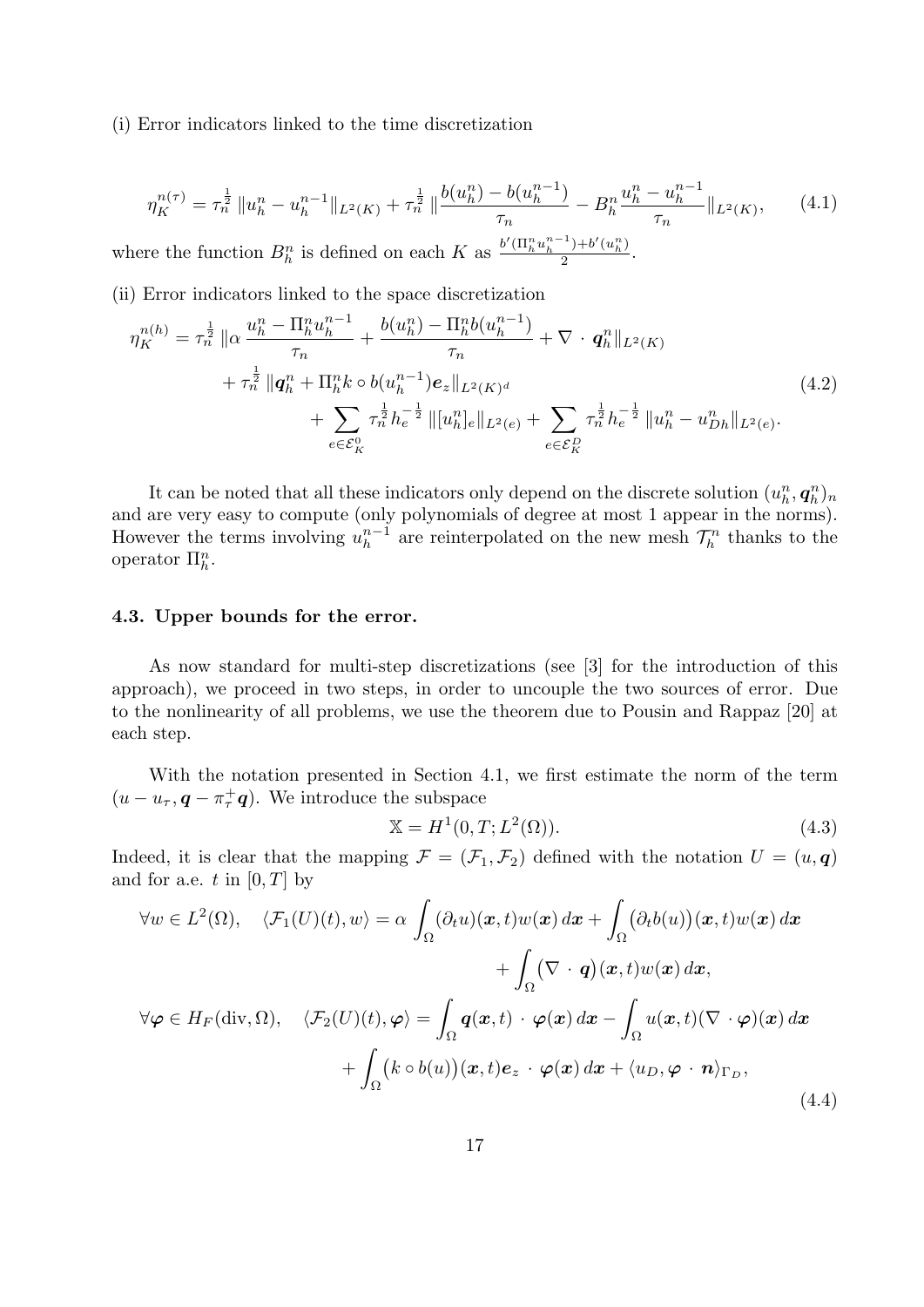(i) Error indicators linked to the time discretization

$$\eta_K^{n(\tau)} = \tau_n^{\frac{1}{2}} \|u_h^n - u_h^{n-1}\|_{L^2(K)} + \tau_n^{\frac{1}{2}} \|\frac{b(u_h^n) - b(u_h^{n-1})}{\tau_n} - B_h^n \frac{u_h^n - u_h^{n-1}}{\tau_n}\|_{L^2(K)}, \tag{4.1}$$

where the function $B_h^n$ is defined on each $K$ as $\frac{b'(\Pi_h^n u_h^{n-1}) + b'(u_h^n)}{2}$.

(ii) Error indicators linked to the space discretization

$$\begin{aligned}\eta_K^{n(h)} = {} & \tau_n^{\frac{1}{2}} \|\alpha \frac{u_h^n - \Pi_h^n u_h^{n-1}}{\tau_n} + \frac{b(u_h^n) - \Pi_h^n b(u_h^{n-1})}{\tau_n} + \nabla \cdot \boldsymbol{q}_h^n\|_{L^2(K)} \\ & + \tau_n^{\frac{1}{2}} \|\boldsymbol{q}_h^n + \Pi_h^n k \circ b(u_h^{n-1}) \boldsymbol{e}_z\|_{L^2(K)^d} \\ & + \sum_{e \in \mathcal{E}_K^0} \tau_n^{\frac{1}{2}} h_e^{-\frac{1}{2}} \|[u_h^n]_e\|_{L^2(e)} + \sum_{e \in \mathcal{E}_K^D} \tau_n^{\frac{1}{2}} h_e^{-\frac{1}{2}} \|u_h^n - u_{Dh}^n\|_{L^2(e)}.\end{aligned} \tag{4.2}$$

It can be noted that all these indicators only depend on the discrete solution $(u_h^n, \boldsymbol{q}_h^n)_n$ and are very easy to compute (only polynomials of degree at most 1 appear in the norms). However the terms involving $u_h^{n-1}$ are reinterpolated on the new mesh $\mathcal{T}_h^n$ thanks to the operator $\Pi_h^n$.

### 4.3. Upper bounds for the error.

As now standard for multi-step discretizations (see [3] for the introduction of this approach), we proceed in two steps, in order to uncouple the two sources of error. Due to the nonlinearity of all problems, we use the theorem due to Pousin and Rappaz [20] at each step.

With the notation presented in Section 4.1, we first estimate the norm of the term $(u - u_\tau, \boldsymbol{q} - \pi_\tau^+ \boldsymbol{q})$. We introduce the subspace

$$\mathbb{X} = H^1(0, T; L^2(\Omega)). \tag{4.3}$$

Indeed, it is clear that the mapping $\mathcal{F} = (\mathcal{F}_1, \mathcal{F}_2)$ defined with the notation $U = (u, \boldsymbol{q})$ and for a.e. $t$ in $[0, T]$ by

$$\begin{aligned}\forall w \in L^2(\Omega), \quad \langle \mathcal{F}_1(U)(t), w \rangle = {} & \alpha \int_\Omega (\partial_t u)(\boldsymbol{x}, t) w(\boldsymbol{x})\, d\boldsymbol{x} + \int_\Omega \big(\partial_t b(u)\big)(\boldsymbol{x}, t) w(\boldsymbol{x})\, d\boldsymbol{x} \\ & + \int_\Omega \big(\nabla \cdot \boldsymbol{q}\big)(\boldsymbol{x}, t) w(\boldsymbol{x})\, d\boldsymbol{x}, \\ \forall \boldsymbol{\varphi} \in H_F(\mathrm{div}, \Omega), \quad \langle \mathcal{F}_2(U)(t), \boldsymbol{\varphi} \rangle = {} & \int_\Omega \boldsymbol{q}(\boldsymbol{x}, t) \cdot \boldsymbol{\varphi}(\boldsymbol{x})\, d\boldsymbol{x} - \int_\Omega u(\boldsymbol{x}, t)(\nabla \cdot \boldsymbol{\varphi})(\boldsymbol{x})\, d\boldsymbol{x} \\ & + \int_\Omega \big(k \circ b(u)\big)(\boldsymbol{x}, t) \boldsymbol{e}_z \cdot \boldsymbol{\varphi}(\boldsymbol{x})\, d\boldsymbol{x} + \langle u_D, \boldsymbol{\varphi} \cdot \boldsymbol{n} \rangle_{\Gamma_D},\end{aligned} \tag{4.4}$$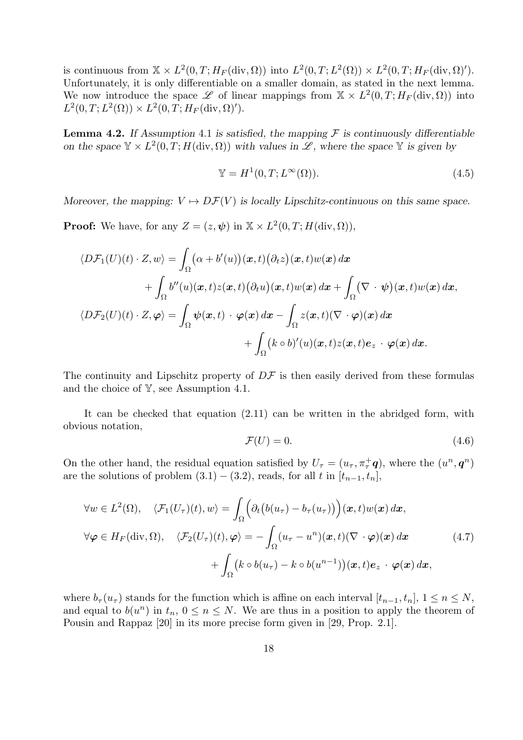is continuous from $\mathbb{X} \times L^2(0,T;H_F(\text{div},\Omega))$ into $L^2(0,T;L^2(\Omega)) \times L^2(0,T;H_F(\text{div},\Omega)')$. Unfortunately, it is only differentiable on a smaller domain, as stated in the next lemma. We now introduce the space $\mathscr{L}$ of linear mappings from $\mathbb{X} \times L^2(0,T;H_F(\text{div},\Omega))$ into $L^2(0,T;L^2(\Omega)) \times L^2(0,T;H_F(\text{div},\Omega)')$.

**Lemma 4.2.** *If Assumption 4.1 is satisfied, the mapping $\mathcal{F}$ is continuously differentiable on the space $\mathbb{Y} \times L^2(0,T;H(\text{div},\Omega))$ with values in $\mathscr{L}$, where the space $\mathbb{Y}$ is given by*

$$\mathbb{Y} = H^1(0,T;L^\infty(\Omega)). \tag{4.5}$$

*Moreover, the mapping: $V \mapsto D\mathcal{F}(V)$ is locally Lipschitz-continuous on this same space.*

**Proof:** We have, for any $Z = (z, \boldsymbol{\psi})$ in $\mathbb{X} \times L^2(0,T;H(\text{div},\Omega))$,

$$\begin{aligned}
\langle D\mathcal{F}_1(U)(t)\cdot Z, w\rangle &= \int_\Omega \big(\alpha + b'(u)\big)(\boldsymbol{x},t)\big(\partial_t z\big)(\boldsymbol{x},t) w(\boldsymbol{x})\, d\boldsymbol{x} \\
&\quad + \int_\Omega b''(u)(\boldsymbol{x},t) z(\boldsymbol{x},t)\big(\partial_t u\big)(\boldsymbol{x},t) w(\boldsymbol{x})\, d\boldsymbol{x} + \int_\Omega \big(\nabla\cdot\boldsymbol{\psi}\big)(\boldsymbol{x},t) w(\boldsymbol{x})\, d\boldsymbol{x}, \\
\langle D\mathcal{F}_2(U)(t)\cdot Z, \boldsymbol{\varphi}\rangle &= \int_\Omega \boldsymbol{\psi}(\boldsymbol{x},t)\cdot\boldsymbol{\varphi}(\boldsymbol{x})\, d\boldsymbol{x} - \int_\Omega z(\boldsymbol{x},t)(\nabla\cdot\boldsymbol{\varphi})(\boldsymbol{x})\, d\boldsymbol{x} \\
&\quad + \int_\Omega \big(k\circ b\big)'(u)(\boldsymbol{x},t) z(\boldsymbol{x},t)\boldsymbol{e}_z\cdot\boldsymbol{\varphi}(\boldsymbol{x})\, d\boldsymbol{x}.
\end{aligned}$$

The continuity and Lipschitz property of $D\mathcal{F}$ is then easily derived from these formulas and the choice of $\mathbb{Y}$, see Assumption 4.1.

It can be checked that equation (2.11) can be written in the abridged form, with obvious notation,

$$\mathcal{F}(U) = 0. \tag{4.6}$$

On the other hand, the residual equation satisfied by $U_\tau = (u_\tau, \pi_\tau^+\boldsymbol{q})$, where the $(u^n, \boldsymbol{q}^n)$ are the solutions of problem (3.1) – (3.2), reads, for all $t$ in $[t_{n-1}, t_n]$,

$$\begin{aligned}
&\forall w \in L^2(\Omega), \quad \langle \mathcal{F}_1(U_\tau)(t), w\rangle = \int_\Omega \Big(\partial_t\big(b(u_\tau) - b_\tau(u_\tau)\big)\Big)(\boldsymbol{x},t) w(\boldsymbol{x})\, d\boldsymbol{x}, \\
&\forall \boldsymbol{\varphi} \in H_F(\text{div},\Omega), \quad \langle \mathcal{F}_2(U_\tau)(t), \boldsymbol{\varphi}\rangle = -\int_\Omega (u_\tau - u^n)(\boldsymbol{x},t)(\nabla\cdot\boldsymbol{\varphi})(\boldsymbol{x})\, d\boldsymbol{x} \\
&\qquad\qquad + \int_\Omega \big(k\circ b(u_\tau) - k\circ b(u^{n-1})\big)(\boldsymbol{x},t)\boldsymbol{e}_z\cdot\boldsymbol{\varphi}(\boldsymbol{x})\, d\boldsymbol{x},
\end{aligned} \tag{4.7}$$

where $b_\tau(u_\tau)$ stands for the function which is affine on each interval $[t_{n-1}, t_n]$, $1 \le n \le N$, and equal to $b(u^n)$ in $t_n$, $0 \le n \le N$. We are thus in a position to apply the theorem of Pousin and Rappaz [20] in its more precise form given in [29, Prop. 2.1].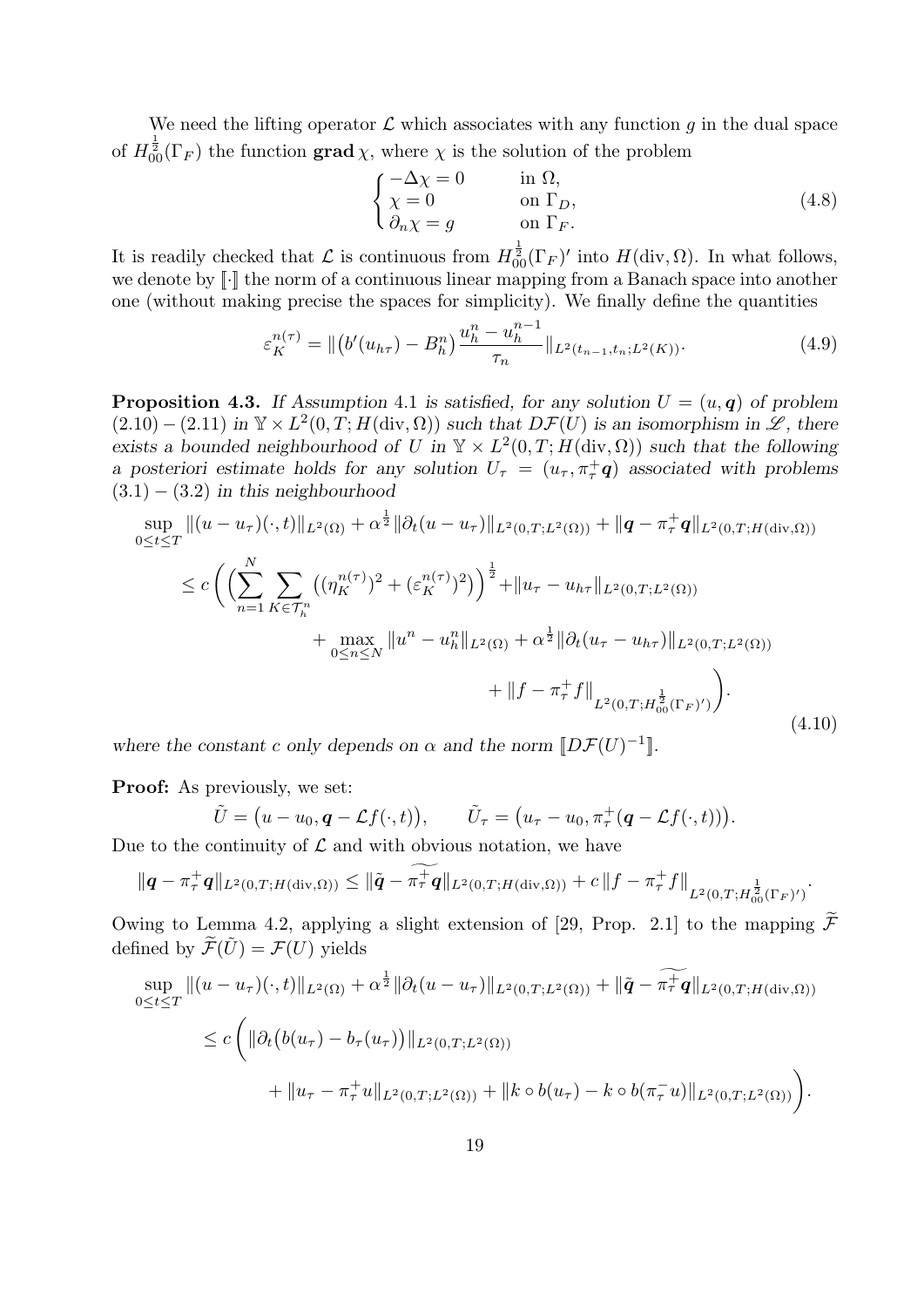We need the lifting operator $\mathcal{L}$ which associates with any function $g$ in the dual space of $H^{\frac{1}{2}}_{00}(\Gamma_F)$ the function $\mathbf{grad}\,\chi$, where $\chi$ is the solution of the problem

$$\begin{cases} -\Delta\chi = 0 & \text{in } \Omega, \\ \chi = 0 & \text{on } \Gamma_D, \\ \partial_n \chi = g & \text{on } \Gamma_F. \end{cases} \tag{4.8}$$

It is readily checked that $\mathcal{L}$ is continuous from $H^{\frac{1}{2}}_{00}(\Gamma_F)'$ into $H(\mathrm{div}, \Omega)$. In what follows, we denote by $[\![\cdot]\!]$ the norm of a continuous linear mapping from a Banach space into another one (without making precise the spaces for simplicity). We finally define the quantities

$$\varepsilon_K^{n(\tau)} = \|\big(b'(u_{h\tau}) - B_h^n\big)\frac{u_h^n - u_h^{n-1}}{\tau_n}\|_{L^2(t_{n-1},t_n;L^2(K))}. \tag{4.9}$$

**Proposition 4.3.** *If Assumption 4.1 is satisfied, for any solution $U = (u, \boldsymbol{q})$ of problem (2.10) – (2.11) in $\mathbb{Y} \times L^2(0,T;H(\mathrm{div},\Omega))$ such that $D\mathcal{F}(U)$ is an isomorphism in $\mathscr{L}$, there exists a bounded neighbourhood of $U$ in $\mathbb{Y} \times L^2(0,T;H(\mathrm{div},\Omega))$ such that the following a posteriori estimate holds for any solution $U_\tau = (u_\tau, \pi_\tau^+\boldsymbol{q})$ associated with problems (3.1) – (3.2) in this neighbourhood*

$$\begin{aligned}
&\sup_{0\le t\le T} \|(u-u_\tau)(\cdot,t)\|_{L^2(\Omega)} + \alpha^{\frac{1}{2}}\|\partial_t(u-u_\tau)\|_{L^2(0,T;L^2(\Omega))} + \|\boldsymbol{q} - \pi_\tau^+\boldsymbol{q}\|_{L^2(0,T;H(\mathrm{div},\Omega))} \\
&\quad\le c\Bigg(\Big(\sum_{n=1}^N \sum_{K\in\mathcal{T}_h^n} \big((\eta_K^{n(\tau)})^2 + (\varepsilon_K^{n(\tau)})^2\big)\Big)^{\frac{1}{2}} + \|u_\tau - u_{h\tau}\|_{L^2(0,T;L^2(\Omega))} \\
&\qquad + \max_{0\le n\le N}\|u^n - u_h^n\|_{L^2(\Omega)} + \alpha^{\frac{1}{2}}\|\partial_t(u_\tau - u_{h\tau})\|_{L^2(0,T;L^2(\Omega))} \\
&\qquad + \|f - \pi_\tau^+ f\|_{L^2(0,T;H^{\frac{1}{2}}_{00}(\Gamma_F)')}\Bigg).
\end{aligned} \tag{4.10}$$

*where the constant $c$ only depends on $\alpha$ and the norm $[\![D\mathcal{F}(U)^{-1}]\!]$.*

**Proof:** As previously, we set:

$$\tilde{U} = \big(u - u_0, \boldsymbol{q} - \mathcal{L}f(\cdot,t)\big), \qquad \tilde{U}_\tau = \big(u_\tau - u_0, \pi_\tau^+(\boldsymbol{q} - \mathcal{L}f(\cdot,t))\big).$$

Due to the continuity of $\mathcal{L}$ and with obvious notation, we have

$$\|\boldsymbol{q} - \pi_\tau^+\boldsymbol{q}\|_{L^2(0,T;H(\mathrm{div},\Omega))} \le \|\tilde{\boldsymbol{q}} - \widetilde{\pi_\tau^+\boldsymbol{q}}\|_{L^2(0,T;H(\mathrm{div},\Omega))} + c\,\|f - \pi_\tau^+ f\|_{L^2(0,T;H^{\frac{1}{2}}_{00}(\Gamma_F)')}.$$

Owing to Lemma 4.2, applying a slight extension of [29, Prop. 2.1] to the mapping $\widetilde{\mathcal{F}}$ defined by $\widetilde{\mathcal{F}}(\tilde{U}) = \mathcal{F}(U)$ yields

$$\begin{aligned}
&\sup_{0\le t\le T} \|(u-u_\tau)(\cdot,t)\|_{L^2(\Omega)} + \alpha^{\frac{1}{2}}\|\partial_t(u-u_\tau)\|_{L^2(0,T;L^2(\Omega))} + \|\tilde{\boldsymbol{q}} - \widetilde{\pi_\tau^+\boldsymbol{q}}\|_{L^2(0,T;H(\mathrm{div},\Omega))} \\
&\quad\le c\Bigg(\|\partial_t\big(b(u_\tau) - b_\tau(u_\tau)\big)\|_{L^2(0,T;L^2(\Omega))} \\
&\qquad + \|u_\tau - \pi_\tau^+ u\|_{L^2(0,T;L^2(\Omega))} + \|k\circ b(u_\tau) - k\circ b(\pi_\tau^- u)\|_{L^2(0,T;L^2(\Omega))}\Bigg).
\end{aligned}$$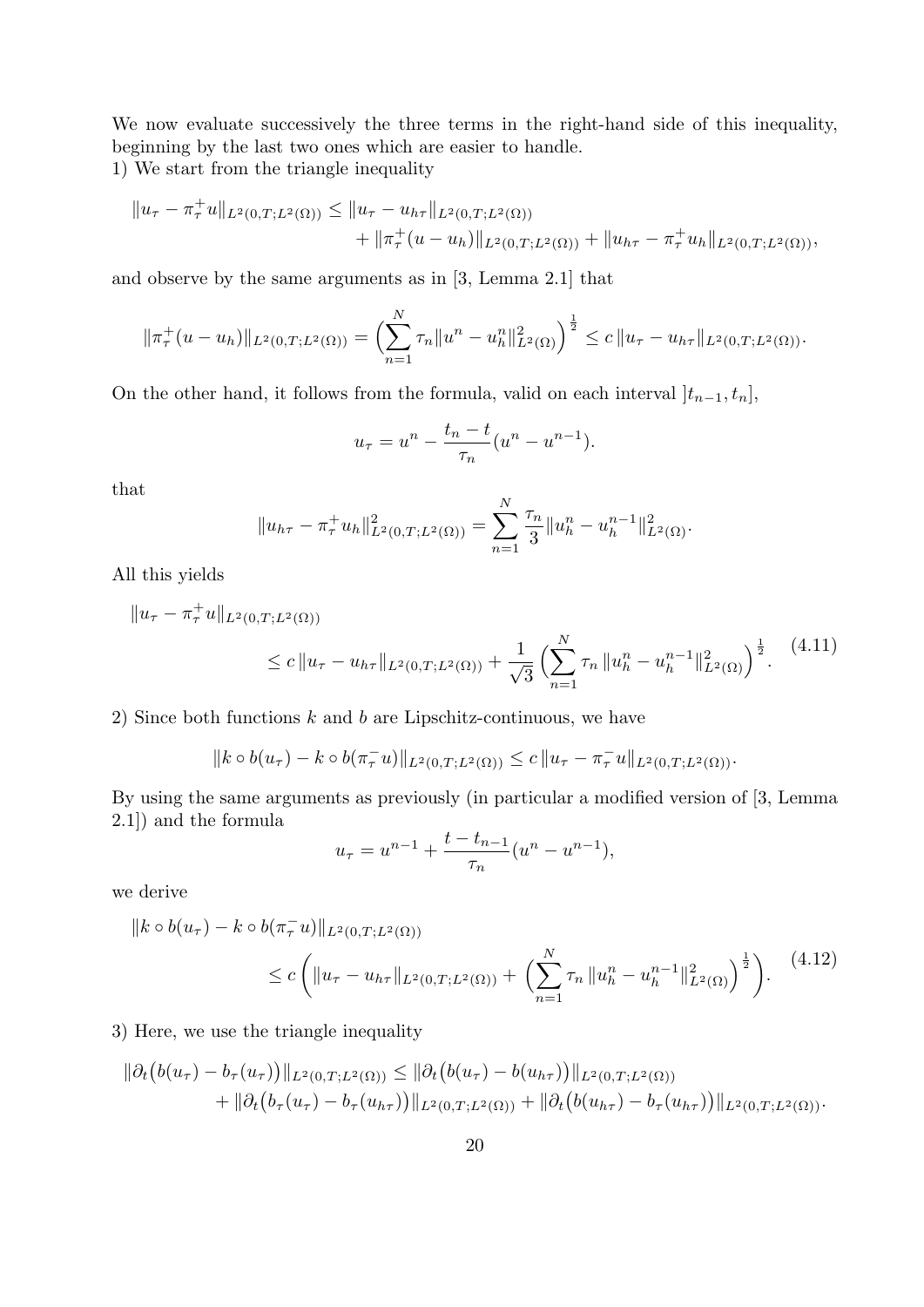We now evaluate successively the three terms in the right-hand side of this inequality, beginning by the last two ones which are easier to handle.

1) We start from the triangle inequality

$$\|u_\tau - \pi_\tau^+ u\|_{L^2(0,T;L^2(\Omega))} \leq \|u_\tau - u_{h\tau}\|_{L^2(0,T;L^2(\Omega))} + \|\pi_\tau^+(u - u_h)\|_{L^2(0,T;L^2(\Omega))} + \|u_{h\tau} - \pi_\tau^+ u_h\|_{L^2(0,T;L^2(\Omega))},$$

and observe by the same arguments as in [3, Lemma 2.1] that

$$\|\pi_\tau^+(u - u_h)\|_{L^2(0,T;L^2(\Omega))} = \Big(\sum_{n=1}^N \tau_n \|u^n - u_h^n\|_{L^2(\Omega)}^2\Big)^{\frac{1}{2}} \leq c\, \|u_\tau - u_{h\tau}\|_{L^2(0,T;L^2(\Omega))}.$$

On the other hand, it follows from the formula, valid on each interval $]t_{n-1}, t_n]$,

$$u_\tau = u^n - \frac{t_n - t}{\tau_n}(u^n - u^{n-1}).$$

that

$$\|u_{h\tau} - \pi_\tau^+ u_h\|_{L^2(0,T;L^2(\Omega))}^2 = \sum_{n=1}^N \frac{\tau_n}{3} \|u_h^n - u_h^{n-1}\|_{L^2(\Omega)}^2.$$

All this yields

$$\|u_\tau - \pi_\tau^+ u\|_{L^2(0,T;L^2(\Omega))} \leq c\, \|u_\tau - u_{h\tau}\|_{L^2(0,T;L^2(\Omega))} + \frac{1}{\sqrt{3}} \Big(\sum_{n=1}^N \tau_n\, \|u_h^n - u_h^{n-1}\|_{L^2(\Omega)}^2\Big)^{\frac{1}{2}}. \tag{4.11}$$

2) Since both functions $k$ and $b$ are Lipschitz-continuous, we have

$$\|k \circ b(u_\tau) - k \circ b(\pi_\tau^- u)\|_{L^2(0,T;L^2(\Omega))} \leq c\, \|u_\tau - \pi_\tau^- u\|_{L^2(0,T;L^2(\Omega))}.$$

By using the same arguments as previously (in particular a modified version of [3, Lemma 2.1]) and the formula

$$u_\tau = u^{n-1} + \frac{t - t_{n-1}}{\tau_n}(u^n - u^{n-1}),$$

we derive

$$\|k \circ b(u_\tau) - k \circ b(\pi_\tau^- u)\|_{L^2(0,T;L^2(\Omega))} \leq c\, \bigg(\|u_\tau - u_{h\tau}\|_{L^2(0,T;L^2(\Omega))} + \Big(\sum_{n=1}^N \tau_n\, \|u_h^n - u_h^{n-1}\|_{L^2(\Omega)}^2\Big)^{\frac{1}{2}}\bigg). \tag{4.12}$$

3) Here, we use the triangle inequality

$$\|\partial_t\big(b(u_\tau) - b_\tau(u_\tau)\big)\|_{L^2(0,T;L^2(\Omega))} \leq \|\partial_t\big(b(u_\tau) - b(u_{h\tau})\big)\|_{L^2(0,T;L^2(\Omega))} + \|\partial_t\big(b_\tau(u_\tau) - b_\tau(u_{h\tau})\big)\|_{L^2(0,T;L^2(\Omega))} + \|\partial_t\big(b(u_{h\tau}) - b_\tau(u_{h\tau})\big)\|_{L^2(0,T;L^2(\Omega))}.$$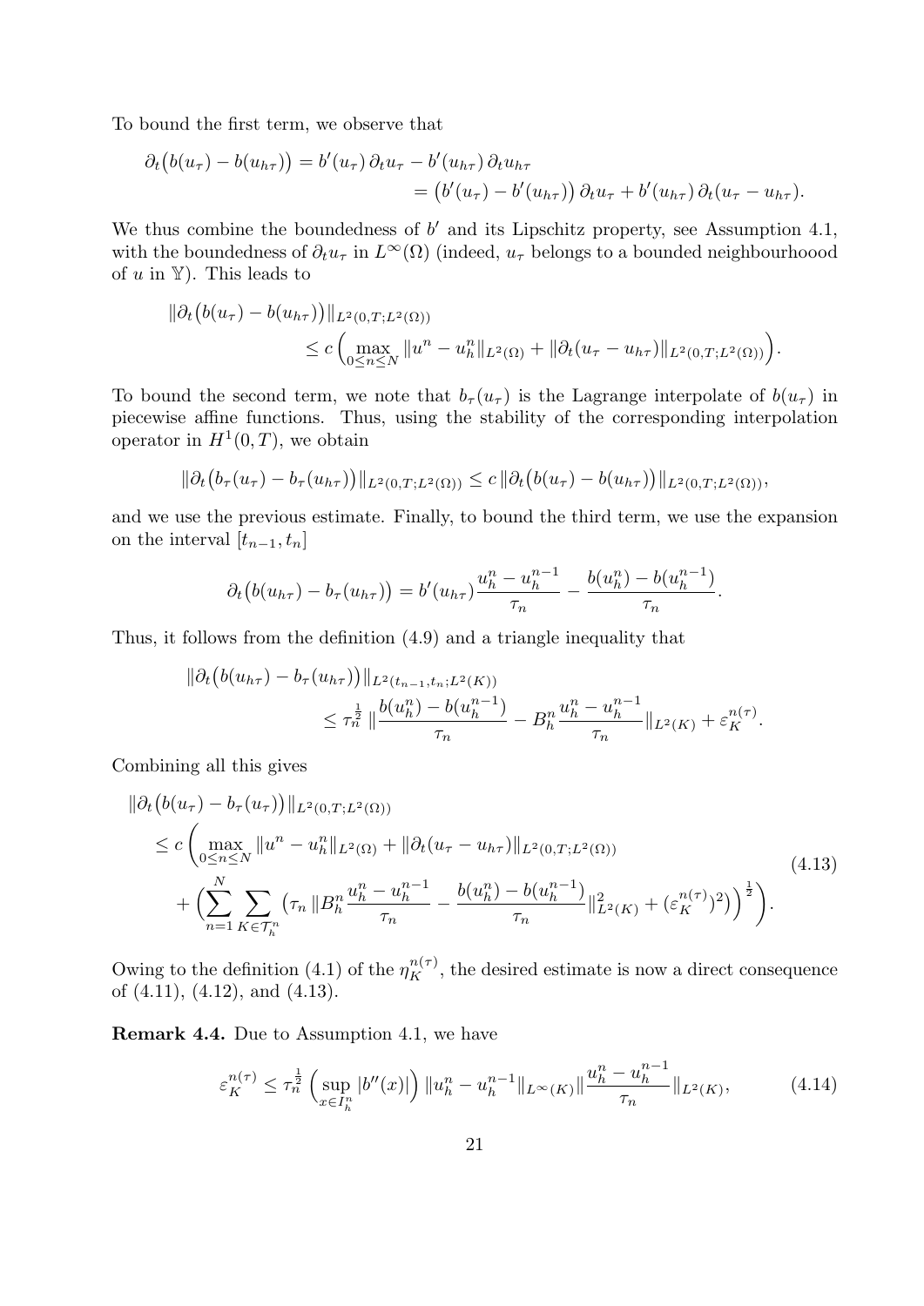To bound the first term, we observe that

$$\partial_t\big(b(u_\tau) - b(u_{h\tau})\big) = b'(u_\tau)\,\partial_t u_\tau - b'(u_{h\tau})\,\partial_t u_{h\tau}$$
$$= \big(b'(u_\tau) - b'(u_{h\tau})\big)\,\partial_t u_\tau + b'(u_{h\tau})\,\partial_t(u_\tau - u_{h\tau}).$$

We thus combine the boundedness of $b'$ and its Lipschitz property, see Assumption 4.1, with the boundedness of $\partial_t u_\tau$ in $L^\infty(\Omega)$ (indeed, $u_\tau$ belongs to a bounded neighbourhoood of $u$ in $\mathbb{Y}$). This leads to

$$\|\partial_t\big(b(u_\tau) - b(u_{h\tau})\big)\|_{L^2(0,T;L^2(\Omega))} \leq c\left(\max_{0\leq n\leq N}\|u^n - u_h^n\|_{L^2(\Omega)} + \|\partial_t(u_\tau - u_{h\tau})\|_{L^2(0,T;L^2(\Omega))}\right).$$

To bound the second term, we note that $b_\tau(u_\tau)$ is the Lagrange interpolate of $b(u_\tau)$ in piecewise affine functions. Thus, using the stability of the corresponding interpolation operator in $H^1(0,T)$, we obtain

$$\|\partial_t\big(b_\tau(u_\tau) - b_\tau(u_{h\tau})\big)\|_{L^2(0,T;L^2(\Omega))} \leq c\,\|\partial_t\big(b(u_\tau) - b(u_{h\tau})\big)\|_{L^2(0,T;L^2(\Omega))},$$

and we use the previous estimate. Finally, to bound the third term, we use the expansion on the interval $[t_{n-1},t_n]$

$$\partial_t\big(b(u_{h\tau}) - b_\tau(u_{h\tau})\big) = b'(u_{h\tau})\frac{u_h^n - u_h^{n-1}}{\tau_n} - \frac{b(u_h^n) - b(u_h^{n-1})}{\tau_n}.$$

Thus, it follows from the definition (4.9) and a triangle inequality that

$$\|\partial_t\big(b(u_{h\tau}) - b_\tau(u_{h\tau})\big)\|_{L^2(t_{n-1},t_n;L^2(K))} \leq \tau_n^{\frac{1}{2}}\,\|\frac{b(u_h^n) - b(u_h^{n-1})}{\tau_n} - B_h^n\frac{u_h^n - u_h^{n-1}}{\tau_n}\|_{L^2(K)} + \varepsilon_K^{n(\tau)}.$$

Combining all this gives

$$\begin{aligned}
&\|\partial_t\big(b(u_\tau) - b_\tau(u_\tau)\big)\|_{L^2(0,T;L^2(\Omega))} \\
&\quad\leq c\left(\max_{0\leq n\leq N}\|u^n - u_h^n\|_{L^2(\Omega)} + \|\partial_t(u_\tau - u_{h\tau})\|_{L^2(0,T;L^2(\Omega))}\right. \\
&\qquad\left. + \Big(\sum_{n=1}^N\sum_{K\in\mathcal{T}_h^n}\big(\tau_n\,\|B_h^n\frac{u_h^n - u_h^{n-1}}{\tau_n} - \frac{b(u_h^n) - b(u_h^{n-1})}{\tau_n}\|_{L^2(K)}^2 + (\varepsilon_K^{n(\tau)})^2\big)\Big)^{\frac{1}{2}}\right).
\end{aligned} \tag{4.13}$$

Owing to the definition (4.1) of the $\eta_K^{n(\tau)}$, the desired estimate is now a direct consequence of (4.11), (4.12), and (4.13).

**Remark 4.4.** Due to Assumption 4.1, we have

$$\varepsilon_K^{n(\tau)} \leq \tau_n^{\frac{1}{2}}\left(\sup_{x\in I_h^n}|b''(x)|\right)\|u_h^n - u_h^{n-1}\|_{L^\infty(K)}\|\frac{u_h^n - u_h^{n-1}}{\tau_n}\|_{L^2(K)}, \tag{4.14}$$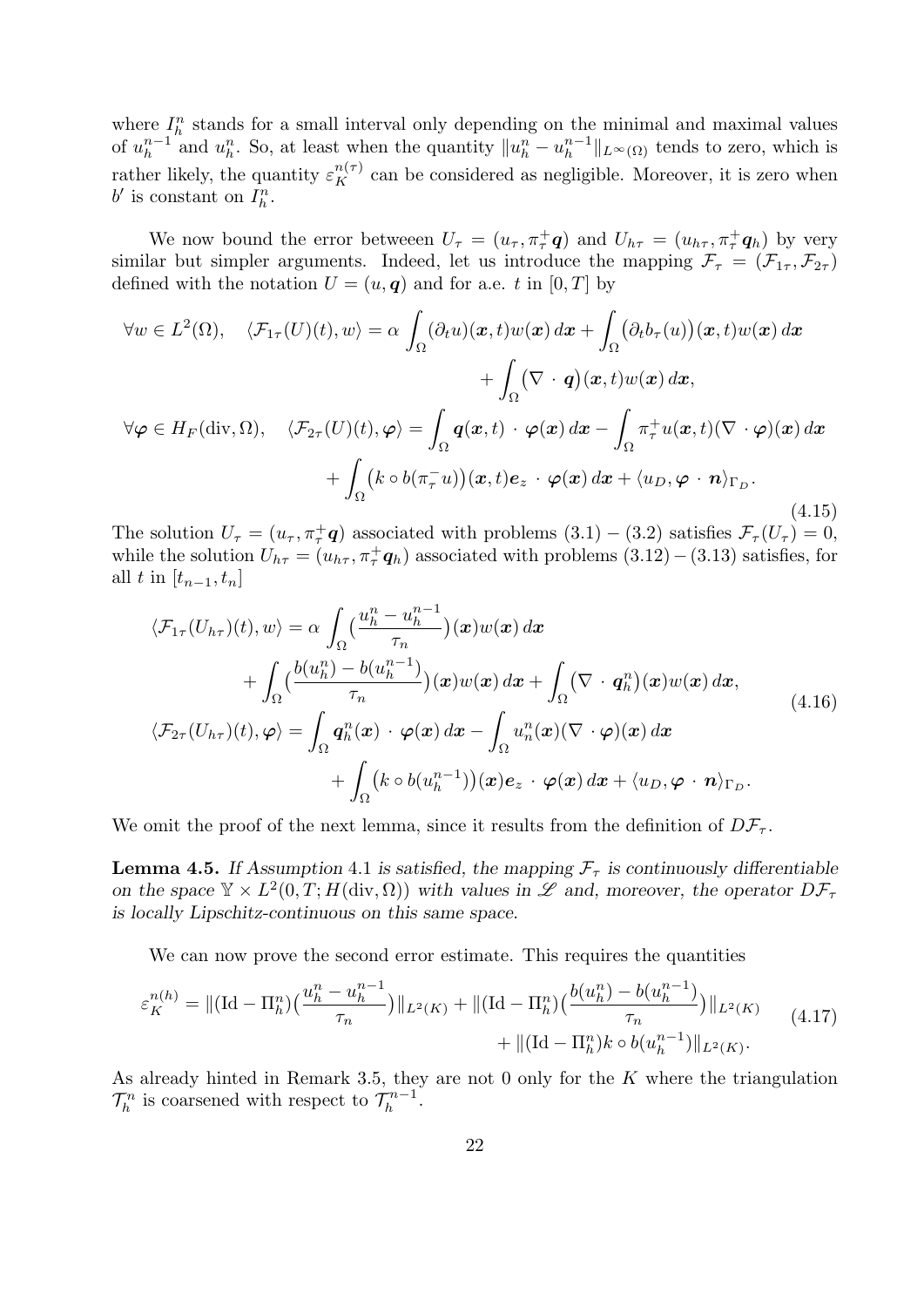where $I_h^n$ stands for a small interval only depending on the minimal and maximal values of $u_h^{n-1}$ and $u_h^n$. So, at least when the quantity $\|u_h^n - u_h^{n-1}\|_{L^\infty(\Omega)}$ tends to zero, which is rather likely, the quantity $\varepsilon_K^{n(\tau)}$ can be considered as negligible. Moreover, it is zero when $b'$ is constant on $I_h^n$.

We now bound the error betweeen $U_\tau = (u_\tau, \pi_\tau^+ \boldsymbol{q})$ and $U_{h\tau} = (u_{h\tau}, \pi_\tau^+ \boldsymbol{q}_h)$ by very similar but simpler arguments. Indeed, let us introduce the mapping $\mathcal{F}_\tau = (\mathcal{F}_{1\tau}, \mathcal{F}_{2\tau})$ defined with the notation $U = (u, \boldsymbol{q})$ and for a.e. $t$ in $[0, T]$ by

$$
\begin{aligned}
\forall w \in L^2(\Omega), \quad \langle \mathcal{F}_{1\tau}(U)(t), w\rangle &= \alpha \int_\Omega (\partial_t u)(\boldsymbol{x}, t) w(\boldsymbol{x})\, d\boldsymbol{x} + \int_\Omega \big(\partial_t b_\tau(u)\big)(\boldsymbol{x}, t) w(\boldsymbol{x})\, d\boldsymbol{x} \\
&\quad + \int_\Omega \big(\nabla \cdot \boldsymbol{q}\big)(\boldsymbol{x}, t) w(\boldsymbol{x})\, d\boldsymbol{x}, \\
\forall \boldsymbol{\varphi} \in H_F(\operatorname{div}, \Omega), \quad \langle \mathcal{F}_{2\tau}(U)(t), \boldsymbol{\varphi}\rangle &= \int_\Omega \boldsymbol{q}(\boldsymbol{x}, t) \cdot \boldsymbol{\varphi}(\boldsymbol{x})\, d\boldsymbol{x} - \int_\Omega \pi_\tau^+ u(\boldsymbol{x}, t) (\nabla \cdot \boldsymbol{\varphi})(\boldsymbol{x})\, d\boldsymbol{x} \\
&\quad + \int_\Omega \big(k \circ b(\pi_\tau^- u)\big)(\boldsymbol{x}, t) \boldsymbol{e}_z \cdot \boldsymbol{\varphi}(\boldsymbol{x})\, d\boldsymbol{x} + \langle u_D, \boldsymbol{\varphi} \cdot \boldsymbol{n}\rangle_{\Gamma_D}.
\end{aligned}
\tag{4.15}
$$

The solution $U_\tau = (u_\tau, \pi_\tau^+ \boldsymbol{q})$ associated with problems (3.1) – (3.2) satisfies $\mathcal{F}_\tau(U_\tau) = 0$, while the solution $U_{h\tau} = (u_{h\tau}, \pi_\tau^+ \boldsymbol{q}_h)$ associated with problems $(3.12) - (3.13)$ satisfies, for all $t$ in $[t_{n-1}, t_n]$

$$
\begin{aligned}
\langle \mathcal{F}_{1\tau}(U_{h\tau})(t), w\rangle &= \alpha \int_\Omega \big(\frac{u_h^n - u_h^{n-1}}{\tau_n}\big)(\boldsymbol{x}) w(\boldsymbol{x})\, d\boldsymbol{x} \\
&\quad + \int_\Omega \big(\frac{b(u_h^n) - b(u_h^{n-1})}{\tau_n}\big)(\boldsymbol{x}) w(\boldsymbol{x})\, d\boldsymbol{x} + \int_\Omega \big(\nabla \cdot \boldsymbol{q}_h^n\big)(\boldsymbol{x}) w(\boldsymbol{x})\, d\boldsymbol{x}, \\
\langle \mathcal{F}_{2\tau}(U_{h\tau})(t), \boldsymbol{\varphi}\rangle &= \int_\Omega \boldsymbol{q}_h^n(\boldsymbol{x}) \cdot \boldsymbol{\varphi}(\boldsymbol{x})\, d\boldsymbol{x} - \int_\Omega u_n^n(\boldsymbol{x}) (\nabla \cdot \boldsymbol{\varphi})(\boldsymbol{x})\, d\boldsymbol{x} \\
&\quad + \int_\Omega \big(k \circ b(u_h^{n-1})\big)(\boldsymbol{x}) \boldsymbol{e}_z \cdot \boldsymbol{\varphi}(\boldsymbol{x})\, d\boldsymbol{x} + \langle u_D, \boldsymbol{\varphi} \cdot \boldsymbol{n}\rangle_{\Gamma_D}.
\end{aligned}
\tag{4.16}
$$

We omit the proof of the next lemma, since it results from the definition of $D\mathcal{F}_\tau$.

**Lemma 4.5.** *If Assumption* 4.1 *is satisfied, the mapping $\mathcal{F}_\tau$ is continuously differentiable on the space $\mathbb{Y} \times L^2(0, T; H(\operatorname{div}, \Omega))$ with values in $\mathscr{L}$ and, moreover, the operator $D\mathcal{F}_\tau$ is locally Lipschitz-continuous on this same space.*

We can now prove the second error estimate. This requires the quantities

$$
\begin{aligned}
\varepsilon_K^{n(h)} = \|(\operatorname{Id} - \Pi_h^n)\big(\frac{u_h^n - u_h^{n-1}}{\tau_n}\big)\|_{L^2(K)} + \|(\operatorname{Id} - \Pi_h^n)\big(\frac{b(u_h^n) - b(u_h^{n-1})}{\tau_n}\big)\|_{L^2(K)} \\
+ \|(\operatorname{Id} - \Pi_h^n) k \circ b(u_h^{n-1})\|_{L^2(K)}.
\end{aligned}
\tag{4.17}
$$

As already hinted in Remark 3.5, they are not 0 only for the $K$ where the triangulation $\mathcal{T}_h^n$ is coarsened with respect to $\mathcal{T}_h^{n-1}$.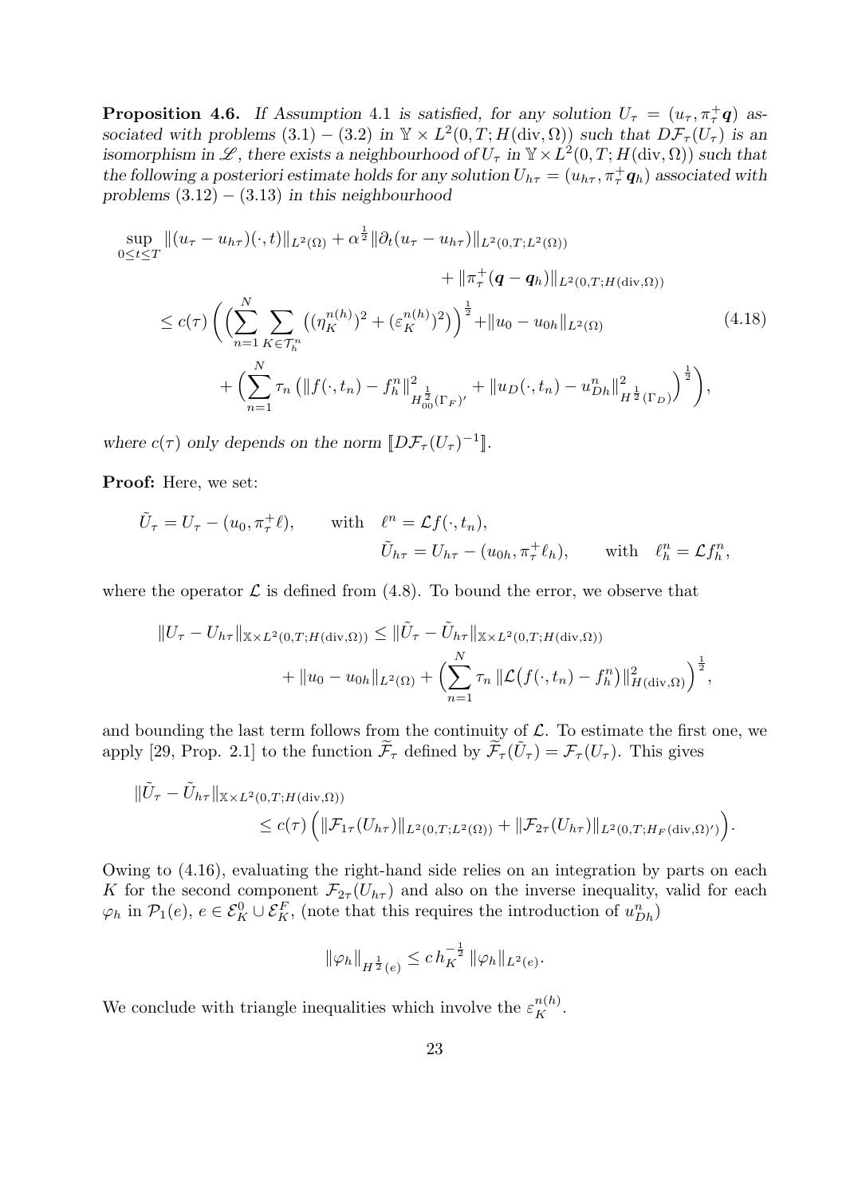**Proposition 4.6.** *If Assumption* 4.1 *is satisfied, for any solution* $U_\tau = (u_\tau, \pi_\tau^+ \boldsymbol{q})$ *associated with problems* (3.1) – (3.2) *in* $\mathbb{Y} \times L^2(0,T; H(\mathrm{div}, \Omega))$ *such that* $D\mathcal{F}_\tau(U_\tau)$ *is an isomorphism in* $\mathscr{L}$*, there exists a neighbourhood of* $U_\tau$ *in* $\mathbb{Y} \times L^2(0,T; H(\mathrm{div}, \Omega))$ *such that the following a posteriori estimate holds for any solution* $U_{h\tau} = (u_{h\tau}, \pi_\tau^+ \boldsymbol{q}_h)$ *associated with problems* (3.12) – (3.13) *in this neighbourhood*

$$
\begin{aligned}
\sup_{0 \le t \le T} \|(u_\tau - u_{h\tau})(\cdot, t)\|_{L^2(\Omega)} &+ \alpha^{\frac{1}{2}} \|\partial_t (u_\tau - u_{h\tau})\|_{L^2(0,T;L^2(\Omega))} \\
&\qquad + \|\pi_\tau^+ (\boldsymbol{q} - \boldsymbol{q}_h)\|_{L^2(0,T;H(\mathrm{div},\Omega))} \\
\le c(\tau) \bigg( \Big( \sum_{n=1}^N \sum_{K \in \mathcal{T}_h^n} &\big( (\eta_K^{n(h)})^2 + (\varepsilon_K^{n(h)})^2 \big) \Big)^{\frac{1}{2}} + \|u_0 - u_{0h}\|_{L^2(\Omega)} \\
&+ \Big( \sum_{n=1}^N \tau_n \big( \|f(\cdot, t_n) - f_h^n\|^2_{H_{00}^{\frac{1}{2}}(\Gamma_F)'} + \|u_D(\cdot, t_n) - u_{Dh}^n\|^2_{H^{\frac{1}{2}}(\Gamma_D)} \big) \Big)^{\frac{1}{2}} \bigg),
\end{aligned} \tag{4.18}
$$

*where* $c(\tau)$ *only depends on the norm* $[\![ D\mathcal{F}_\tau(U_\tau)^{-1} ]\!]$.

**Proof:** Here, we set:

$$
\tilde{U}_\tau = U_\tau - (u_0, \pi_\tau^+ \ell), \qquad \text{with} \quad \ell^n = \mathcal{L} f(\cdot, t_n),
$$
$$
\tilde{U}_{h\tau} = U_{h\tau} - (u_{0h}, \pi_\tau^+ \ell_h), \qquad \text{with} \quad \ell_h^n = \mathcal{L} f_h^n,
$$

where the operator $\mathcal{L}$ is defined from (4.8). To bound the error, we observe that

$$
\begin{aligned}
\|U_\tau - U_{h\tau}\|_{\mathbb{X} \times L^2(0,T;H(\mathrm{div},\Omega))} &\le \|\tilde{U}_\tau - \tilde{U}_{h\tau}\|_{\mathbb{X} \times L^2(0,T;H(\mathrm{div},\Omega))} \\
&+ \|u_0 - u_{0h}\|_{L^2(\Omega)} + \Big( \sum_{n=1}^N \tau_n \|\mathcal{L}\big(f(\cdot, t_n) - f_h^n\big)\|^2_{H(\mathrm{div},\Omega)} \Big)^{\frac{1}{2}},
\end{aligned}
$$

and bounding the last term follows from the continuity of $\mathcal{L}$. To estimate the first one, we apply [29, Prop. 2.1] to the function $\widetilde{\mathcal{F}}_\tau$ defined by $\widetilde{\mathcal{F}}_\tau(\tilde{U}_\tau) = \mathcal{F}_\tau(U_\tau)$. This gives

$$
\begin{aligned}
\|\tilde{U}_\tau - \tilde{U}_{h\tau}\|&_{\mathbb{X} \times L^2(0,T;H(\mathrm{div},\Omega))} \\
&\le c(\tau) \Big( \|\mathcal{F}_{1\tau}(U_{h\tau})\|_{L^2(0,T;L^2(\Omega))} + \|\mathcal{F}_{2\tau}(U_{h\tau})\|_{L^2(0,T;H_F(\mathrm{div},\Omega)')} \Big).
\end{aligned}
$$

Owing to (4.16), evaluating the right-hand side relies on an integration by parts on each $K$ for the second component $\mathcal{F}_{2\tau}(U_{h\tau})$ and also on the inverse inequality, valid for each $\varphi_h$ in $\mathcal{P}_1(e)$, $e \in \mathcal{E}_K^0 \cup \mathcal{E}_K^F$, (note that this requires the introduction of $u_{Dh}^n$)

$$
\|\varphi_h\|_{H^{\frac{1}{2}}(e)} \le c\, h_K^{-\frac{1}{2}} \|\varphi_h\|_{L^2(e)}.
$$

We conclude with triangle inequalities which involve the $\varepsilon_K^{n(h)}$.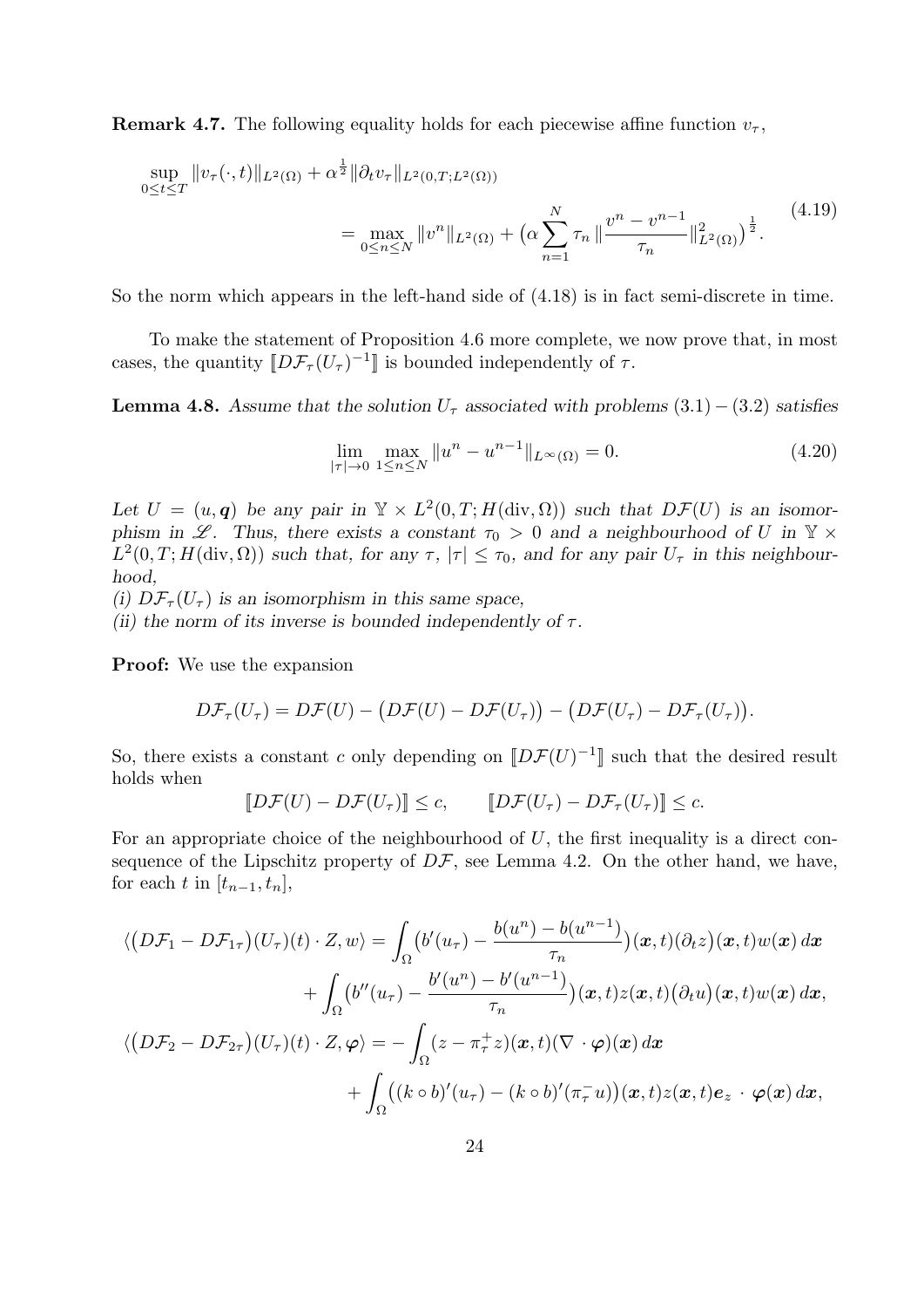**Remark 4.7.** The following equality holds for each piecewise affine function $v_\tau$,

$$\sup_{0\leq t\leq T} \|v_\tau(\cdot,t)\|_{L^2(\Omega)} + \alpha^{\frac{1}{2}} \|\partial_t v_\tau\|_{L^2(0,T;L^2(\Omega))} = \max_{0\leq n\leq N} \|v^n\|_{L^2(\Omega)} + \big(\alpha \sum_{n=1}^{N} \tau_n \, \|\frac{v^n - v^{n-1}}{\tau_n}\|^2_{L^2(\Omega)}\big)^{\frac{1}{2}}. \tag{4.19}$$

So the norm which appears in the left-hand side of (4.18) is in fact semi-discrete in time.

To make the statement of Proposition 4.6 more complete, we now prove that, in most cases, the quantity $[\![D\mathcal{F}_\tau(U_\tau)^{-1}]\!]$ is bounded independently of $\tau$.

**Lemma 4.8.** *Assume that the solution $U_\tau$ associated with problems (3.1) – (3.2) satisfies*

$$\lim_{|\tau|\to 0} \max_{1\leq n\leq N} \|u^n - u^{n-1}\|_{L^\infty(\Omega)} = 0. \tag{4.20}$$

*Let $U = (u, \boldsymbol{q})$ be any pair in $\mathbb{Y} \times L^2(0,T; H(\mathrm{div},\Omega))$ such that $D\mathcal{F}(U)$ is an isomorphism in $\mathscr{L}$. Thus, there exists a constant $\tau_0 > 0$ and a neighbourhood of $U$ in $\mathbb{Y} \times L^2(0,T; H(\mathrm{div},\Omega))$ such that, for any $\tau$, $|\tau| \leq \tau_0$, and for any pair $U_\tau$ in this neighbourhood,*

*(i) $D\mathcal{F}_\tau(U_\tau)$ is an isomorphism in this same space,*

*(ii) the norm of its inverse is bounded independently of $\tau$.*

**Proof:** We use the expansion

$$D\mathcal{F}_\tau(U_\tau) = D\mathcal{F}(U) - \big(D\mathcal{F}(U) - D\mathcal{F}(U_\tau)\big) - \big(D\mathcal{F}(U_\tau) - D\mathcal{F}_\tau(U_\tau)\big).$$

So, there exists a constant $c$ only depending on $[\![D\mathcal{F}(U)^{-1}]\!]$ such that the desired result holds when

$$[\![D\mathcal{F}(U) - D\mathcal{F}(U_\tau)]\!] \leq c, \qquad [\![D\mathcal{F}(U_\tau) - D\mathcal{F}_\tau(U_\tau)]\!] \leq c.$$

For an appropriate choice of the neighbourhood of $U$, the first inequality is a direct consequence of the Lipschitz property of $D\mathcal{F}$, see Lemma 4.2. On the other hand, we have, for each $t$ in $[t_{n-1}, t_n]$,

$$\begin{aligned}
\langle \big(D\mathcal{F}_1 - D\mathcal{F}_{1\tau}\big)(U_\tau)(t)\cdot Z, w\rangle &= \int_\Omega \big(b'(u_\tau) - \frac{b(u^n) - b(u^{n-1})}{\tau_n}\big)(\boldsymbol{x},t)\big(\partial_t z\big)(\boldsymbol{x},t) w(\boldsymbol{x})\, d\boldsymbol{x} \\
&\quad + \int_\Omega \big(b''(u_\tau) - \frac{b'(u^n) - b'(u^{n-1})}{\tau_n}\big)(\boldsymbol{x},t) z(\boldsymbol{x},t) \big(\partial_t u\big)(\boldsymbol{x},t) w(\boldsymbol{x})\, d\boldsymbol{x}, \\
\langle \big(D\mathcal{F}_2 - D\mathcal{F}_{2\tau}\big)(U_\tau)(t)\cdot Z, \boldsymbol{\varphi}\rangle &= -\int_\Omega (z - \pi_\tau^+ z)(\boldsymbol{x},t)(\nabla\cdot\boldsymbol{\varphi})(\boldsymbol{x})\, d\boldsymbol{x} \\
&\quad + \int_\Omega \big((k\circ b)'(u_\tau) - (k\circ b)'(\pi_\tau^- u)\big)(\boldsymbol{x},t) z(\boldsymbol{x},t) \boldsymbol{e}_z \cdot \boldsymbol{\varphi}(\boldsymbol{x})\, d\boldsymbol{x},
\end{aligned}$$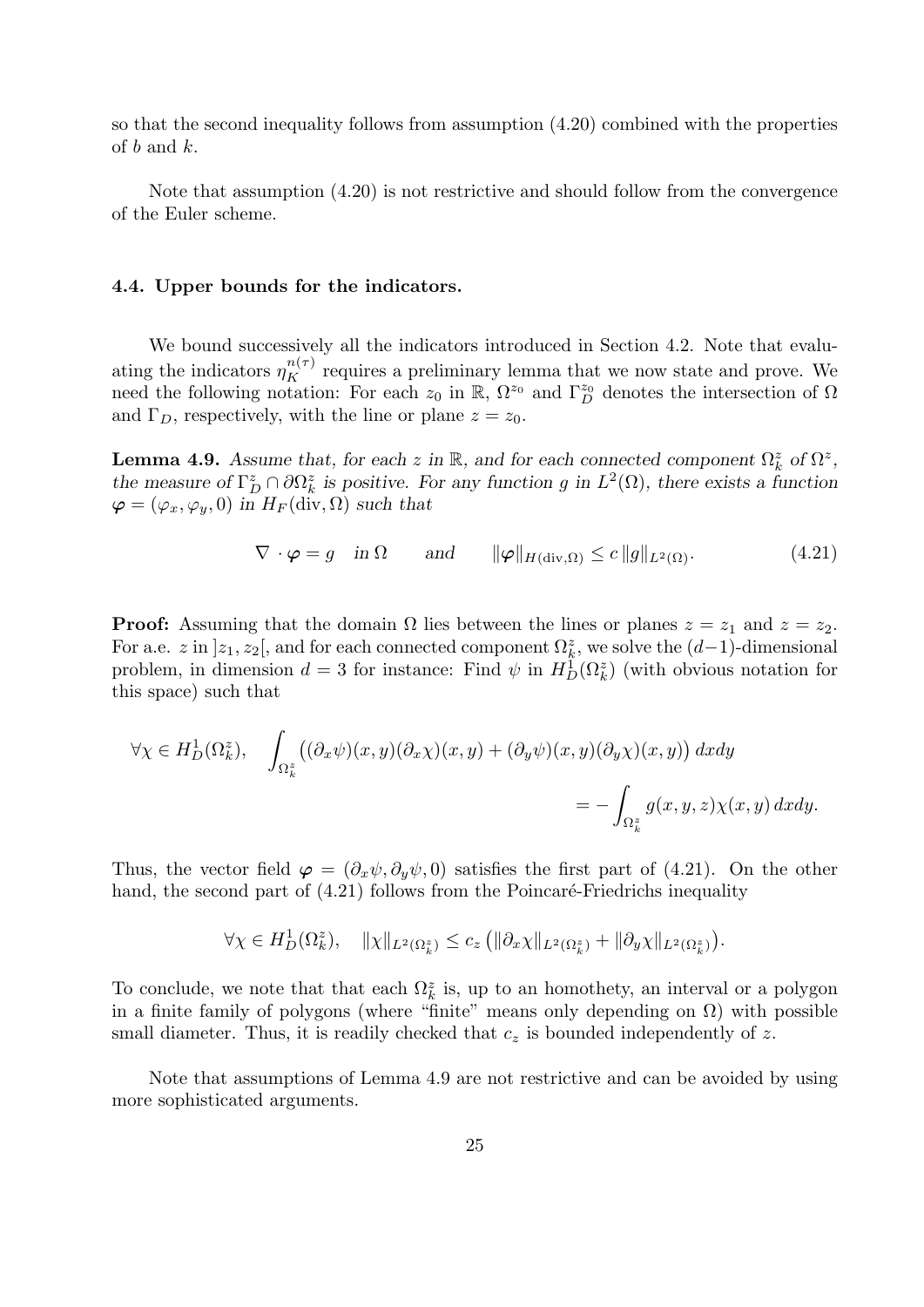so that the second inequality follows from assumption (4.20) combined with the properties of $b$ and $k$.

Note that assumption (4.20) is not restrictive and should follow from the convergence of the Euler scheme.

### 4.4. Upper bounds for the indicators.

We bound successively all the indicators introduced in Section 4.2. Note that evaluating the indicators $\eta_K^{n(\tau)}$ requires a preliminary lemma that we now state and prove. We need the following notation: For each $z_0$ in $\mathbb{R}$, $\Omega^{z_0}$ and $\Gamma_D^{z_0}$ denotes the intersection of $\Omega$ and $\Gamma_D$, respectively, with the line or plane $z = z_0$.

**Lemma 4.9.** *Assume that, for each $z$ in $\mathbb{R}$, and for each connected component $\Omega_k^z$ of $\Omega^z$, the measure of $\Gamma_D^z \cap \partial\Omega_k^z$ is positive. For any function $g$ in $L^2(\Omega)$, there exists a function $\boldsymbol{\varphi} = (\varphi_x, \varphi_y, 0)$ in $H_F(\mathrm{div}, \Omega)$ such that*

$$\nabla \cdot \boldsymbol{\varphi} = g \quad \text{in } \Omega \qquad \text{and} \qquad \|\boldsymbol{\varphi}\|_{H(\mathrm{div},\Omega)} \le c\, \|g\|_{L^2(\Omega)}. \tag{4.21}$$

**Proof:** Assuming that the domain $\Omega$ lies between the lines or planes $z = z_1$ and $z = z_2$. For a.e. $z$ in $]z_1, z_2[$, and for each connected component $\Omega_k^z$, we solve the $(d-1)$-dimensional problem, in dimension $d = 3$ for instance: Find $\psi$ in $H_D^1(\Omega_k^z)$ (with obvious notation for this space) such that

$$\forall \chi \in H_D^1(\Omega_k^z), \quad \int_{\Omega_k^z} \big((\partial_x \psi)(x,y)(\partial_x \chi)(x,y) + (\partial_y \psi)(x,y)(\partial_y \chi)(x,y)\big)\, dxdy$$
$$= -\int_{\Omega_k^z} g(x,y,z)\chi(x,y)\, dxdy.$$

Thus, the vector field $\boldsymbol{\varphi} = (\partial_x \psi, \partial_y \psi, 0)$ satisfies the first part of (4.21). On the other hand, the second part of (4.21) follows from the Poincaré-Friedrichs inequality

$$\forall \chi \in H_D^1(\Omega_k^z), \quad \|\chi\|_{L^2(\Omega_k^z)} \le c_z \big(\|\partial_x \chi\|_{L^2(\Omega_k^z)} + \|\partial_y \chi\|_{L^2(\Omega_k^z)}\big).$$

To conclude, we note that that each $\Omega_k^z$ is, up to an homothety, an interval or a polygon in a finite family of polygons (where "finite" means only depending on $\Omega$) with possible small diameter. Thus, it is readily checked that $c_z$ is bounded independently of $z$.

Note that assumptions of Lemma 4.9 are not restrictive and can be avoided by using more sophisticated arguments.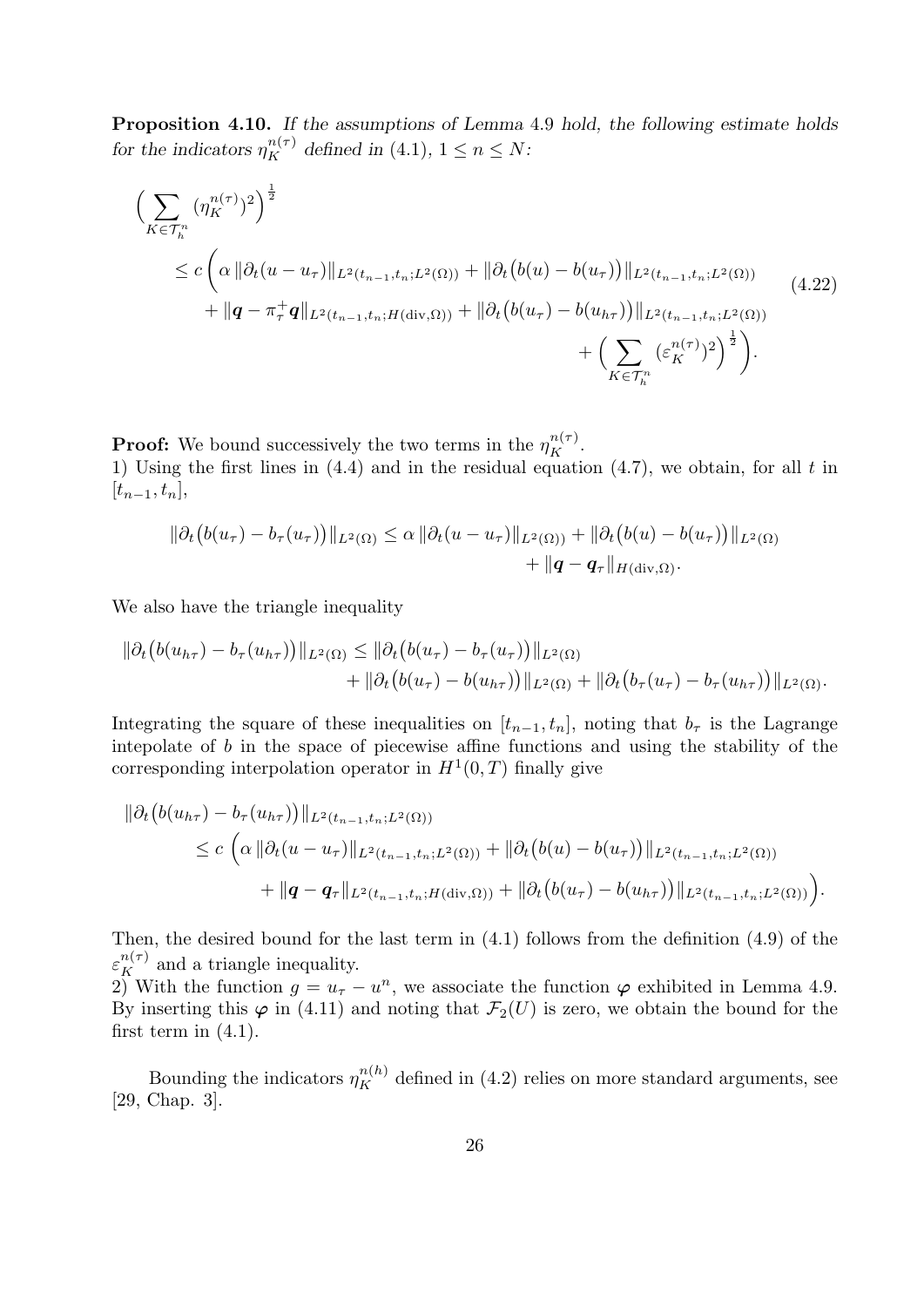**Proposition 4.10.** *If the assumptions of Lemma* 4.9 *hold, the following estimate holds for the indicators* $\eta_K^{n(\tau)}$ *defined in* (4.1), $1 \leq n \leq N$:

$$
\begin{aligned}
\Big( \sum_{K \in \mathcal{T}_h^n} (\eta_K^{n(\tau)})^2 \Big)^{\frac{1}{2}} \\
\leq c \bigg( \alpha \, \|\partial_t (u - u_\tau)\|_{L^2(t_{n-1},t_n;L^2(\Omega))} + \|\partial_t \big(b(u) - b(u_\tau)\big)\|_{L^2(t_{n-1},t_n;L^2(\Omega))} \\
+ \|\boldsymbol{q} - \pi_\tau^+ \boldsymbol{q}\|_{L^2(t_{n-1},t_n;H(\mathrm{div},\Omega))} + \|\partial_t \big(b(u_\tau) - b(u_{h\tau})\big)\|_{L^2(t_{n-1},t_n;L^2(\Omega))} \\
+ \Big( \sum_{K \in \mathcal{T}_h^n} (\varepsilon_K^{n(\tau)})^2 \Big)^{\frac{1}{2}} \bigg).
\end{aligned}
\tag{4.22}
$$

**Proof:** We bound successively the two terms in the $\eta_K^{n(\tau)}$.
1) Using the first lines in (4.4) and in the residual equation (4.7), we obtain, for all $t$ in $[t_{n-1}, t_n]$,

$$
\|\partial_t \big(b(u_\tau) - b_\tau(u_\tau)\big)\|_{L^2(\Omega)} \leq \alpha \, \|\partial_t (u - u_\tau)\|_{L^2(\Omega))} + \|\partial_t \big(b(u) - b(u_\tau)\big)\|_{L^2(\Omega)} + \|\boldsymbol{q} - \boldsymbol{q}_\tau\|_{H(\mathrm{div},\Omega)}.
$$

We also have the triangle inequality

$$
\|\partial_t \big(b(u_{h\tau}) - b_\tau(u_{h\tau})\big)\|_{L^2(\Omega)} \leq \|\partial_t \big(b(u_\tau) - b_\tau(u_\tau)\big)\|_{L^2(\Omega)} + \|\partial_t \big(b(u_\tau) - b(u_{h\tau})\big)\|_{L^2(\Omega)} + \|\partial_t \big(b_\tau(u_\tau) - b_\tau(u_{h\tau})\big)\|_{L^2(\Omega)}.
$$

Integrating the square of these inequalities on $[t_{n-1}, t_n]$, noting that $b_\tau$ is the Lagrange intepolate of $b$ in the space of piecewise affine functions and using the stability of the corresponding interpolation operator in $H^1(0,T)$ finally give

$$
\begin{aligned}
\|\partial_t \big(b(u_{h\tau}) - b_\tau(u_{h\tau})\big)\|_{L^2(t_{n-1},t_n;L^2(\Omega))} \\
\leq c \, \Big( \alpha \, \|\partial_t (u - u_\tau)\|_{L^2(t_{n-1},t_n;L^2(\Omega))} + \|\partial_t \big(b(u) - b(u_\tau)\big)\|_{L^2(t_{n-1},t_n;L^2(\Omega))} \\
+ \|\boldsymbol{q} - \boldsymbol{q}_\tau\|_{L^2(t_{n-1},t_n;H(\mathrm{div},\Omega))} + \|\partial_t \big(b(u_\tau) - b(u_{h\tau})\big)\|_{L^2(t_{n-1},t_n;L^2(\Omega))} \Big).
\end{aligned}
$$

Then, the desired bound for the last term in (4.1) follows from the definition (4.9) of the $\varepsilon_K^{n(\tau)}$ and a triangle inequality.
2) With the function $g = u_\tau - u^n$, we associate the function $\boldsymbol{\varphi}$ exhibited in Lemma 4.9. By inserting this $\boldsymbol{\varphi}$ in (4.11) and noting that $\mathcal{F}_2(U)$ is zero, we obtain the bound for the first term in (4.1).

Bounding the indicators $\eta_K^{n(h)}$ defined in (4.2) relies on more standard arguments, see [29, Chap. 3].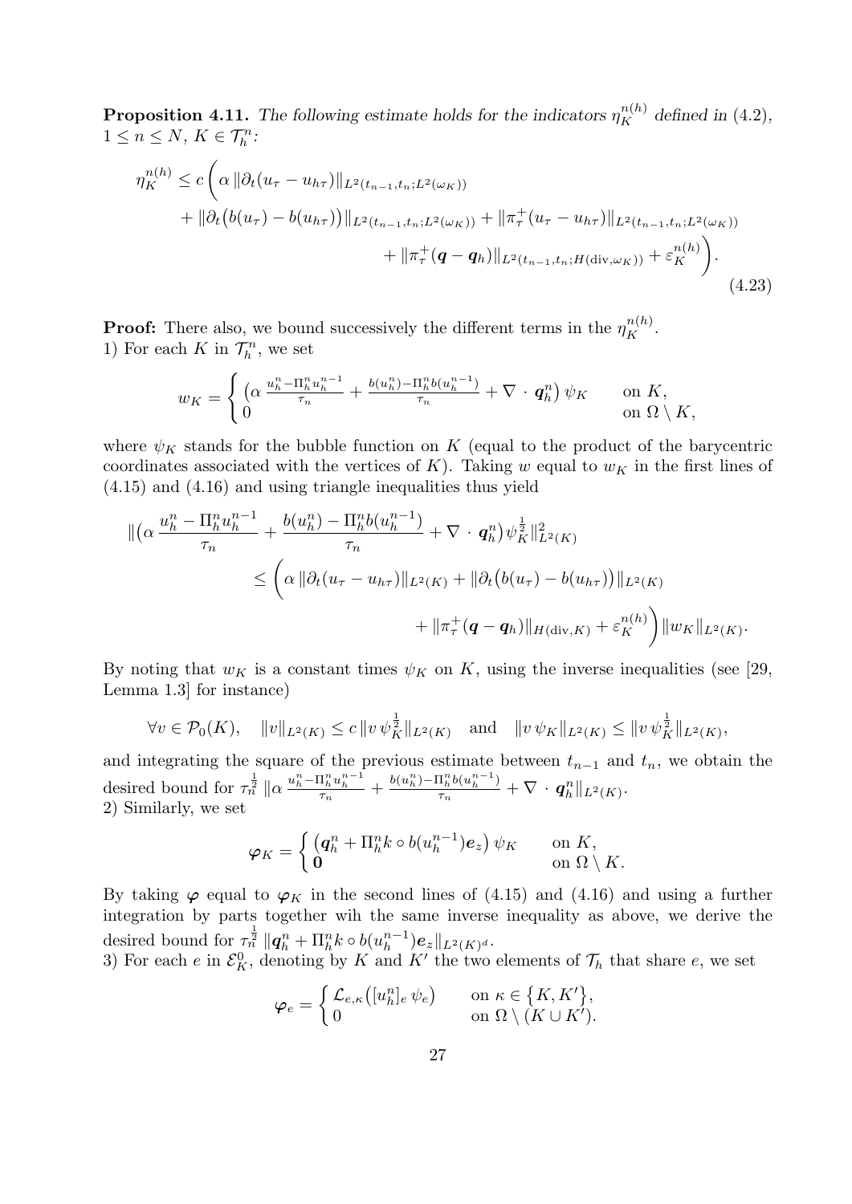**Proposition 4.11.** *The following estimate holds for the indicators $\eta_K^{n(h)}$ defined in (4.2), $1 \le n \le N$, $K \in \mathcal{T}_h^n$:*

$$\begin{aligned}
\eta_K^{n(h)} \le c \bigg( & \alpha \, \|\partial_t (u_\tau - u_{h\tau})\|_{L^2(t_{n-1},t_n;L^2(\omega_K))} \\
& + \|\partial_t \big(b(u_\tau) - b(u_{h\tau})\big)\|_{L^2(t_{n-1},t_n;L^2(\omega_K))} + \|\pi_\tau^+ (u_\tau - u_{h\tau})\|_{L^2(t_{n-1},t_n;L^2(\omega_K))} \\
& \qquad + \|\pi_\tau^+ (\boldsymbol{q} - \boldsymbol{q}_h)\|_{L^2(t_{n-1},t_n;H(\mathrm{div},\omega_K))} + \varepsilon_K^{n(h)} \bigg).
\end{aligned} \tag{4.23}$$

**Proof:** There also, we bound successively the different terms in the $\eta_K^{n(h)}$.
1) For each $K$ in $\mathcal{T}_h^n$, we set

$$w_K = \begin{cases} \big(\alpha \, \frac{u_h^n - \Pi_h^n u_h^{n-1}}{\tau_n} + \frac{b(u_h^n) - \Pi_h^n b(u_h^{n-1})}{\tau_n} + \nabla \cdot \boldsymbol{q}_h^n \big) \, \psi_K & \text{on } K, \\ 0 & \text{on } \Omega \setminus K, \end{cases}$$

where $\psi_K$ stands for the bubble function on $K$ (equal to the product of the barycentric coordinates associated with the vertices of $K$). Taking $w$ equal to $w_K$ in the first lines of (4.15) and (4.16) and using triangle inequalities thus yield

$$\begin{aligned}
\|\big(\alpha \, & \frac{u_h^n - \Pi_h^n u_h^{n-1}}{\tau_n} + \frac{b(u_h^n) - \Pi_h^n b(u_h^{n-1})}{\tau_n} + \nabla \cdot \boldsymbol{q}_h^n\big) \psi_K^{\frac{1}{2}}\|_{L^2(K)}^2 \\
& \le \bigg( \alpha \, \|\partial_t (u_\tau - u_{h\tau})\|_{L^2(K)} + \|\partial_t \big(b(u_\tau) - b(u_{h\tau})\big)\|_{L^2(K)} \\
& \qquad + \|\pi_\tau^+ (\boldsymbol{q} - \boldsymbol{q}_h)\|_{H(\mathrm{div},K)} + \varepsilon_K^{n(h)} \bigg) \|w_K\|_{L^2(K)}.
\end{aligned}$$

By noting that $w_K$ is a constant times $\psi_K$ on $K$, using the inverse inequalities (see [29, Lemma 1.3] for instance)

$$\forall v \in \mathcal{P}_0(K), \quad \|v\|_{L^2(K)} \le c \, \|v \, \psi_K^{\frac{1}{2}}\|_{L^2(K)} \quad \text{and} \quad \|v \, \psi_K\|_{L^2(K)} \le \|v \, \psi_K^{\frac{1}{2}}\|_{L^2(K)},$$

and integrating the square of the previous estimate between $t_{n-1}$ and $t_n$, we obtain the desired bound for $\tau_n^{\frac{1}{2}} \, \|\alpha \, \frac{u_h^n - \Pi_h^n u_h^{n-1}}{\tau_n} + \frac{b(u_h^n) - \Pi_h^n b(u_h^{n-1})}{\tau_n} + \nabla \cdot \boldsymbol{q}_h^n\|_{L^2(K)}$.
2) Similarly, we set

$$\boldsymbol{\varphi}_K = \begin{cases} \big(\boldsymbol{q}_h^n + \Pi_h^n k \circ b(u_h^{n-1}) \boldsymbol{e}_z\big) \, \psi_K & \text{on } K, \\ \boldsymbol{0} & \text{on } \Omega \setminus K. \end{cases}$$

By taking $\boldsymbol{\varphi}$ equal to $\boldsymbol{\varphi}_K$ in the second lines of (4.15) and (4.16) and using a further integration by parts together wih the same inverse inequality as above, we derive the desired bound for $\tau_n^{\frac{1}{2}} \, \|\boldsymbol{q}_h^n + \Pi_h^n k \circ b(u_h^{n-1}) \boldsymbol{e}_z\|_{L^2(K)^d}$.
3) For each $e$ in $\mathcal{E}_K^0$, denoting by $K$ and $K'$ the two elements of $\mathcal{T}_h$ that share $e$, we set

$$\boldsymbol{\varphi}_e = \begin{cases} \mathcal{L}_{e,\kappa}\big([u_h^n]_e \, \psi_e\big) & \text{on } \kappa \in \{K, K'\}, \\ 0 & \text{on } \Omega \setminus (K \cup K'). \end{cases}$$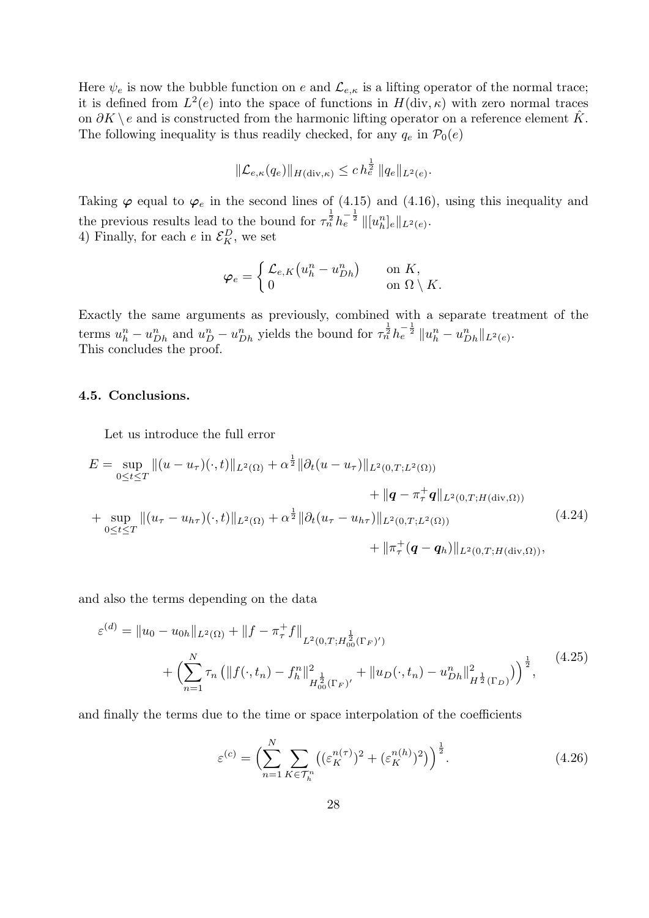Here $\psi_e$ is now the bubble function on $e$ and $\mathcal{L}_{e,\kappa}$ is a lifting operator of the normal trace; it is defined from $L^2(e)$ into the space of functions in $H(\mathrm{div},\kappa)$ with zero normal traces on $\partial K \setminus e$ and is constructed from the harmonic lifting operator on a reference element $\hat{K}$. The following inequality is thus readily checked, for any $q_e$ in $\mathcal{P}_0(e)$

$$\|\mathcal{L}_{e,\kappa}(q_e)\|_{H(\mathrm{div},\kappa)} \le c\, h_e^{\frac{1}{2}}\, \|q_e\|_{L^2(e)}.$$

Taking $\boldsymbol{\varphi}$ equal to $\boldsymbol{\varphi}_e$ in the second lines of (4.15) and (4.16), using this inequality and the previous results lead to the bound for $\tau_n^{\frac{1}{2}} h_e^{-\frac{1}{2}}\, \|[u_h^n]_e\|_{L^2(e)}$.

4) Finally, for each $e$ in $\mathcal{E}_K^D$, we set

$$\boldsymbol{\varphi}_e = \begin{cases} \mathcal{L}_{e,K}\big(u_h^n - u_{Dh}^n\big) & \text{on } K, \\ 0 & \text{on } \Omega \setminus K. \end{cases}$$

Exactly the same arguments as previously, combined with a separate treatment of the terms $u_h^n - u_{Dh}^n$ and $u_D^n - u_{Dh}^n$ yields the bound for $\tau_n^{\frac{1}{2}} h_e^{-\frac{1}{2}}\, \|u_h^n - u_{Dh}^n\|_{L^2(e)}$.

This concludes the proof.

### 4.5. Conclusions.

Let us introduce the full error

$$\begin{aligned} E = \sup_{0 \le t \le T} \|(u - u_\tau)(\cdot,t)\|_{L^2(\Omega)} &+ \alpha^{\frac{1}{2}} \|\partial_t (u - u_\tau)\|_{L^2(0,T;L^2(\Omega))} \\ &\qquad + \|\boldsymbol{q} - \pi_\tau^+ \boldsymbol{q}\|_{L^2(0,T;H(\mathrm{div},\Omega))} \\ + \sup_{0 \le t \le T} \|(u_\tau - u_{h\tau})(\cdot,t)\|_{L^2(\Omega)} &+ \alpha^{\frac{1}{2}} \|\partial_t (u_\tau - u_{h\tau})\|_{L^2(0,T;L^2(\Omega))} \\ &\qquad + \|\pi_\tau^+ (\boldsymbol{q} - \boldsymbol{q}_h)\|_{L^2(0,T;H(\mathrm{div},\Omega))}, \end{aligned} \tag{4.24}$$

and also the terms depending on the data

$$\begin{aligned} \varepsilon^{(d)} = \|u_0 - u_{0h}\|_{L^2(\Omega)} &+ \|f - \pi_\tau^+ f\|_{L^2(0,T;H_{00}^{\frac{1}{2}}(\Gamma_F)')} \\ &+ \Big( \sum_{n=1}^N \tau_n \big( \|f(\cdot,t_n) - f_h^n\|_{H_{00}^{\frac{1}{2}}(\Gamma_F)'}^2 + \|u_D(\cdot,t_n) - u_{Dh}^n\|_{H^{\frac{1}{2}}(\Gamma_D)}^2 \big) \Big)^{\frac{1}{2}}, \end{aligned} \tag{4.25}$$

and finally the terms due to the time or space interpolation of the coefficients

$$\varepsilon^{(c)} = \Big( \sum_{n=1}^N \sum_{K \in \mathcal{T}_h^n} \big( (\varepsilon_K^{n(\tau)})^2 + (\varepsilon_K^{n(h)})^2 \big) \Big)^{\frac{1}{2}}. \tag{4.26}$$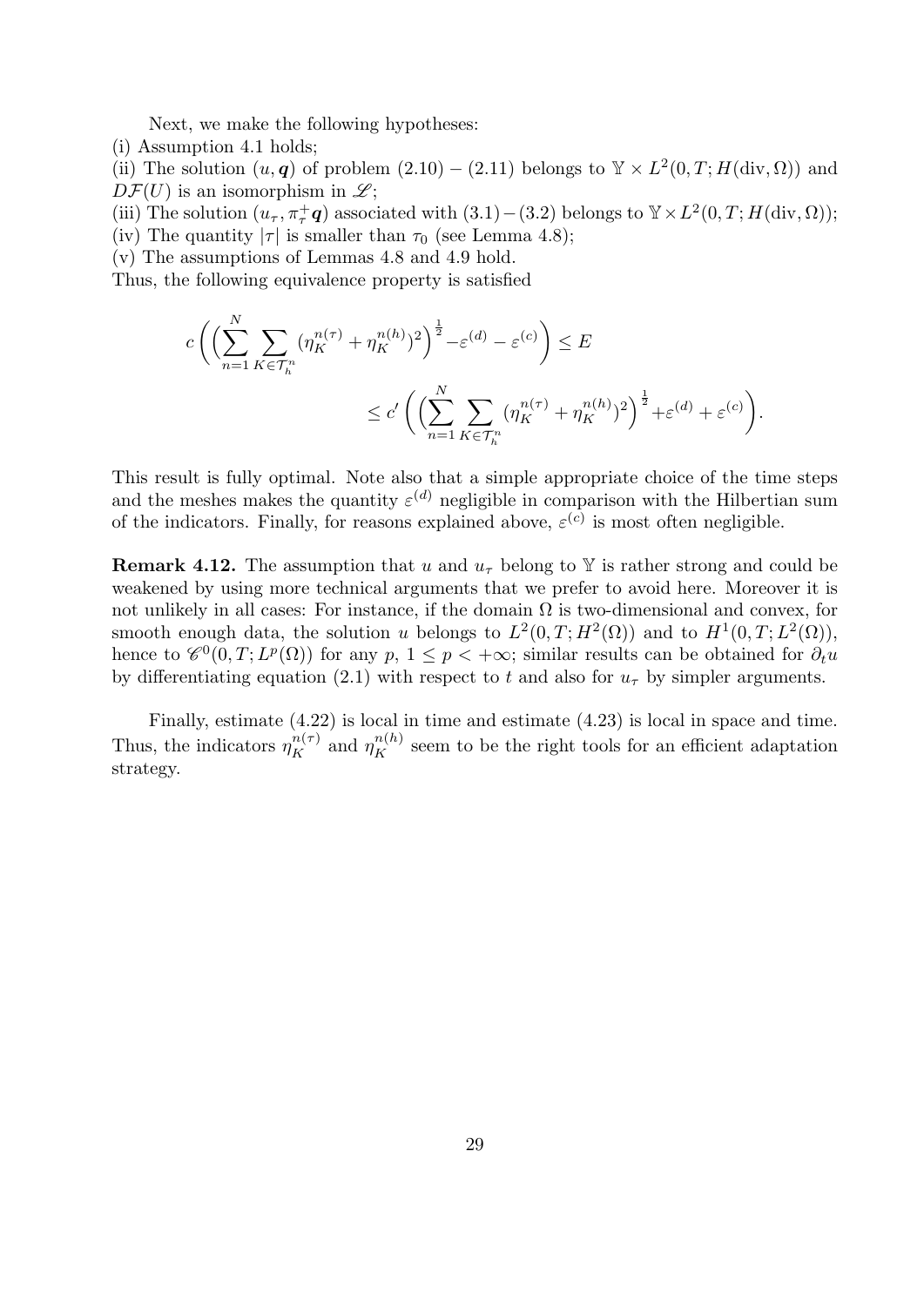Next, we make the following hypotheses:

(i) Assumption 4.1 holds;

(ii) The solution $(u, \boldsymbol{q})$ of problem $(2.10)-(2.11)$ belongs to $\mathbb{Y} \times L^2(0,T;H(\mathrm{div},\Omega))$ and $D\mathcal{F}(U)$ is an isomorphism in $\mathscr{L}$;

(iii) The solution $(u_\tau, \pi_\tau^+ \boldsymbol{q})$ associated with $(3.1)-(3.2)$ belongs to $\mathbb{Y} \times L^2(0,T;H(\mathrm{div},\Omega))$;

(iv) The quantity $|\tau|$ is smaller than $\tau_0$ (see Lemma 4.8);

(v) The assumptions of Lemmas 4.8 and 4.9 hold.

Thus, the following equivalence property is satisfied

$$
c\left(\Big(\sum_{n=1}^{N}\sum_{K\in\mathcal{T}_h^n}(\eta_K^{n(\tau)}+\eta_K^{n(h)})^2\Big)^{\frac{1}{2}}-\varepsilon^{(d)}-\varepsilon^{(c)}\right)\leq E
$$

$$
\leq c'\left(\Big(\sum_{n=1}^{N}\sum_{K\in\mathcal{T}_h^n}(\eta_K^{n(\tau)}+\eta_K^{n(h)})^2\Big)^{\frac{1}{2}}+\varepsilon^{(d)}+\varepsilon^{(c)}\right).
$$

This result is fully optimal. Note also that a simple appropriate choice of the time steps and the meshes makes the quantity $\varepsilon^{(d)}$ negligible in comparison with the Hilbertian sum of the indicators. Finally, for reasons explained above, $\varepsilon^{(c)}$ is most often negligible.

**Remark 4.12.** The assumption that $u$ and $u_\tau$ belong to $\mathbb{Y}$ is rather strong and could be weakened by using more technical arguments that we prefer to avoid here. Moreover it is not unlikely in all cases: For instance, if the domain $\Omega$ is two-dimensional and convex, for smooth enough data, the solution $u$ belongs to $L^2(0,T;H^2(\Omega))$ and to $H^1(0,T;L^2(\Omega))$, hence to $\mathscr{C}^0(0,T;L^p(\Omega))$ for any $p$, $1\leq p<+\infty$; similar results can be obtained for $\partial_t u$ by differentiating equation (2.1) with respect to $t$ and also for $u_\tau$ by simpler arguments.

Finally, estimate (4.22) is local in time and estimate (4.23) is local in space and time. Thus, the indicators $\eta_K^{n(\tau)}$ and $\eta_K^{n(h)}$ seem to be the right tools for an efficient adaptation strategy.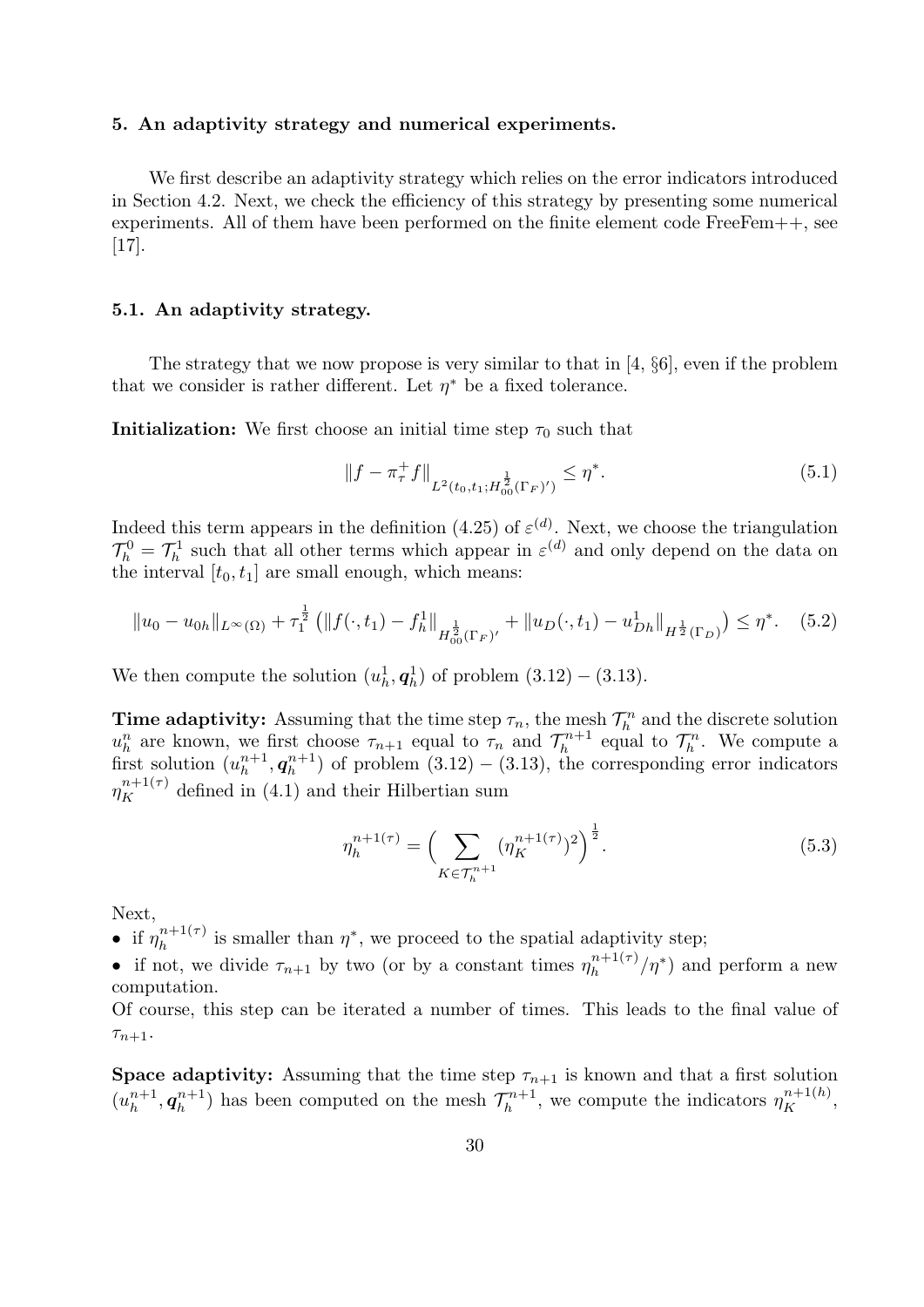## 5. An adaptivity strategy and numerical experiments.

We first describe an adaptivity strategy which relies on the error indicators introduced in Section 4.2. Next, we check the efficiency of this strategy by presenting some numerical experiments. All of them have been performed on the finite element code FreeFem++, see [17].

### 5.1. An adaptivity strategy.

The strategy that we now propose is very similar to that in [4, §6], even if the problem that we consider is rather different. Let $\eta^*$ be a fixed tolerance.

**Initialization:** We first choose an initial time step $\tau_0$ such that

$$\|f - \pi_\tau^+ f\|_{L^2(t_0,t_1;H_{00}^{\frac{1}{2}}(\Gamma_F)')} \leq \eta^*. \tag{5.1}$$

Indeed this term appears in the definition (4.25) of $\varepsilon^{(d)}$. Next, we choose the triangulation $\mathcal{T}_h^0 = \mathcal{T}_h^1$ such that all other terms which appear in $\varepsilon^{(d)}$ and only depend on the data on the interval $[t_0, t_1]$ are small enough, which means:

$$\|u_0 - u_{0h}\|_{L^\infty(\Omega)} + \tau_1^{\frac{1}{2}} \left( \|f(\cdot, t_1) - f_h^1\|_{H_{00}^{\frac{1}{2}}(\Gamma_F)'} + \|u_D(\cdot, t_1) - u_{Dh}^1\|_{H^{\frac{1}{2}}(\Gamma_D)} \right) \leq \eta^*. \tag{5.2}$$

We then compute the solution $(u_h^1, \boldsymbol{q}_h^1)$ of problem $(3.12) - (3.13)$.

**Time adaptivity:** Assuming that the time step $\tau_n$, the mesh $\mathcal{T}_h^n$ and the discrete solution $u_h^n$ are known, we first choose $\tau_{n+1}$ equal to $\tau_n$ and $\mathcal{T}_h^{n+1}$ equal to $\mathcal{T}_h^n$. We compute a first solution $(u_h^{n+1}, \boldsymbol{q}_h^{n+1})$ of problem $(3.12) - (3.13)$, the corresponding error indicators $\eta_K^{n+1(\tau)}$ defined in (4.1) and their Hilbertian sum

$$\eta_h^{n+1(\tau)} = \Big( \sum_{K \in \mathcal{T}_h^{n+1}} (\eta_K^{n+1(\tau)})^2 \Big)^{\frac{1}{2}}. \tag{5.3}$$

Next,

- if $\eta_h^{n+1(\tau)}$ is smaller than $\eta^*$, we proceed to the spatial adaptivity step;
- if not, we divide $\tau_{n+1}$ by two (or by a constant times $\eta_h^{n+1(\tau)}/\eta^*$) and perform a new computation.

Of course, this step can be iterated a number of times. This leads to the final value of $\tau_{n+1}$.

**Space adaptivity:** Assuming that the time step $\tau_{n+1}$ is known and that a first solution $(u_h^{n+1}, \boldsymbol{q}_h^{n+1})$ has been computed on the mesh $\mathcal{T}_h^{n+1}$, we compute the indicators $\eta_K^{n+1(h)}$,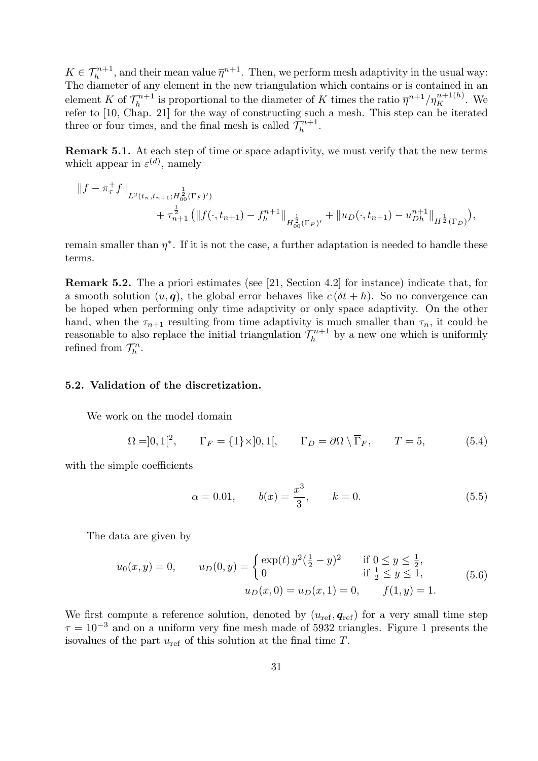$K \in \mathcal{T}_h^{n+1}$, and their mean value $\overline{\eta}^{n+1}$. Then, we perform mesh adaptivity in the usual way: The diameter of any element in the new triangulation which contains or is contained in an element $K$ of $\mathcal{T}_h^{n+1}$ is proportional to the diameter of $K$ times the ratio $\overline{\eta}^{n+1}/\eta_K^{n+1(h)}$. We refer to [10, Chap. 21] for the way of constructing such a mesh. This step can be iterated three or four times, and the final mesh is called $\mathcal{T}_h^{n+1}$.

**Remark 5.1.** At each step of time or space adaptivity, we must verify that the new terms which appear in $\varepsilon^{(d)}$, namely

$$
\begin{aligned}
\|f - \pi_\tau^+ f\|_{L^2(t_n,t_{n+1};H_{00}^{\frac{1}{2}}(\Gamma_F)')} \\
+ \tau_{n+1}^{\frac{1}{2}} \big( \|f(\cdot,t_{n+1}) - f_h^{n+1}\|_{H_{00}^{\frac{1}{2}}(\Gamma_F)'} + \|u_D(\cdot,t_{n+1}) - u_{Dh}^{n+1}\|_{H^{\frac{1}{2}}(\Gamma_D)} \big),
\end{aligned}
$$

remain smaller than $\eta^*$. If it is not the case, a further adaptation is needed to handle these terms.

**Remark 5.2.** The a priori estimates (see [21, Section 4.2] for instance) indicate that, for a smooth solution $(u, \boldsymbol{q})$, the global error behaves like $c\,(\delta t + h)$. So no convergence can be hoped when performing only time adaptivity or only space adaptivity. On the other hand, when the $\tau_{n+1}$ resulting from time adaptivity is much smaller than $\tau_n$, it could be reasonable to also replace the initial triangulation $\mathcal{T}_h^{n+1}$ by a new one which is uniformly refined from $\mathcal{T}_h^n$.

### 5.2. Validation of the discretization.

We work on the model domain

$$
\Omega = ]0,1[^2, \qquad \Gamma_F = \{1\}\times]0,1[, \qquad \Gamma_D = \partial\Omega \setminus \overline{\Gamma}_F, \qquad T = 5, \tag{5.4}
$$

with the simple coefficients

$$
\alpha = 0.01, \qquad b(x) = \frac{x^3}{3}, \qquad k = 0. \tag{5.5}
$$

The data are given by

$$
\begin{aligned}
u_0(x,y) = 0, \qquad u_D(0,y) = \begin{cases} \exp(t)\, y^2(\frac{1}{2} - y)^2 & \text{if } 0 \le y \le \frac{1}{2}, \\ 0 & \text{if } \frac{1}{2} \le y \le 1, \end{cases} \\
u_D(x,0) = u_D(x,1) = 0, \qquad f(1,y) = 1.
\end{aligned} \tag{5.6}
$$

We first compute a reference solution, denoted by $(u_{\text{ref}}, \boldsymbol{q}_{\text{ref}})$ for a very small time step $\tau = 10^{-3}$ and on a uniform very fine mesh made of 5932 triangles. Figure 1 presents the isovalues of the part $u_{\text{ref}}$ of this solution at the final time $T$.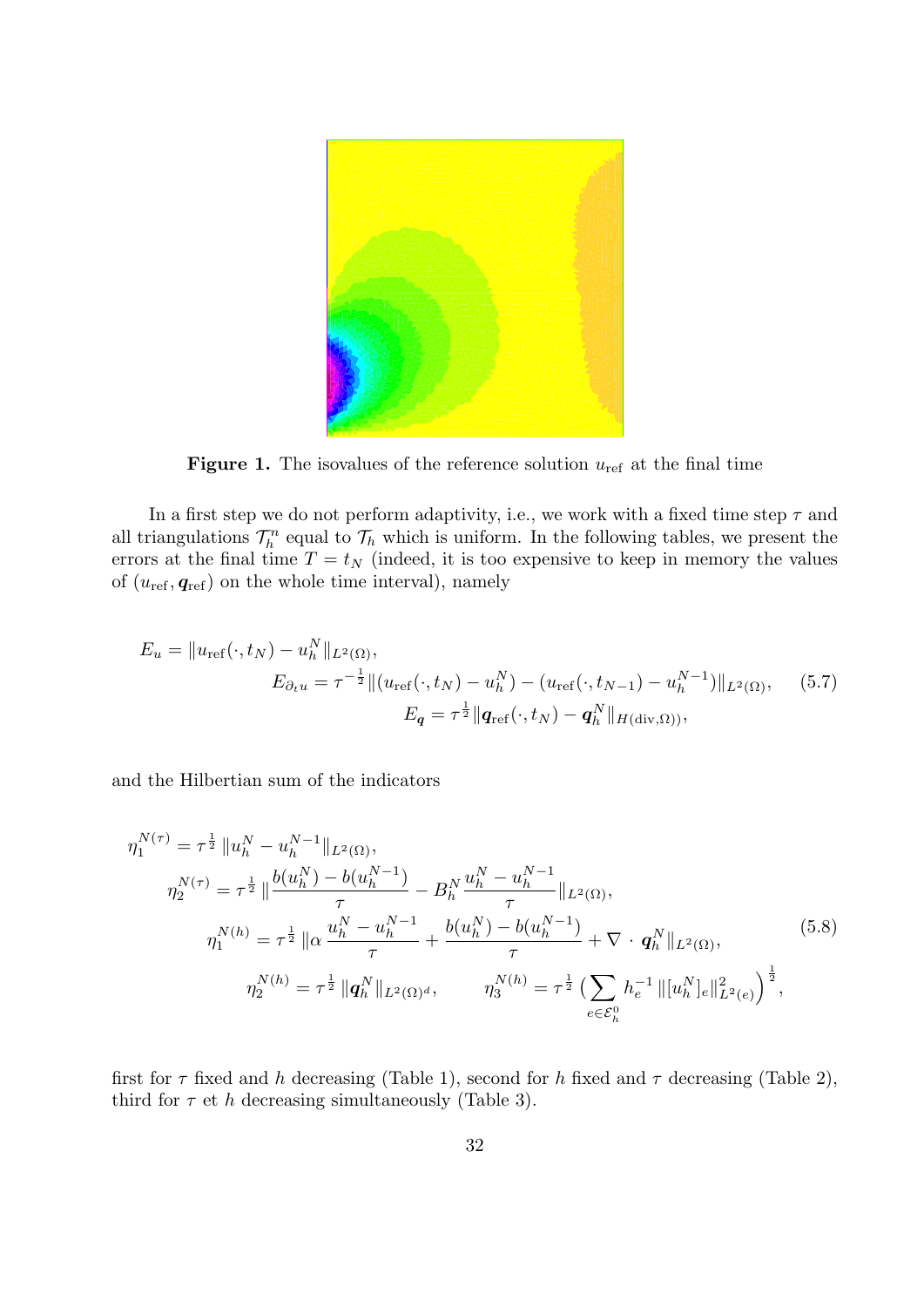**Figure 1.** The isovalues of the reference solution $u_{\rm ref}$ at the final time

In a first step we do not perform adaptivity, i.e., we work with a fixed time step $\tau$ and all triangulations $\mathcal{T}_h^n$ equal to $\mathcal{T}_h$ which is uniform. In the following tables, we present the errors at the final time $T = t_N$ (indeed, it is too expensive to keep in memory the values of $(u_{\rm ref}, \boldsymbol{q}_{\rm ref})$ on the whole time interval), namely

$$
\begin{aligned}
E_u &= \|u_{\rm ref}(\cdot, t_N) - u_h^N\|_{L^2(\Omega)}, \\
E_{\partial_t u} &= \tau^{-\frac{1}{2}} \|(u_{\rm ref}(\cdot, t_N) - u_h^N) - (u_{\rm ref}(\cdot, t_{N-1}) - u_h^{N-1})\|_{L^2(\Omega)}, \\
E_{\boldsymbol{q}} &= \tau^{\frac{1}{2}} \|\boldsymbol{q}_{\rm ref}(\cdot, t_N) - \boldsymbol{q}_h^N\|_{H({\rm div}, \Omega))},
\end{aligned}
\tag{5.7}
$$

and the Hilbertian sum of the indicators

$$
\begin{aligned}
\eta_1^{N(\tau)} &= \tau^{\frac{1}{2}} \, \|u_h^N - u_h^{N-1}\|_{L^2(\Omega)}, \\
\eta_2^{N(\tau)} &= \tau^{\frac{1}{2}} \, \|\frac{b(u_h^N) - b(u_h^{N-1})}{\tau} - B_h^N \, \frac{u_h^N - u_h^{N-1}}{\tau}\|_{L^2(\Omega)}, \\
\eta_1^{N(h)} &= \tau^{\frac{1}{2}} \, \|\alpha \, \frac{u_h^N - u_h^{N-1}}{\tau} + \frac{b(u_h^N) - b(u_h^{N-1})}{\tau} + \nabla \cdot \boldsymbol{q}_h^N\|_{L^2(\Omega)}, \\
\eta_2^{N(h)} &= \tau^{\frac{1}{2}} \, \|\boldsymbol{q}_h^N\|_{L^2(\Omega)^d}, \qquad \eta_3^{N(h)} = \tau^{\frac{1}{2}} \, \Big( \sum_{e \in \mathcal{E}_h^0} h_e^{-1} \, \|[u_h^N]_e\|_{L^2(e)}^2 \Big)^{\frac{1}{2}},
\end{aligned}
\tag{5.8}
$$

first for $\tau$ fixed and $h$ decreasing (Table 1), second for $h$ fixed and $\tau$ decreasing (Table 2), third for $\tau$ et $h$ decreasing simultaneously (Table 3).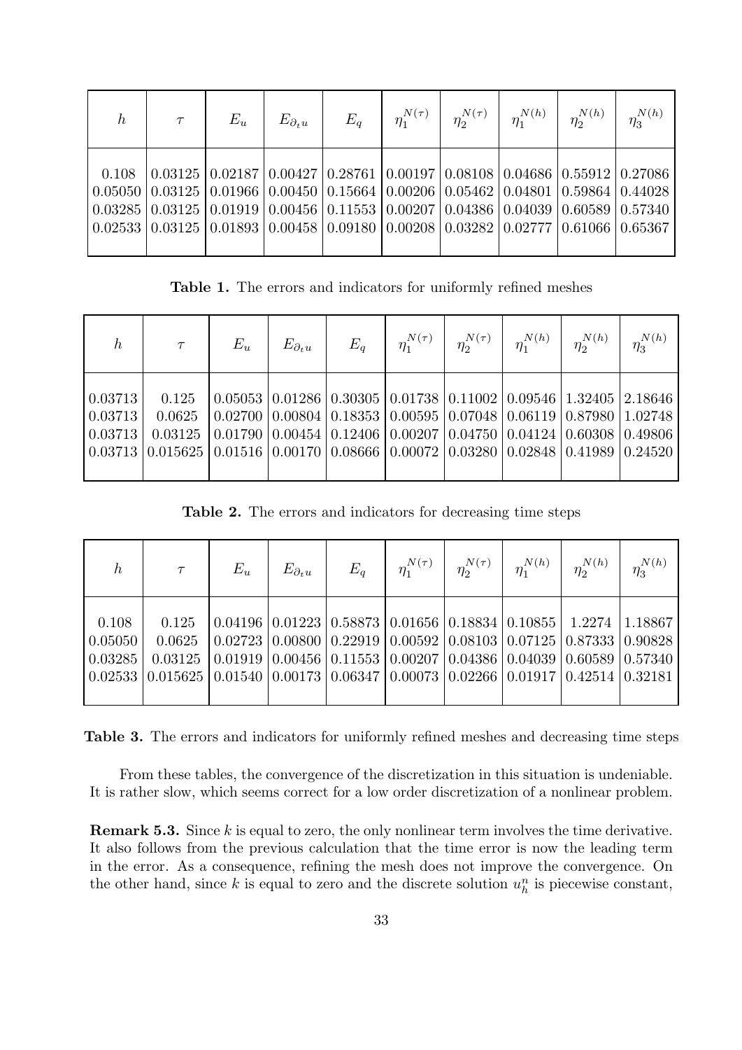| $h$ | $\tau$ | $E_u$ | $E_{\partial_t u}$ | $E_q$ | $\eta_1^{N(\tau)}$ | $\eta_2^{N(\tau)}$ | $\eta_1^{N(h)}$ | $\eta_2^{N(h)}$ | $\eta_3^{N(h)}$ |
|---|---|---|---|---|---|---|---|---|---|
| 0.108 | 0.03125 | 0.02187 | 0.00427 | 0.28761 | 0.00197 | 0.08108 | 0.04686 | 0.55912 | 0.27086 |
| 0.05050 | 0.03125 | 0.01966 | 0.00450 | 0.15664 | 0.00206 | 0.05462 | 0.04801 | 0.59864 | 0.44028 |
| 0.03285 | 0.03125 | 0.01919 | 0.00456 | 0.11553 | 0.00207 | 0.04386 | 0.04039 | 0.60589 | 0.57340 |
| 0.02533 | 0.03125 | 0.01893 | 0.00458 | 0.09180 | 0.00208 | 0.03282 | 0.02777 | 0.61066 | 0.65367 |

**Table 1.** The errors and indicators for uniformly refined meshes

| $h$ | $\tau$ | $E_u$ | $E_{\partial_t u}$ | $E_q$ | $\eta_1^{N(\tau)}$ | $\eta_2^{N(\tau)}$ | $\eta_1^{N(h)}$ | $\eta_2^{N(h)}$ | $\eta_3^{N(h)}$ |
|---|---|---|---|---|---|---|---|---|---|
| 0.03713 | 0.125 | 0.05053 | 0.01286 | 0.30305 | 0.01738 | 0.11002 | 0.09546 | 1.32405 | 2.18646 |
| 0.03713 | 0.0625 | 0.02700 | 0.00804 | 0.18353 | 0.00595 | 0.07048 | 0.06119 | 0.87980 | 1.02748 |
| 0.03713 | 0.03125 | 0.01790 | 0.00454 | 0.12406 | 0.00207 | 0.04750 | 0.04124 | 0.60308 | 0.49806 |
| 0.03713 | 0.015625 | 0.01516 | 0.00170 | 0.08666 | 0.00072 | 0.03280 | 0.02848 | 0.41989 | 0.24520 |

**Table 2.** The errors and indicators for decreasing time steps

| $h$ | $\tau$ | $E_u$ | $E_{\partial_t u}$ | $E_q$ | $\eta_1^{N(\tau)}$ | $\eta_2^{N(\tau)}$ | $\eta_1^{N(h)}$ | $\eta_2^{N(h)}$ | $\eta_3^{N(h)}$ |
|---|---|---|---|---|---|---|---|---|---|
| 0.108 | 0.125 | 0.04196 | 0.01223 | 0.58873 | 0.01656 | 0.18834 | 0.10855 | 1.2274 | 1.18867 |
| 0.05050 | 0.0625 | 0.02723 | 0.00800 | 0.22919 | 0.00592 | 0.08103 | 0.07125 | 0.87333 | 0.90828 |
| 0.03285 | 0.03125 | 0.01919 | 0.00456 | 0.11553 | 0.00207 | 0.04386 | 0.04039 | 0.60589 | 0.57340 |
| 0.02533 | 0.015625 | 0.01540 | 0.00173 | 0.06347 | 0.00073 | 0.02266 | 0.01917 | 0.42514 | 0.32181 |

**Table 3.** The errors and indicators for uniformly refined meshes and decreasing time steps

From these tables, the convergence of the discretization in this situation is undeniable. It is rather slow, which seems correct for a low order discretization of a nonlinear problem.

**Remark 5.3.** Since $k$ is equal to zero, the only nonlinear term involves the time derivative. It also follows from the previous calculation that the time error is now the leading term in the error. As a consequence, refining the mesh does not improve the convergence. On the other hand, since $k$ is equal to zero and the discrete solution $u_h^n$ is piecewise constant,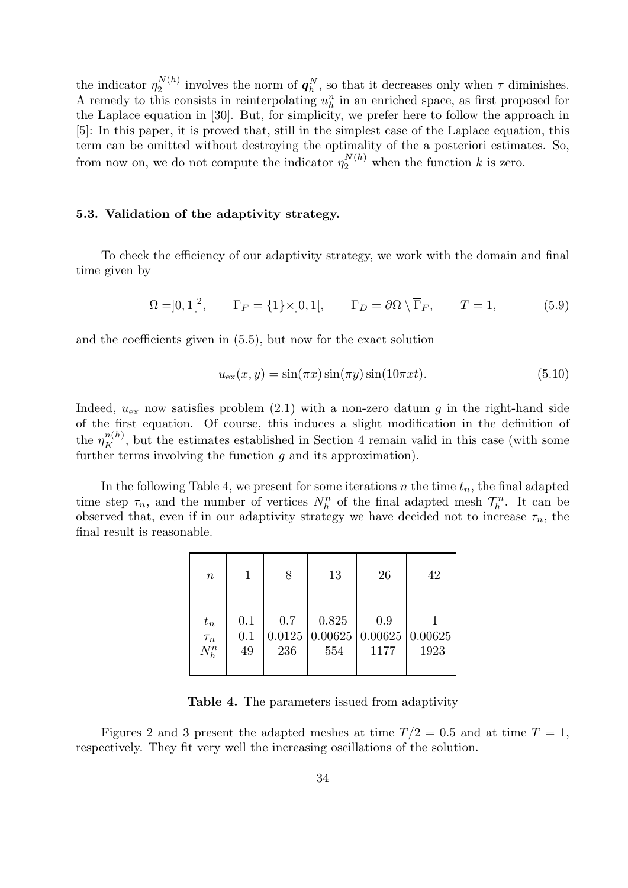the indicator $\eta_2^{N(h)}$ involves the norm of $\boldsymbol{q}_h^N$, so that it decreases only when $\tau$ diminishes. A remedy to this consists in reinterpolating $u_h^n$ in an enriched space, as first proposed for the Laplace equation in [30]. But, for simplicity, we prefer here to follow the approach in [5]: In this paper, it is proved that, still in the simplest case of the Laplace equation, this term can be omitted without destroying the optimality of the a posteriori estimates. So, from now on, we do not compute the indicator $\eta_2^{N(h)}$ when the function $k$ is zero.

### 5.3. Validation of the adaptivity strategy.

To check the efficiency of our adaptivity strategy, we work with the domain and final time given by

$$\Omega = ]0,1[^2, \qquad \Gamma_F = \{1\}\times]0,1[, \qquad \Gamma_D = \partial\Omega \setminus \overline{\Gamma}_F, \qquad T = 1, \tag{5.9}$$

and the coefficients given in (5.5), but now for the exact solution

$$u_{\text{ex}}(x,y) = \sin(\pi x)\sin(\pi y)\sin(10\pi x t). \tag{5.10}$$

Indeed, $u_{\text{ex}}$ now satisfies problem (2.1) with a non-zero datum $g$ in the right-hand side of the first equation. Of course, this induces a slight modification in the definition of the $\eta_K^{n(h)}$, but the estimates established in Section 4 remain valid in this case (with some further terms involving the function $g$ and its approximation).

In the following Table 4, we present for some iterations $n$ the time $t_n$, the final adapted time step $\tau_n$, and the number of vertices $N_h^n$ of the final adapted mesh $\mathcal{T}_h^n$. It can be observed that, even if in our adaptivity strategy we have decided not to increase $\tau_n$, the final result is reasonable.

| $n$ | 1 | 8 | 13 | 26 | 42 |
|---|---|---|---|---|---|
| $t_n$ | 0.1 | 0.7 | 0.825 | 0.9 | 1 |
| $\tau_n$ | 0.1 | 0.0125 | 0.00625 | 0.00625 | 0.00625 |
| $N_h^n$ | 49 | 236 | 554 | 1177 | 1923 |

**Table 4.** The parameters issued from adaptivity

Figures 2 and 3 present the adapted meshes at time $T/2 = 0.5$ and at time $T = 1$, respectively. They fit very well the increasing oscillations of the solution.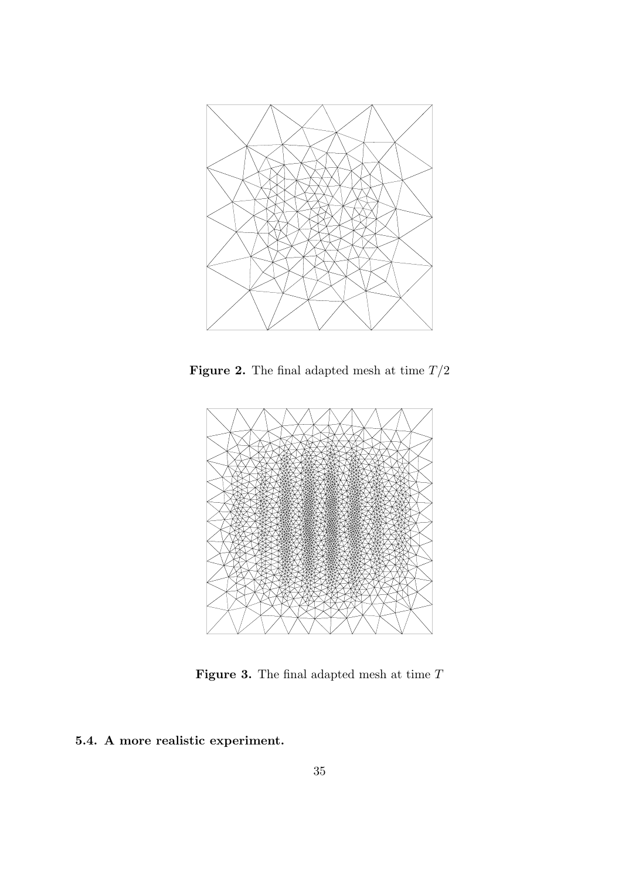**Figure 2.** The final adapted mesh at time $T/2$

**Figure 3.** The final adapted mesh at time $T$

**5.4. A more realistic experiment.**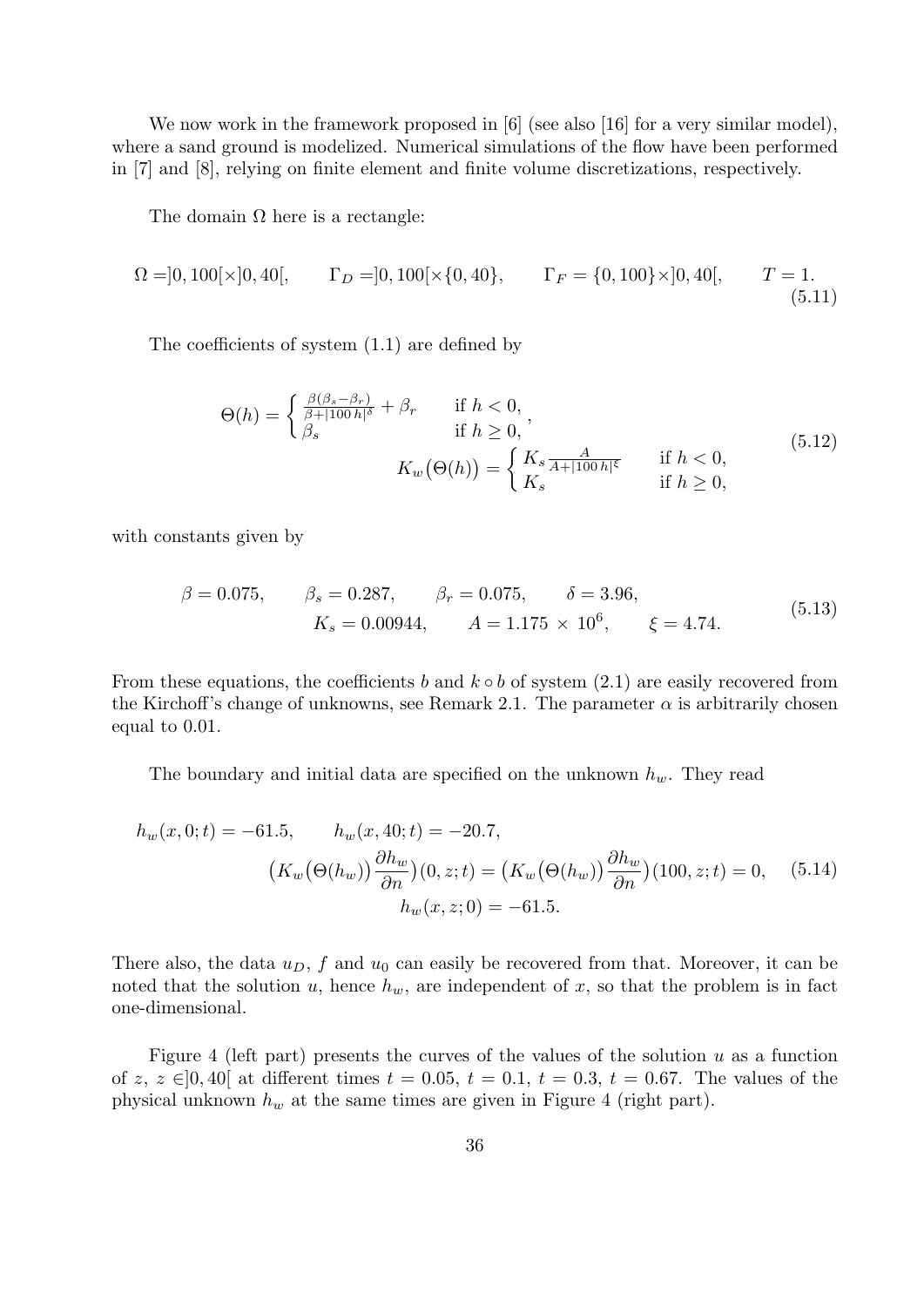We now work in the framework proposed in [6] (see also [16] for a very similar model), where a sand ground is modelized. Numerical simulations of the flow have been performed in [7] and [8], relying on finite element and finite volume discretizations, respectively.

The domain $\Omega$ here is a rectangle:

$$\Omega = ]0,100[\times]0,40[, \qquad \Gamma_D = ]0,100[\times\{0,40\}, \qquad \Gamma_F = \{0,100\}\times]0,40[, \qquad T = 1. \tag{5.11}$$

The coefficients of system (1.1) are defined by

$$\Theta(h) = \begin{cases} \frac{\beta(\beta_s - \beta_r)}{\beta + |100\,h|^\delta} + \beta_r & \text{if } h < 0, \\ \beta_s & \text{if } h \geq 0, \end{cases} \qquad K_w\big(\Theta(h)\big) = \begin{cases} K_s \frac{A}{A + |100\,h|^\xi} & \text{if } h < 0, \\ K_s & \text{if } h \geq 0, \end{cases} \tag{5.12}$$

with constants given by

$$\beta = 0.075, \qquad \beta_s = 0.287, \qquad \beta_r = 0.075, \qquad \delta = 3.96, \qquad K_s = 0.00944, \qquad A = 1.175\,\times\,10^6, \qquad \xi = 4.74. \tag{5.13}$$

From these equations, the coefficients $b$ and $k \circ b$ of system (2.1) are easily recovered from the Kirchoff's change of unknowns, see Remark 2.1. The parameter $\alpha$ is arbitrarily chosen equal to 0.01.

The boundary and initial data are specified on the unknown $h_w$. They read

$$h_w(x,0;t) = -61.5, \qquad h_w(x,40;t) = -20.7, \qquad \big(K_w\big(\Theta(h_w)\big)\frac{\partial h_w}{\partial n}\big)(0,z;t) = \big(K_w\big(\Theta(h_w)\big)\frac{\partial h_w}{\partial n}\big)(100,z;t) = 0, \qquad h_w(x,z;0) = -61.5. \tag{5.14}$$

There also, the data $u_D$, $f$ and $u_0$ can easily be recovered from that. Moreover, it can be noted that the solution $u$, hence $h_w$, are independent of $x$, so that the problem is in fact one-dimensional.

Figure 4 (left part) presents the curves of the values of the solution $u$ as a function of $z$, $z \in ]0,40[$ at different times $t = 0.05$, $t = 0.1$, $t = 0.3$, $t = 0.67$. The values of the physical unknown $h_w$ at the same times are given in Figure 4 (right part).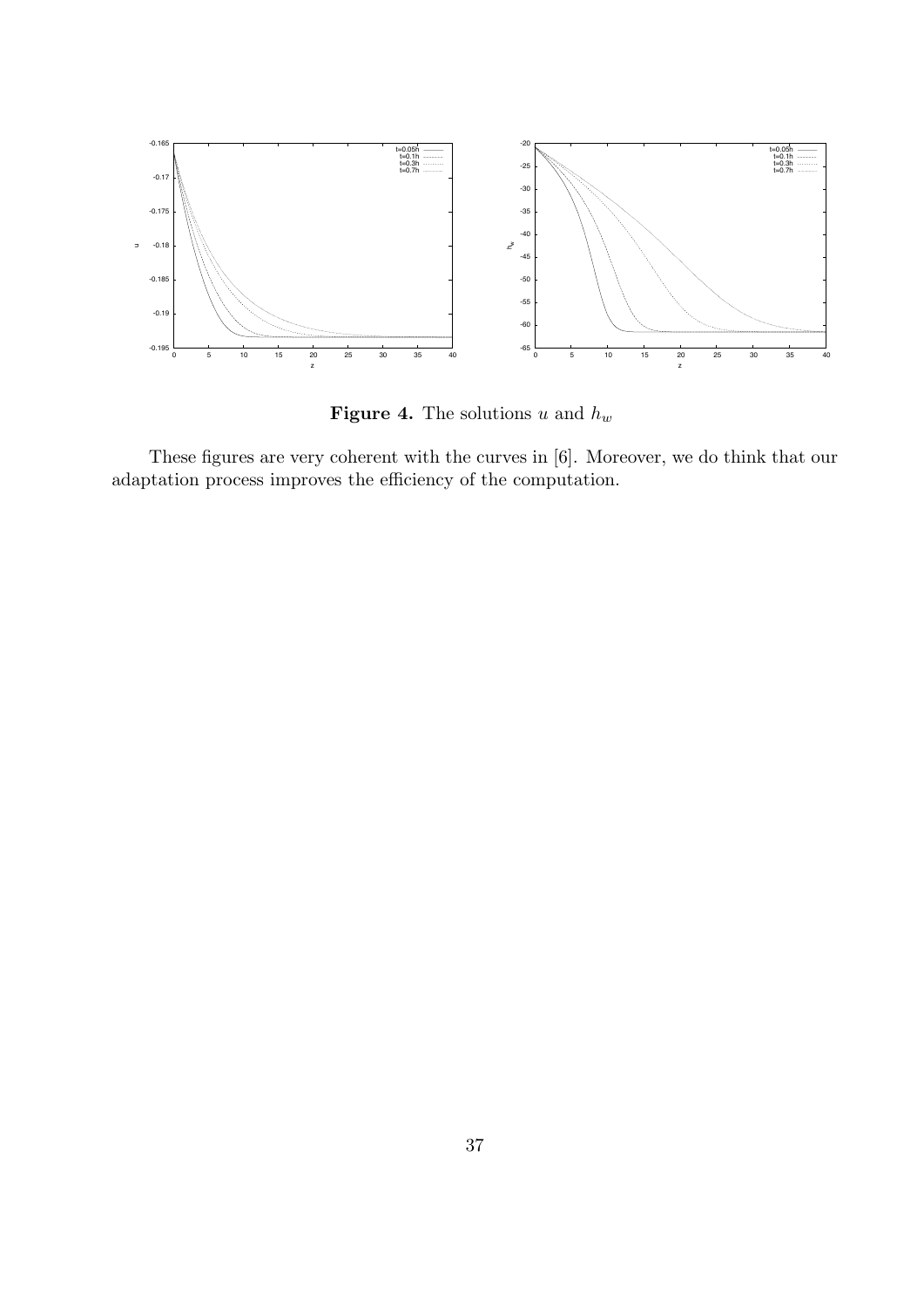**Figure 4.** The solutions $u$ and $h_w$

These figures are very coherent with the curves in [6]. Moreover, we do think that our adaptation process improves the efficiency of the computation.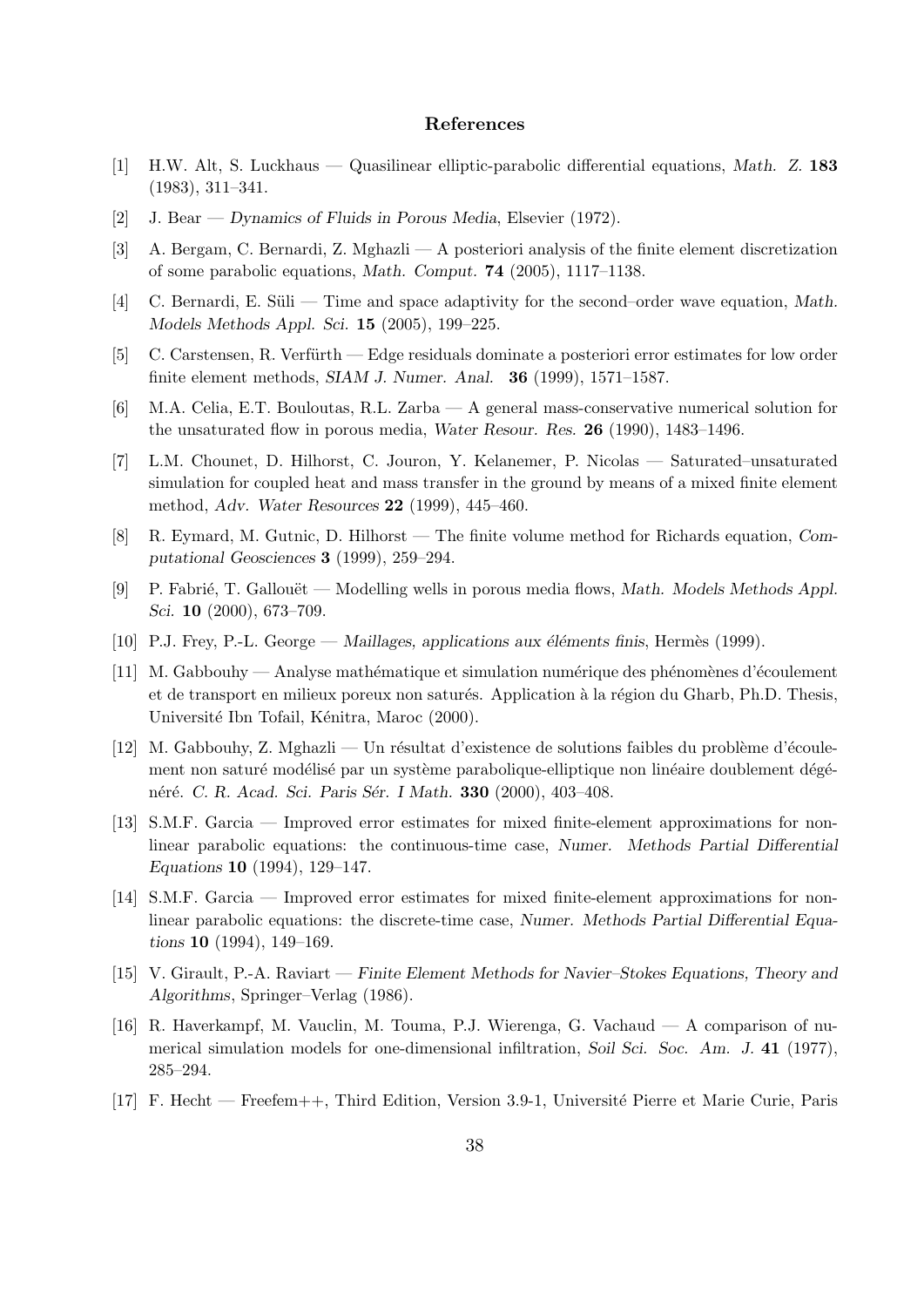## References

[1] H.W. Alt, S. Luckhaus — Quasilinear elliptic-parabolic differential equations, *Math. Z.* **183** (1983), 311–341.

[2] J. Bear — *Dynamics of Fluids in Porous Media*, Elsevier (1972).

[3] A. Bergam, C. Bernardi, Z. Mghazli — A posteriori analysis of the finite element discretization of some parabolic equations, *Math. Comput.* **74** (2005), 1117–1138.

[4] C. Bernardi, E. Süli — Time and space adaptivity for the second–order wave equation, *Math. Models Methods Appl. Sci.* **15** (2005), 199–225.

[5] C. Carstensen, R. Verfürth — Edge residuals dominate a posteriori error estimates for low order finite element methods, *SIAM J. Numer. Anal.* **36** (1999), 1571–1587.

[6] M.A. Celia, E.T. Bouloutas, R.L. Zarba — A general mass-conservative numerical solution for the unsaturated flow in porous media, *Water Resour. Res.* **26** (1990), 1483–1496.

[7] L.M. Chounet, D. Hilhorst, C. Jouron, Y. Kelanemer, P. Nicolas — Saturated–unsaturated simulation for coupled heat and mass transfer in the ground by means of a mixed finite element method, *Adv. Water Resources* **22** (1999), 445–460.

[8] R. Eymard, M. Gutnic, D. Hilhorst — The finite volume method for Richards equation, *Computational Geosciences* **3** (1999), 259–294.

[9] P. Fabrié, T. Gallouët — Modelling wells in porous media flows, *Math. Models Methods Appl. Sci.* **10** (2000), 673–709.

[10] P.J. Frey, P.-L. George — *Maillages, applications aux éléments finis*, Hermès (1999).

[11] M. Gabbouhy — Analyse mathématique et simulation numérique des phénomènes d'écoulement et de transport en milieux poreux non saturés. Application à la région du Gharb, Ph.D. Thesis, Université Ibn Tofail, Kénitra, Maroc (2000).

[12] M. Gabbouhy, Z. Mghazli — Un résultat d'existence de solutions faibles du problème d'écoulement non saturé modélisé par un système parabolique-elliptique non linéaire doublement dégénéré. *C. R. Acad. Sci. Paris Sér. I Math.* **330** (2000), 403–408.

[13] S.M.F. Garcia — Improved error estimates for mixed finite-element approximations for nonlinear parabolic equations: the continuous-time case, *Numer. Methods Partial Differential Equations* **10** (1994), 129–147.

[14] S.M.F. Garcia — Improved error estimates for mixed finite-element approximations for nonlinear parabolic equations: the discrete-time case, *Numer. Methods Partial Differential Equations* **10** (1994), 149–169.

[15] V. Girault, P.-A. Raviart — *Finite Element Methods for Navier–Stokes Equations, Theory and Algorithms*, Springer–Verlag (1986).

[16] R. Haverkampf, M. Vauclin, M. Touma, P.J. Wierenga, G. Vachaud — A comparison of numerical simulation models for one-dimensional infiltration, *Soil Sci. Soc. Am. J.* **41** (1977), 285–294.

[17] F. Hecht — Freefem++, Third Edition, Version 3.9-1, Université Pierre et Marie Curie, Paris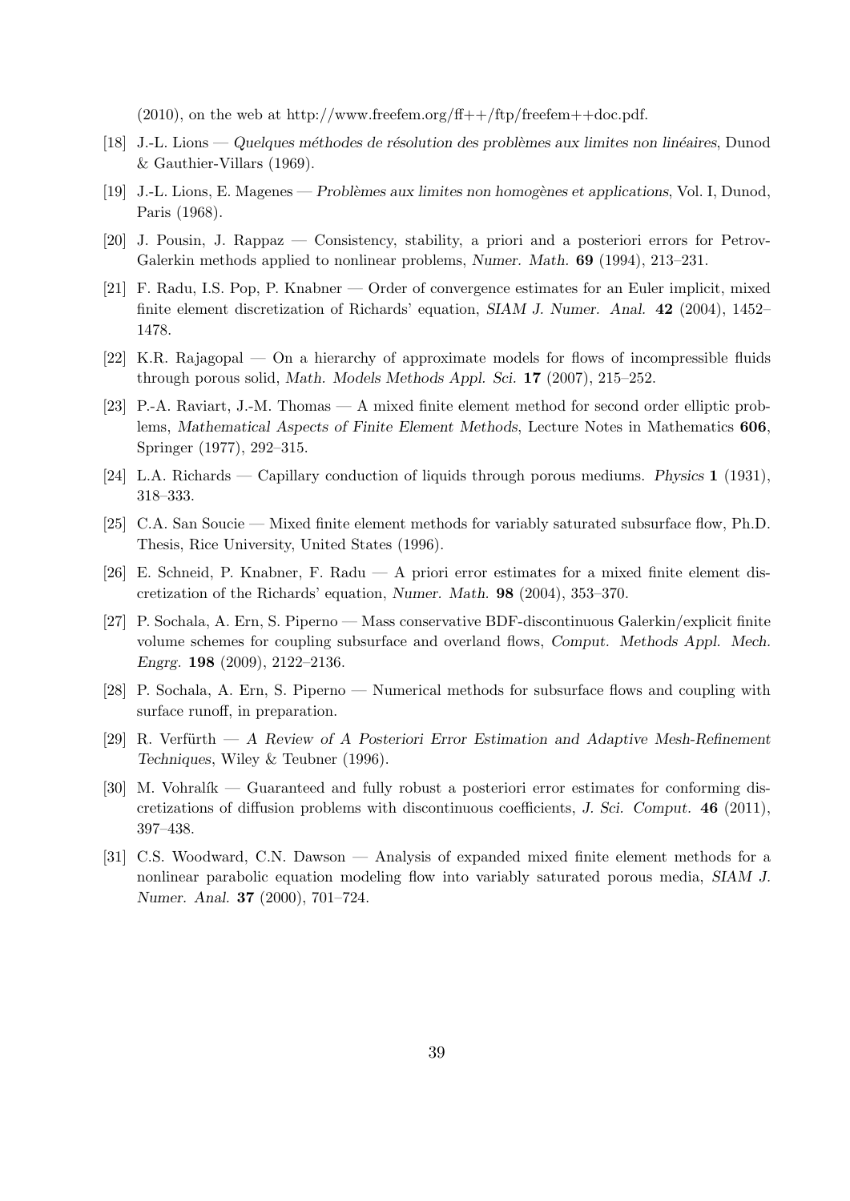(2010), on the web at http://www.freefem.org/ff++/ftp/freefem++doc.pdf.

[18] J.-L. Lions — *Quelques méthodes de résolution des problèmes aux limites non linéaires*, Dunod & Gauthier-Villars (1969).

[19] J.-L. Lions, E. Magenes — *Problèmes aux limites non homogènes et applications*, Vol. I, Dunod, Paris (1968).

[20] J. Pousin, J. Rappaz — Consistency, stability, a priori and a posteriori errors for Petrov-Galerkin methods applied to nonlinear problems, *Numer. Math.* **69** (1994), 213–231.

[21] F. Radu, I.S. Pop, P. Knabner — Order of convergence estimates for an Euler implicit, mixed finite element discretization of Richards' equation, *SIAM J. Numer. Anal.* **42** (2004), 1452–1478.

[22] K.R. Rajagopal — On a hierarchy of approximate models for flows of incompressible fluids through porous solid, *Math. Models Methods Appl. Sci.* **17** (2007), 215–252.

[23] P.-A. Raviart, J.-M. Thomas — A mixed finite element method for second order elliptic problems, *Mathematical Aspects of Finite Element Methods*, Lecture Notes in Mathematics **606**, Springer (1977), 292–315.

[24] L.A. Richards — Capillary conduction of liquids through porous mediums. *Physics* **1** (1931), 318–333.

[25] C.A. San Soucie — Mixed finite element methods for variably saturated subsurface flow, Ph.D. Thesis, Rice University, United States (1996).

[26] E. Schneid, P. Knabner, F. Radu — A priori error estimates for a mixed finite element discretization of the Richards' equation, *Numer. Math.* **98** (2004), 353–370.

[27] P. Sochala, A. Ern, S. Piperno — Mass conservative BDF-discontinuous Galerkin/explicit finite volume schemes for coupling subsurface and overland flows, *Comput. Methods Appl. Mech. Engrg.* **198** (2009), 2122–2136.

[28] P. Sochala, A. Ern, S. Piperno — Numerical methods for subsurface flows and coupling with surface runoff, in preparation.

[29] R. Verfürth — *A Review of A Posteriori Error Estimation and Adaptive Mesh-Refinement Techniques*, Wiley & Teubner (1996).

[30] M. Vohralík — Guaranteed and fully robust a posteriori error estimates for conforming discretizations of diffusion problems with discontinuous coefficients, *J. Sci. Comput.* **46** (2011), 397–438.

[31] C.S. Woodward, C.N. Dawson — Analysis of expanded mixed finite element methods for a nonlinear parabolic equation modeling flow into variably saturated porous media, *SIAM J. Numer. Anal.* **37** (2000), 701–724.